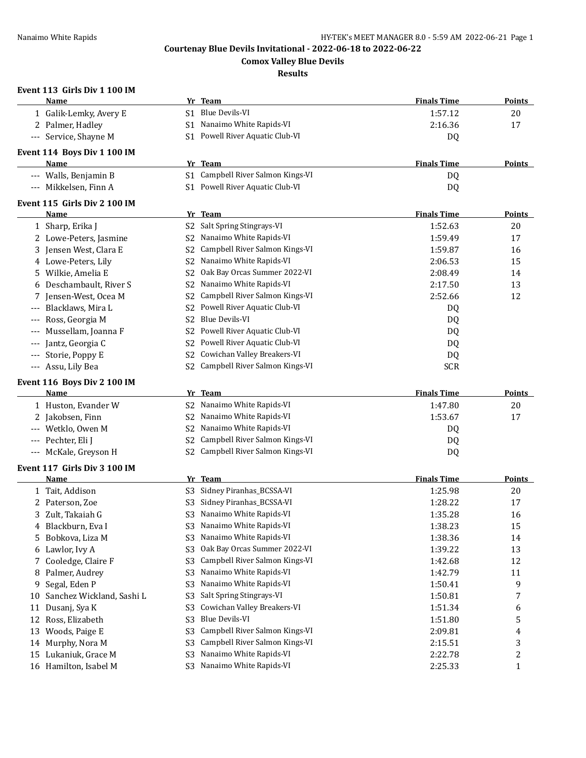**Courtenay Blue Devils Invitational - 2022-06-18 to 2022-06-22**

**Comox Valley Blue Devils**

**Results**

### Event 113 Girls Div 1 100 IM

| | Name | Yr | Team | Finals Time | Points |
|---|---|---|---|---|---|
| 1 | Galik-Lemky, Avery E | S1 | Blue Devils-VI | 1:57.12 | 20 |
| 2 | Palmer, Hadley | S1 | Nanaimo White Rapids-VI | 2:16.36 | 17 |
| --- | Service, Shayne M | S1 | Powell River Aquatic Club-VI | DQ | |

### Event 114 Boys Div 1 100 IM

| | Name | Yr | Team | Finals Time | Points |
|---|---|---|---|---|---|
| --- | Walls, Benjamin B | S1 | Campbell River Salmon Kings-VI | DQ | |
| --- | Mikkelsen, Finn A | S1 | Powell River Aquatic Club-VI | DQ | |

### Event 115 Girls Div 2 100 IM

| | Name | Yr | Team | Finals Time | Points |
|---|---|---|---|---|---|
| 1 | Sharp, Erika J | S2 | Salt Spring Stingrays-VI | 1:52.63 | 20 |
| 2 | Lowe-Peters, Jasmine | S2 | Nanaimo White Rapids-VI | 1:59.49 | 17 |
| 3 | Jensen West, Clara E | S2 | Campbell River Salmon Kings-VI | 1:59.87 | 16 |
| 4 | Lowe-Peters, Lily | S2 | Nanaimo White Rapids-VI | 2:06.53 | 15 |
| 5 | Wilkie, Amelia E | S2 | Oak Bay Orcas Summer 2022-VI | 2:08.49 | 14 |
| 6 | Deschambault, River S | S2 | Nanaimo White Rapids-VI | 2:17.50 | 13 |
| 7 | Jensen-West, Ocea M | S2 | Campbell River Salmon Kings-VI | 2:52.66 | 12 |
| --- | Blacklaws, Mira L | S2 | Powell River Aquatic Club-VI | DQ | |
| --- | Ross, Georgia M | S2 | Blue Devils-VI | DQ | |
| --- | Mussellam, Joanna F | S2 | Powell River Aquatic Club-VI | DQ | |
| --- | Jantz, Georgia C | S2 | Powell River Aquatic Club-VI | DQ | |
| --- | Storie, Poppy E | S2 | Cowichan Valley Breakers-VI | DQ | |
| --- | Assu, Lily Bea | S2 | Campbell River Salmon Kings-VI | SCR | |

### Event 116 Boys Div 2 100 IM

| | Name | Yr | Team | Finals Time | Points |
|---|---|---|---|---|---|
| 1 | Huston, Evander W | S2 | Nanaimo White Rapids-VI | 1:47.80 | 20 |
| 2 | Jakobsen, Finn | S2 | Nanaimo White Rapids-VI | 1:53.67 | 17 |
| --- | Wetklo, Owen M | S2 | Nanaimo White Rapids-VI | DQ | |
| --- | Pechter, Eli J | S2 | Campbell River Salmon Kings-VI | DQ | |
| --- | McKale, Greyson H | S2 | Campbell River Salmon Kings-VI | DQ | |

### Event 117 Girls Div 3 100 IM

| | Name | Yr | Team | Finals Time | Points |
|---|---|---|---|---|---|
| 1 | Tait, Addison | S3 | Sidney Piranhas_BCSSA-VI | 1:25.98 | 20 |
| 2 | Paterson, Zoe | S3 | Sidney Piranhas_BCSSA-VI | 1:28.22 | 17 |
| 3 | Zult, Takaiah G | S3 | Nanaimo White Rapids-VI | 1:35.28 | 16 |
| 4 | Blackburn, Eva I | S3 | Nanaimo White Rapids-VI | 1:38.23 | 15 |
| 5 | Bobkova, Liza M | S3 | Nanaimo White Rapids-VI | 1:38.36 | 14 |
| 6 | Lawlor, Ivy A | S3 | Oak Bay Orcas Summer 2022-VI | 1:39.22 | 13 |
| 7 | Cooledge, Claire F | S3 | Campbell River Salmon Kings-VI | 1:42.68 | 12 |
| 8 | Palmer, Audrey | S3 | Nanaimo White Rapids-VI | 1:42.79 | 11 |
| 9 | Segal, Eden P | S3 | Nanaimo White Rapids-VI | 1:50.41 | 9 |
| 10 | Sanchez Wickland, Sashi L | S3 | Salt Spring Stingrays-VI | 1:50.81 | 7 |
| 11 | Dusanj, Sya K | S3 | Cowichan Valley Breakers-VI | 1:51.34 | 6 |
| 12 | Ross, Elizabeth | S3 | Blue Devils-VI | 1:51.80 | 5 |
| 13 | Woods, Paige E | S3 | Campbell River Salmon Kings-VI | 2:09.81 | 4 |
| 14 | Murphy, Nora M | S3 | Campbell River Salmon Kings-VI | 2:15.51 | 3 |
| 15 | Lukaniuk, Grace M | S3 | Nanaimo White Rapids-VI | 2:22.78 | 2 |
| 16 | Hamilton, Isabel M | S3 | Nanaimo White Rapids-VI | 2:25.33 | 1 |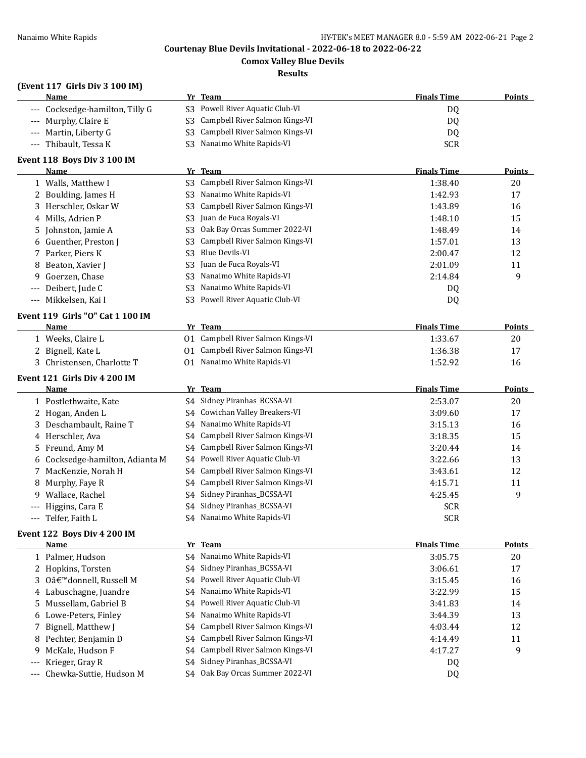## Courtenay Blue Devils Invitational - 2022-06-18 to 2022-06-22

### Comox Valley Blue Devils

### Results

#### (Event 117 Girls Div 3 100 IM)

| | Name | Yr | Team | Finals Time | Points |
|---|---|---|---|---|---|
| --- | Cocksedge-hamilton, Tilly G | S3 | Powell River Aquatic Club-VI | DQ | |
| --- | Murphy, Claire E | S3 | Campbell River Salmon Kings-VI | DQ | |
| --- | Martin, Liberty G | S3 | Campbell River Salmon Kings-VI | DQ | |
| --- | Thibault, Tessa K | S3 | Nanaimo White Rapids-VI | SCR | |

#### Event 118 Boys Div 3 100 IM

| | Name | Yr | Team | Finals Time | Points |
|---|---|---|---|---|---|
| 1 | Walls, Matthew I | S3 | Campbell River Salmon Kings-VI | 1:38.40 | 20 |
| 2 | Boulding, James H | S3 | Nanaimo White Rapids-VI | 1:42.93 | 17 |
| 3 | Herschler, Oskar W | S3 | Campbell River Salmon Kings-VI | 1:43.89 | 16 |
| 4 | Mills, Adrien P | S3 | Juan de Fuca Royals-VI | 1:48.10 | 15 |
| 5 | Johnston, Jamie A | S3 | Oak Bay Orcas Summer 2022-VI | 1:48.49 | 14 |
| 6 | Guenther, Preston J | S3 | Campbell River Salmon Kings-VI | 1:57.01 | 13 |
| 7 | Parker, Piers K | S3 | Blue Devils-VI | 2:00.47 | 12 |
| 8 | Beaton, Xavier J | S3 | Juan de Fuca Royals-VI | 2:01.09 | 11 |
| 9 | Goerzen, Chase | S3 | Nanaimo White Rapids-VI | 2:14.84 | 9 |
| --- | Deibert, Jude C | S3 | Nanaimo White Rapids-VI | DQ | |
| --- | Mikkelsen, Kai I | S3 | Powell River Aquatic Club-VI | DQ | |

#### Event 119 Girls "O" Cat 1 100 IM

| | Name | Yr | Team | Finals Time | Points |
|---|---|---|---|---|---|
| 1 | Weeks, Claire L | O1 | Campbell River Salmon Kings-VI | 1:33.67 | 20 |
| 2 | Bignell, Kate L | O1 | Campbell River Salmon Kings-VI | 1:36.38 | 17 |
| 3 | Christensen, Charlotte T | O1 | Nanaimo White Rapids-VI | 1:52.92 | 16 |

#### Event 121 Girls Div 4 200 IM

| | Name | Yr | Team | Finals Time | Points |
|---|---|---|---|---|---|
| 1 | Postlethwaite, Kate | S4 | Sidney Piranhas_BCSSA-VI | 2:53.07 | 20 |
| 2 | Hogan, Anden L | S4 | Cowichan Valley Breakers-VI | 3:09.60 | 17 |
| 3 | Deschambault, Raine T | S4 | Nanaimo White Rapids-VI | 3:15.13 | 16 |
| 4 | Herschler, Ava | S4 | Campbell River Salmon Kings-VI | 3:18.35 | 15 |
| 5 | Freund, Amy M | S4 | Campbell River Salmon Kings-VI | 3:20.44 | 14 |
| 6 | Cocksedge-hamilton, Adianta M | S4 | Powell River Aquatic Club-VI | 3:22.66 | 13 |
| 7 | MacKenzie, Norah H | S4 | Campbell River Salmon Kings-VI | 3:43.61 | 12 |
| 8 | Murphy, Faye R | S4 | Campbell River Salmon Kings-VI | 4:15.71 | 11 |
| 9 | Wallace, Rachel | S4 | Sidney Piranhas_BCSSA-VI | 4:25.45 | 9 |
| --- | Higgins, Cara E | S4 | Sidney Piranhas_BCSSA-VI | SCR | |
| --- | Telfer, Faith L | S4 | Nanaimo White Rapids-VI | SCR | |

#### Event 122 Boys Div 4 200 IM

| | Name | Yr | Team | Finals Time | Points |
|---|---|---|---|---|---|
| 1 | Palmer, Hudson | S4 | Nanaimo White Rapids-VI | 3:05.75 | 20 |
| 2 | Hopkins, Torsten | S4 | Sidney Piranhas_BCSSA-VI | 3:06.61 | 17 |
| 3 | Oâ€™donnell, Russell M | S4 | Powell River Aquatic Club-VI | 3:15.45 | 16 |
| 4 | Labuschagne, Juandre | S4 | Nanaimo White Rapids-VI | 3:22.99 | 15 |
| 5 | Mussellam, Gabriel B | S4 | Powell River Aquatic Club-VI | 3:41.83 | 14 |
| 6 | Lowe-Peters, Finley | S4 | Nanaimo White Rapids-VI | 3:44.39 | 13 |
| 7 | Bignell, Matthew J | S4 | Campbell River Salmon Kings-VI | 4:03.44 | 12 |
| 8 | Pechter, Benjamin D | S4 | Campbell River Salmon Kings-VI | 4:14.49 | 11 |
| 9 | McKale, Hudson F | S4 | Campbell River Salmon Kings-VI | 4:17.27 | 9 |
| --- | Krieger, Gray R | S4 | Sidney Piranhas_BCSSA-VI | DQ | |
| --- | Chewka-Suttie, Hudson M | S4 | Oak Bay Orcas Summer 2022-VI | DQ | |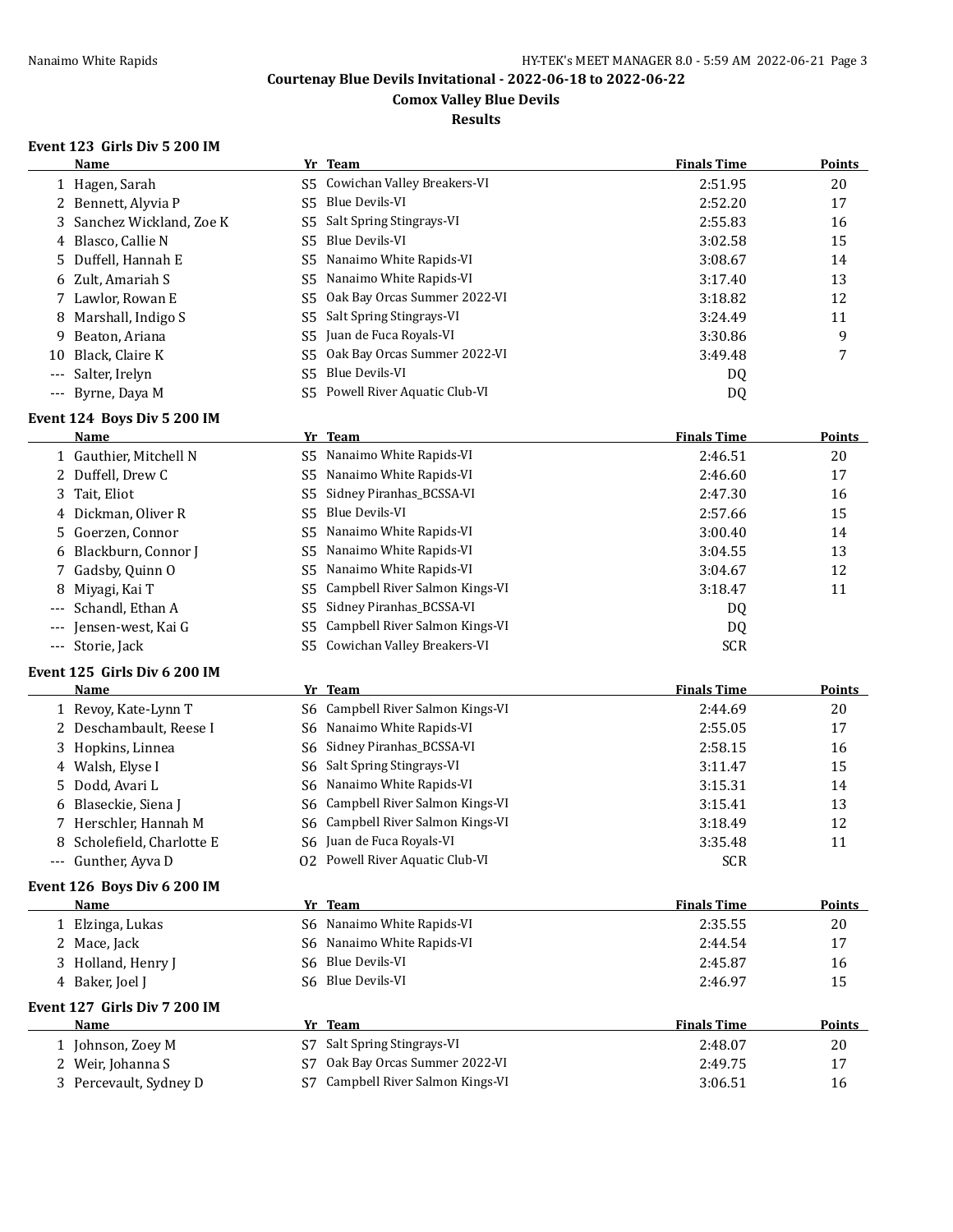**Courtenay Blue Devils Invitational - 2022-06-18 to 2022-06-22**

**Comox Valley Blue Devils**

**Results**

### Event 123 Girls Div 5 200 IM

| | Name | Yr | Team | Finals Time | Points |
|---|---|---|---|---|---|
| 1 | Hagen, Sarah | S5 | Cowichan Valley Breakers-VI | 2:51.95 | 20 |
| 2 | Bennett, Alyvia P | S5 | Blue Devils-VI | 2:52.20 | 17 |
| 3 | Sanchez Wickland, Zoe K | S5 | Salt Spring Stingrays-VI | 2:55.83 | 16 |
| 4 | Blasco, Callie N | S5 | Blue Devils-VI | 3:02.58 | 15 |
| 5 | Duffell, Hannah E | S5 | Nanaimo White Rapids-VI | 3:08.67 | 14 |
| 6 | Zult, Amariah S | S5 | Nanaimo White Rapids-VI | 3:17.40 | 13 |
| 7 | Lawlor, Rowan E | S5 | Oak Bay Orcas Summer 2022-VI | 3:18.82 | 12 |
| 8 | Marshall, Indigo S | S5 | Salt Spring Stingrays-VI | 3:24.49 | 11 |
| 9 | Beaton, Ariana | S5 | Juan de Fuca Royals-VI | 3:30.86 | 9 |
| 10 | Black, Claire K | S5 | Oak Bay Orcas Summer 2022-VI | 3:49.48 | 7 |
| --- | Salter, Irelyn | S5 | Blue Devils-VI | DQ | |
| --- | Byrne, Daya M | S5 | Powell River Aquatic Club-VI | DQ | |

### Event 124 Boys Div 5 200 IM

| | Name | Yr | Team | Finals Time | Points |
|---|---|---|---|---|---|
| 1 | Gauthier, Mitchell N | S5 | Nanaimo White Rapids-VI | 2:46.51 | 20 |
| 2 | Duffell, Drew C | S5 | Nanaimo White Rapids-VI | 2:46.60 | 17 |
| 3 | Tait, Eliot | S5 | Sidney Piranhas_BCSSA-VI | 2:47.30 | 16 |
| 4 | Dickman, Oliver R | S5 | Blue Devils-VI | 2:57.66 | 15 |
| 5 | Goerzen, Connor | S5 | Nanaimo White Rapids-VI | 3:00.40 | 14 |
| 6 | Blackburn, Connor J | S5 | Nanaimo White Rapids-VI | 3:04.55 | 13 |
| 7 | Gadsby, Quinn O | S5 | Nanaimo White Rapids-VI | 3:04.67 | 12 |
| 8 | Miyagi, Kai T | S5 | Campbell River Salmon Kings-VI | 3:18.47 | 11 |
| --- | Schandl, Ethan A | S5 | Sidney Piranhas_BCSSA-VI | DQ | |
| --- | Jensen-west, Kai G | S5 | Campbell River Salmon Kings-VI | DQ | |
| --- | Storie, Jack | S5 | Cowichan Valley Breakers-VI | SCR | |

### Event 125 Girls Div 6 200 IM

| | Name | Yr | Team | Finals Time | Points |
|---|---|---|---|---|---|
| 1 | Revoy, Kate-Lynn T | S6 | Campbell River Salmon Kings-VI | 2:44.69 | 20 |
| 2 | Deschambault, Reese I | S6 | Nanaimo White Rapids-VI | 2:55.05 | 17 |
| 3 | Hopkins, Linnea | S6 | Sidney Piranhas_BCSSA-VI | 2:58.15 | 16 |
| 4 | Walsh, Elyse I | S6 | Salt Spring Stingrays-VI | 3:11.47 | 15 |
| 5 | Dodd, Avari L | S6 | Nanaimo White Rapids-VI | 3:15.31 | 14 |
| 6 | Blaseckie, Siena J | S6 | Campbell River Salmon Kings-VI | 3:15.41 | 13 |
| 7 | Herschler, Hannah M | S6 | Campbell River Salmon Kings-VI | 3:18.49 | 12 |
| 8 | Scholefield, Charlotte E | S6 | Juan de Fuca Royals-VI | 3:35.48 | 11 |
| --- | Gunther, Ayva D | O2 | Powell River Aquatic Club-VI | SCR | |

### Event 126 Boys Div 6 200 IM

| | Name | Yr | Team | Finals Time | Points |
|---|---|---|---|---|---|
| 1 | Elzinga, Lukas | S6 | Nanaimo White Rapids-VI | 2:35.55 | 20 |
| 2 | Mace, Jack | S6 | Nanaimo White Rapids-VI | 2:44.54 | 17 |
| 3 | Holland, Henry J | S6 | Blue Devils-VI | 2:45.87 | 16 |
| 4 | Baker, Joel J | S6 | Blue Devils-VI | 2:46.97 | 15 |

### Event 127 Girls Div 7 200 IM

| | Name | Yr | Team | Finals Time | Points |
|---|---|---|---|---|---|
| 1 | Johnson, Zoey M | S7 | Salt Spring Stingrays-VI | 2:48.07 | 20 |
| 2 | Weir, Johanna S | S7 | Oak Bay Orcas Summer 2022-VI | 2:49.75 | 17 |
| 3 | Percevault, Sydney D | S7 | Campbell River Salmon Kings-VI | 3:06.51 | 16 |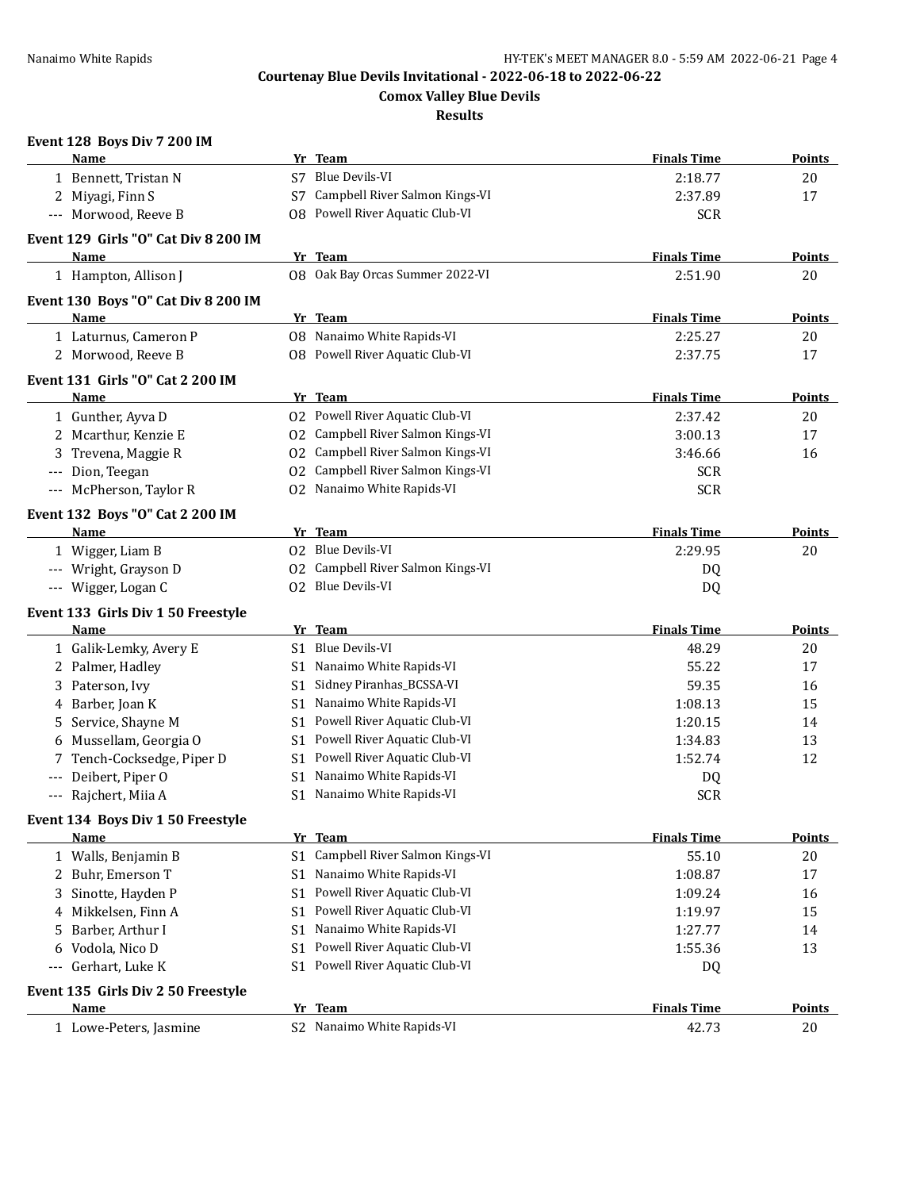## Courtenay Blue Devils Invitational - 2022-06-18 to 2022-06-22

### Comox Valley Blue Devils

### Results

**Event 128 Boys Div 7 200 IM**

| | Name | Yr | Team | Finals Time | Points |
|---|---|---|---|---|---|
| 1 | Bennett, Tristan N | S7 | Blue Devils-VI | 2:18.77 | 20 |
| 2 | Miyagi, Finn S | S7 | Campbell River Salmon Kings-VI | 2:37.89 | 17 |
| --- | Morwood, Reeve B | O8 | Powell River Aquatic Club-VI | SCR | |

**Event 129 Girls "O" Cat Div 8 200 IM**

| | Name | Yr | Team | Finals Time | Points |
|---|---|---|---|---|---|
| 1 | Hampton, Allison J | O8 | Oak Bay Orcas Summer 2022-VI | 2:51.90 | 20 |

**Event 130 Boys "O" Cat Div 8 200 IM**

| | Name | Yr | Team | Finals Time | Points |
|---|---|---|---|---|---|
| 1 | Laturnus, Cameron P | O8 | Nanaimo White Rapids-VI | 2:25.27 | 20 |
| 2 | Morwood, Reeve B | O8 | Powell River Aquatic Club-VI | 2:37.75 | 17 |

**Event 131 Girls "O" Cat 2 200 IM**

| | Name | Yr | Team | Finals Time | Points |
|---|---|---|---|---|---|
| 1 | Gunther, Ayva D | O2 | Powell River Aquatic Club-VI | 2:37.42 | 20 |
| 2 | Mcarthur, Kenzie E | O2 | Campbell River Salmon Kings-VI | 3:00.13 | 17 |
| 3 | Trevena, Maggie R | O2 | Campbell River Salmon Kings-VI | 3:46.66 | 16 |
| --- | Dion, Teegan | O2 | Campbell River Salmon Kings-VI | SCR | |
| --- | McPherson, Taylor R | O2 | Nanaimo White Rapids-VI | SCR | |

**Event 132 Boys "O" Cat 2 200 IM**

| | Name | Yr | Team | Finals Time | Points |
|---|---|---|---|---|---|
| 1 | Wigger, Liam B | O2 | Blue Devils-VI | 2:29.95 | 20 |
| --- | Wright, Grayson D | O2 | Campbell River Salmon Kings-VI | DQ | |
| --- | Wigger, Logan C | O2 | Blue Devils-VI | DQ | |

**Event 133 Girls Div 1 50 Freestyle**

| | Name | Yr | Team | Finals Time | Points |
|---|---|---|---|---|---|
| 1 | Galik-Lemky, Avery E | S1 | Blue Devils-VI | 48.29 | 20 |
| 2 | Palmer, Hadley | S1 | Nanaimo White Rapids-VI | 55.22 | 17 |
| 3 | Paterson, Ivy | S1 | Sidney Piranhas_BCSSA-VI | 59.35 | 16 |
| 4 | Barber, Joan K | S1 | Nanaimo White Rapids-VI | 1:08.13 | 15 |
| 5 | Service, Shayne M | S1 | Powell River Aquatic Club-VI | 1:20.15 | 14 |
| 6 | Mussellam, Georgia O | S1 | Powell River Aquatic Club-VI | 1:34.83 | 13 |
| 7 | Tench-Cocksedge, Piper D | S1 | Powell River Aquatic Club-VI | 1:52.74 | 12 |
| --- | Deibert, Piper O | S1 | Nanaimo White Rapids-VI | DQ | |
| --- | Rajchert, Miia A | S1 | Nanaimo White Rapids-VI | SCR | |

**Event 134 Boys Div 1 50 Freestyle**

| | Name | Yr | Team | Finals Time | Points |
|---|---|---|---|---|---|
| 1 | Walls, Benjamin B | S1 | Campbell River Salmon Kings-VI | 55.10 | 20 |
| 2 | Buhr, Emerson T | S1 | Nanaimo White Rapids-VI | 1:08.87 | 17 |
| 3 | Sinotte, Hayden P | S1 | Powell River Aquatic Club-VI | 1:09.24 | 16 |
| 4 | Mikkelsen, Finn A | S1 | Powell River Aquatic Club-VI | 1:19.97 | 15 |
| 5 | Barber, Arthur I | S1 | Nanaimo White Rapids-VI | 1:27.77 | 14 |
| 6 | Vodola, Nico D | S1 | Powell River Aquatic Club-VI | 1:55.36 | 13 |
| --- | Gerhart, Luke K | S1 | Powell River Aquatic Club-VI | DQ | |

**Event 135 Girls Div 2 50 Freestyle**

| | Name | Yr | Team | Finals Time | Points |
|---|---|---|---|---|---|
| 1 | Lowe-Peters, Jasmine | S2 | Nanaimo White Rapids-VI | 42.73 | 20 |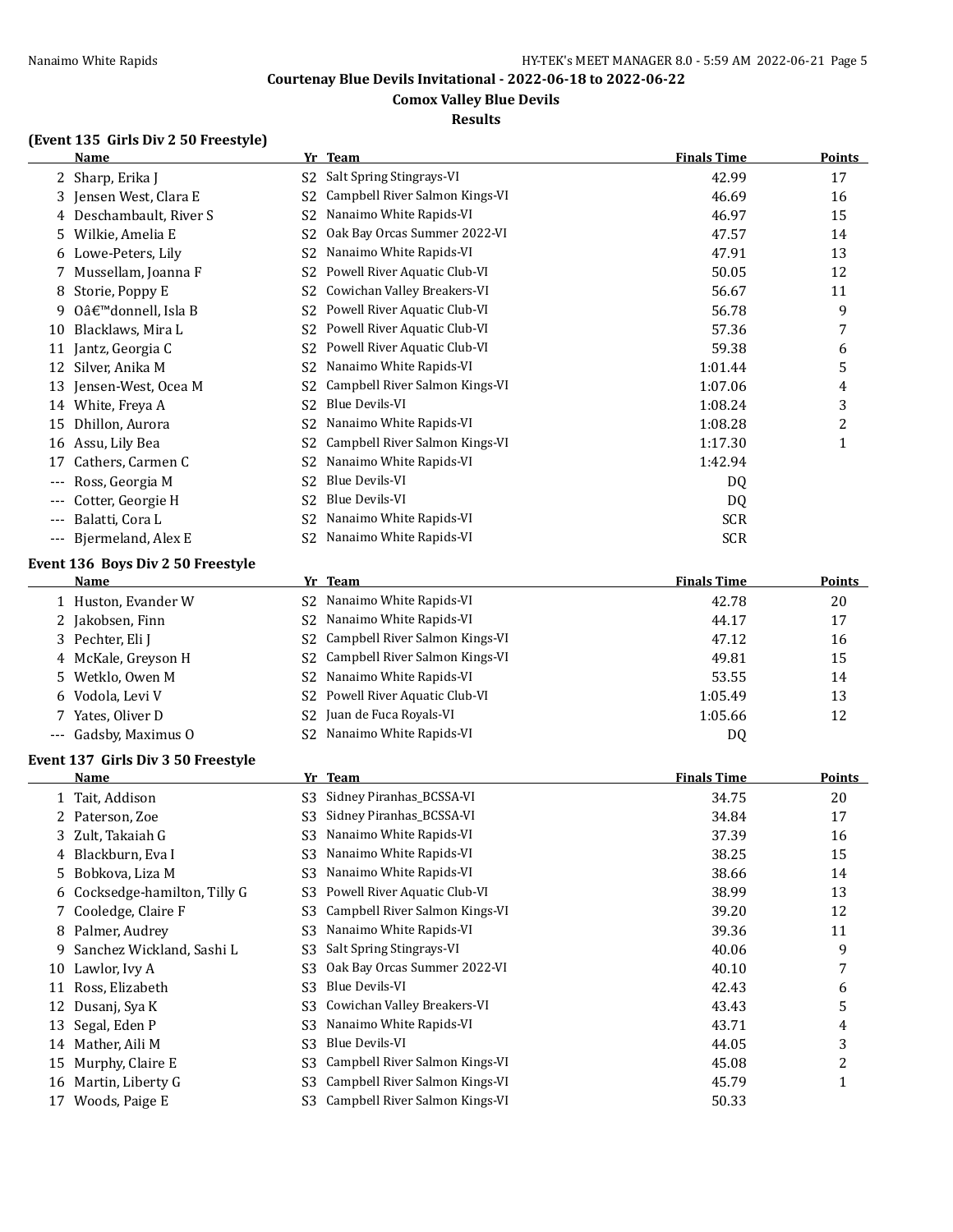# Courtenay Blue Devils Invitational - 2022-06-18 to 2022-06-22

## Comox Valley Blue Devils

### Results

#### (Event 135 Girls Div 2 50 Freestyle)

| | Name | Yr | Team | Finals Time | Points |
|---|---|---|---|---|---|
| 2 | Sharp, Erika J | S2 | Salt Spring Stingrays-VI | 42.99 | 17 |
| 3 | Jensen West, Clara E | S2 | Campbell River Salmon Kings-VI | 46.69 | 16 |
| 4 | Deschambault, River S | S2 | Nanaimo White Rapids-VI | 46.97 | 15 |
| 5 | Wilkie, Amelia E | S2 | Oak Bay Orcas Summer 2022-VI | 47.57 | 14 |
| 6 | Lowe-Peters, Lily | S2 | Nanaimo White Rapids-VI | 47.91 | 13 |
| 7 | Mussellam, Joanna F | S2 | Powell River Aquatic Club-VI | 50.05 | 12 |
| 8 | Storie, Poppy E | S2 | Cowichan Valley Breakers-VI | 56.67 | 11 |
| 9 | Oâ€™donnell, Isla B | S2 | Powell River Aquatic Club-VI | 56.78 | 9 |
| 10 | Blacklaws, Mira L | S2 | Powell River Aquatic Club-VI | 57.36 | 7 |
| 11 | Jantz, Georgia C | S2 | Powell River Aquatic Club-VI | 59.38 | 6 |
| 12 | Silver, Anika M | S2 | Nanaimo White Rapids-VI | 1:01.44 | 5 |
| 13 | Jensen-West, Ocea M | S2 | Campbell River Salmon Kings-VI | 1:07.06 | 4 |
| 14 | White, Freya A | S2 | Blue Devils-VI | 1:08.24 | 3 |
| 15 | Dhillon, Aurora | S2 | Nanaimo White Rapids-VI | 1:08.28 | 2 |
| 16 | Assu, Lily Bea | S2 | Campbell River Salmon Kings-VI | 1:17.30 | 1 |
| 17 | Cathers, Carmen C | S2 | Nanaimo White Rapids-VI | 1:42.94 | |
| --- | Ross, Georgia M | S2 | Blue Devils-VI | DQ | |
| --- | Cotter, Georgie H | S2 | Blue Devils-VI | DQ | |
| --- | Balatti, Cora L | S2 | Nanaimo White Rapids-VI | SCR | |
| --- | Bjermeland, Alex E | S2 | Nanaimo White Rapids-VI | SCR | |

#### Event 136 Boys Div 2 50 Freestyle

| | Name | Yr | Team | Finals Time | Points |
|---|---|---|---|---|---|
| 1 | Huston, Evander W | S2 | Nanaimo White Rapids-VI | 42.78 | 20 |
| 2 | Jakobsen, Finn | S2 | Nanaimo White Rapids-VI | 44.17 | 17 |
| 3 | Pechter, Eli J | S2 | Campbell River Salmon Kings-VI | 47.12 | 16 |
| 4 | McKale, Greyson H | S2 | Campbell River Salmon Kings-VI | 49.81 | 15 |
| 5 | Wetklo, Owen M | S2 | Nanaimo White Rapids-VI | 53.55 | 14 |
| 6 | Vodola, Levi V | S2 | Powell River Aquatic Club-VI | 1:05.49 | 13 |
| 7 | Yates, Oliver D | S2 | Juan de Fuca Royals-VI | 1:05.66 | 12 |
| --- | Gadsby, Maximus O | S2 | Nanaimo White Rapids-VI | DQ | |

#### Event 137 Girls Div 3 50 Freestyle

| | Name | Yr | Team | Finals Time | Points |
|---|---|---|---|---|---|
| 1 | Tait, Addison | S3 | Sidney Piranhas_BCSSA-VI | 34.75 | 20 |
| 2 | Paterson, Zoe | S3 | Sidney Piranhas_BCSSA-VI | 34.84 | 17 |
| 3 | Zult, Takaiah G | S3 | Nanaimo White Rapids-VI | 37.39 | 16 |
| 4 | Blackburn, Eva I | S3 | Nanaimo White Rapids-VI | 38.25 | 15 |
| 5 | Bobkova, Liza M | S3 | Nanaimo White Rapids-VI | 38.66 | 14 |
| 6 | Cocksedge-hamilton, Tilly G | S3 | Powell River Aquatic Club-VI | 38.99 | 13 |
| 7 | Cooledge, Claire F | S3 | Campbell River Salmon Kings-VI | 39.20 | 12 |
| 8 | Palmer, Audrey | S3 | Nanaimo White Rapids-VI | 39.36 | 11 |
| 9 | Sanchez Wickland, Sashi L | S3 | Salt Spring Stingrays-VI | 40.06 | 9 |
| 10 | Lawlor, Ivy A | S3 | Oak Bay Orcas Summer 2022-VI | 40.10 | 7 |
| 11 | Ross, Elizabeth | S3 | Blue Devils-VI | 42.43 | 6 |
| 12 | Dusanj, Sya K | S3 | Cowichan Valley Breakers-VI | 43.43 | 5 |
| 13 | Segal, Eden P | S3 | Nanaimo White Rapids-VI | 43.71 | 4 |
| 14 | Mather, Aili M | S3 | Blue Devils-VI | 44.05 | 3 |
| 15 | Murphy, Claire E | S3 | Campbell River Salmon Kings-VI | 45.08 | 2 |
| 16 | Martin, Liberty G | S3 | Campbell River Salmon Kings-VI | 45.79 | 1 |
| 17 | Woods, Paige E | S3 | Campbell River Salmon Kings-VI | 50.33 | |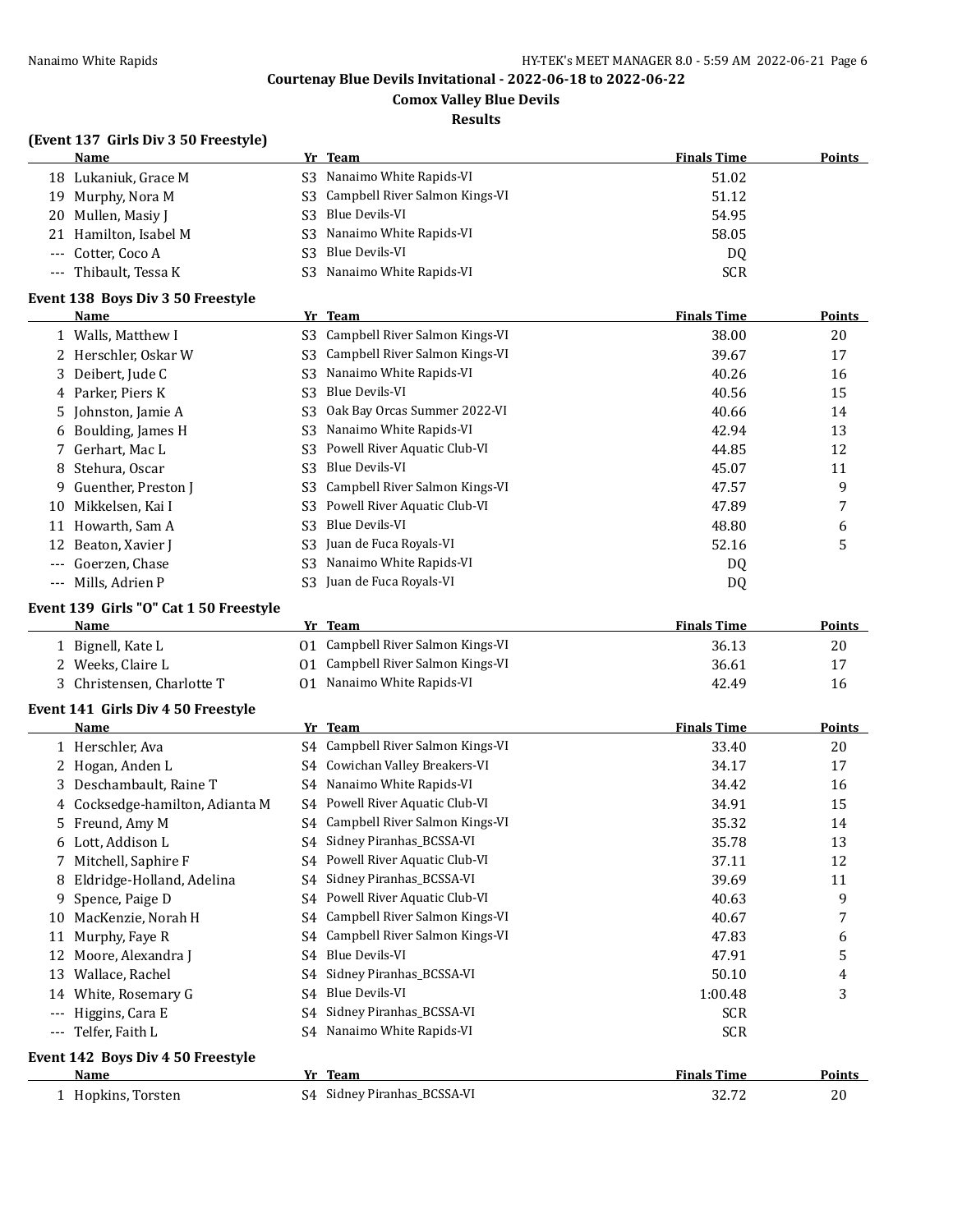## Courtenay Blue Devils Invitational - 2022-06-18 to 2022-06-22

### Comox Valley Blue Devils

### Results

#### (Event 137 Girls Div 3 50 Freestyle)

| | Name | Yr | Team | Finals Time | Points |
|---|---|---|---|---|---|
| 18 | Lukaniuk, Grace M | S3 | Nanaimo White Rapids-VI | 51.02 | |
| 19 | Murphy, Nora M | S3 | Campbell River Salmon Kings-VI | 51.12 | |
| 20 | Mullen, Masiy J | S3 | Blue Devils-VI | 54.95 | |
| 21 | Hamilton, Isabel M | S3 | Nanaimo White Rapids-VI | 58.05 | |
| --- | Cotter, Coco A | S3 | Blue Devils-VI | DQ | |
| --- | Thibault, Tessa K | S3 | Nanaimo White Rapids-VI | SCR | |

#### Event 138 Boys Div 3 50 Freestyle

| | Name | Yr | Team | Finals Time | Points |
|---|---|---|---|---|---|
| 1 | Walls, Matthew I | S3 | Campbell River Salmon Kings-VI | 38.00 | 20 |
| 2 | Herschler, Oskar W | S3 | Campbell River Salmon Kings-VI | 39.67 | 17 |
| 3 | Deibert, Jude C | S3 | Nanaimo White Rapids-VI | 40.26 | 16 |
| 4 | Parker, Piers K | S3 | Blue Devils-VI | 40.56 | 15 |
| 5 | Johnston, Jamie A | S3 | Oak Bay Orcas Summer 2022-VI | 40.66 | 14 |
| 6 | Boulding, James H | S3 | Nanaimo White Rapids-VI | 42.94 | 13 |
| 7 | Gerhart, Mac L | S3 | Powell River Aquatic Club-VI | 44.85 | 12 |
| 8 | Stehura, Oscar | S3 | Blue Devils-VI | 45.07 | 11 |
| 9 | Guenther, Preston J | S3 | Campbell River Salmon Kings-VI | 47.57 | 9 |
| 10 | Mikkelsen, Kai I | S3 | Powell River Aquatic Club-VI | 47.89 | 7 |
| 11 | Howarth, Sam A | S3 | Blue Devils-VI | 48.80 | 6 |
| 12 | Beaton, Xavier J | S3 | Juan de Fuca Royals-VI | 52.16 | 5 |
| --- | Goerzen, Chase | S3 | Nanaimo White Rapids-VI | DQ | |
| --- | Mills, Adrien P | S3 | Juan de Fuca Royals-VI | DQ | |

#### Event 139 Girls "O" Cat 1 50 Freestyle

| | Name | Yr | Team | Finals Time | Points |
|---|---|---|---|---|---|
| 1 | Bignell, Kate L | O1 | Campbell River Salmon Kings-VI | 36.13 | 20 |
| 2 | Weeks, Claire L | O1 | Campbell River Salmon Kings-VI | 36.61 | 17 |
| 3 | Christensen, Charlotte T | O1 | Nanaimo White Rapids-VI | 42.49 | 16 |

#### Event 141 Girls Div 4 50 Freestyle

| | Name | Yr | Team | Finals Time | Points |
|---|---|---|---|---|---|
| 1 | Herschler, Ava | S4 | Campbell River Salmon Kings-VI | 33.40 | 20 |
| 2 | Hogan, Anden L | S4 | Cowichan Valley Breakers-VI | 34.17 | 17 |
| 3 | Deschambault, Raine T | S4 | Nanaimo White Rapids-VI | 34.42 | 16 |
| 4 | Cocksedge-hamilton, Adianta M | S4 | Powell River Aquatic Club-VI | 34.91 | 15 |
| 5 | Freund, Amy M | S4 | Campbell River Salmon Kings-VI | 35.32 | 14 |
| 6 | Lott, Addison L | S4 | Sidney Piranhas_BCSSA-VI | 35.78 | 13 |
| 7 | Mitchell, Saphire F | S4 | Powell River Aquatic Club-VI | 37.11 | 12 |
| 8 | Eldridge-Holland, Adelina | S4 | Sidney Piranhas_BCSSA-VI | 39.69 | 11 |
| 9 | Spence, Paige D | S4 | Powell River Aquatic Club-VI | 40.63 | 9 |
| 10 | MacKenzie, Norah H | S4 | Campbell River Salmon Kings-VI | 40.67 | 7 |
| 11 | Murphy, Faye R | S4 | Campbell River Salmon Kings-VI | 47.83 | 6 |
| 12 | Moore, Alexandra J | S4 | Blue Devils-VI | 47.91 | 5 |
| 13 | Wallace, Rachel | S4 | Sidney Piranhas_BCSSA-VI | 50.10 | 4 |
| 14 | White, Rosemary G | S4 | Blue Devils-VI | 1:00.48 | 3 |
| --- | Higgins, Cara E | S4 | Sidney Piranhas_BCSSA-VI | SCR | |
| --- | Telfer, Faith L | S4 | Nanaimo White Rapids-VI | SCR | |

#### Event 142 Boys Div 4 50 Freestyle

| | Name | Yr | Team | Finals Time | Points |
|---|---|---|---|---|---|
| 1 | Hopkins, Torsten | S4 | Sidney Piranhas_BCSSA-VI | 32.72 | 20 |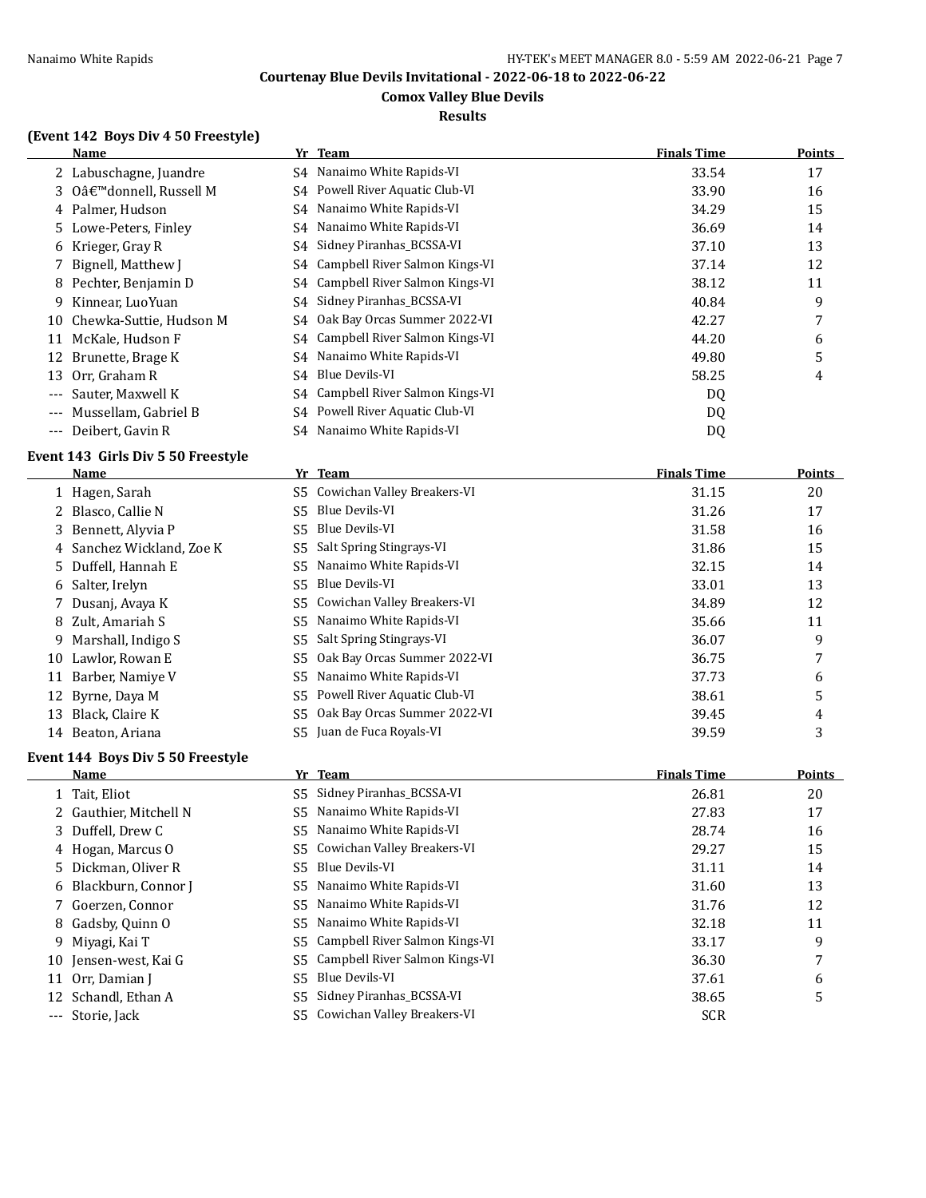# Courtenay Blue Devils Invitational - 2022-06-18 to 2022-06-22

## Comox Valley Blue Devils

## Results

### (Event 142 Boys Div 4 50 Freestyle)

| | Name | Yr | Team | Finals Time | Points |
|---|---|---|---|---|---|
| 2 | Labuschagne, Juandre | S4 | Nanaimo White Rapids-VI | 33.54 | 17 |
| 3 | Oâ€™donnell, Russell M | S4 | Powell River Aquatic Club-VI | 33.90 | 16 |
| 4 | Palmer, Hudson | S4 | Nanaimo White Rapids-VI | 34.29 | 15 |
| 5 | Lowe-Peters, Finley | S4 | Nanaimo White Rapids-VI | 36.69 | 14 |
| 6 | Krieger, Gray R | S4 | Sidney Piranhas_BCSSA-VI | 37.10 | 13 |
| 7 | Bignell, Matthew J | S4 | Campbell River Salmon Kings-VI | 37.14 | 12 |
| 8 | Pechter, Benjamin D | S4 | Campbell River Salmon Kings-VI | 38.12 | 11 |
| 9 | Kinnear, LuoYuan | S4 | Sidney Piranhas_BCSSA-VI | 40.84 | 9 |
| 10 | Chewka-Suttie, Hudson M | S4 | Oak Bay Orcas Summer 2022-VI | 42.27 | 7 |
| 11 | McKale, Hudson F | S4 | Campbell River Salmon Kings-VI | 44.20 | 6 |
| 12 | Brunette, Brage K | S4 | Nanaimo White Rapids-VI | 49.80 | 5 |
| 13 | Orr, Graham R | S4 | Blue Devils-VI | 58.25 | 4 |
| --- | Sauter, Maxwell K | S4 | Campbell River Salmon Kings-VI | DQ | |
| --- | Mussellam, Gabriel B | S4 | Powell River Aquatic Club-VI | DQ | |
| --- | Deibert, Gavin R | S4 | Nanaimo White Rapids-VI | DQ | |

### Event 143 Girls Div 5 50 Freestyle

| | Name | Yr | Team | Finals Time | Points |
|---|---|---|---|---|---|
| 1 | Hagen, Sarah | S5 | Cowichan Valley Breakers-VI | 31.15 | 20 |
| 2 | Blasco, Callie N | S5 | Blue Devils-VI | 31.26 | 17 |
| 3 | Bennett, Alyvia P | S5 | Blue Devils-VI | 31.58 | 16 |
| 4 | Sanchez Wickland, Zoe K | S5 | Salt Spring Stingrays-VI | 31.86 | 15 |
| 5 | Duffell, Hannah E | S5 | Nanaimo White Rapids-VI | 32.15 | 14 |
| 6 | Salter, Irelyn | S5 | Blue Devils-VI | 33.01 | 13 |
| 7 | Dusanj, Avaya K | S5 | Cowichan Valley Breakers-VI | 34.89 | 12 |
| 8 | Zult, Amariah S | S5 | Nanaimo White Rapids-VI | 35.66 | 11 |
| 9 | Marshall, Indigo S | S5 | Salt Spring Stingrays-VI | 36.07 | 9 |
| 10 | Lawlor, Rowan E | S5 | Oak Bay Orcas Summer 2022-VI | 36.75 | 7 |
| 11 | Barber, Namiye V | S5 | Nanaimo White Rapids-VI | 37.73 | 6 |
| 12 | Byrne, Daya M | S5 | Powell River Aquatic Club-VI | 38.61 | 5 |
| 13 | Black, Claire K | S5 | Oak Bay Orcas Summer 2022-VI | 39.45 | 4 |
| 14 | Beaton, Ariana | S5 | Juan de Fuca Royals-VI | 39.59 | 3 |

### Event 144 Boys Div 5 50 Freestyle

| | Name | Yr | Team | Finals Time | Points |
|---|---|---|---|---|---|
| 1 | Tait, Eliot | S5 | Sidney Piranhas_BCSSA-VI | 26.81 | 20 |
| 2 | Gauthier, Mitchell N | S5 | Nanaimo White Rapids-VI | 27.83 | 17 |
| 3 | Duffell, Drew C | S5 | Nanaimo White Rapids-VI | 28.74 | 16 |
| 4 | Hogan, Marcus O | S5 | Cowichan Valley Breakers-VI | 29.27 | 15 |
| 5 | Dickman, Oliver R | S5 | Blue Devils-VI | 31.11 | 14 |
| 6 | Blackburn, Connor J | S5 | Nanaimo White Rapids-VI | 31.60 | 13 |
| 7 | Goerzen, Connor | S5 | Nanaimo White Rapids-VI | 31.76 | 12 |
| 8 | Gadsby, Quinn O | S5 | Nanaimo White Rapids-VI | 32.18 | 11 |
| 9 | Miyagi, Kai T | S5 | Campbell River Salmon Kings-VI | 33.17 | 9 |
| 10 | Jensen-west, Kai G | S5 | Campbell River Salmon Kings-VI | 36.30 | 7 |
| 11 | Orr, Damian J | S5 | Blue Devils-VI | 37.61 | 6 |
| 12 | Schandl, Ethan A | S5 | Sidney Piranhas_BCSSA-VI | 38.65 | 5 |
| --- | Storie, Jack | S5 | Cowichan Valley Breakers-VI | SCR | |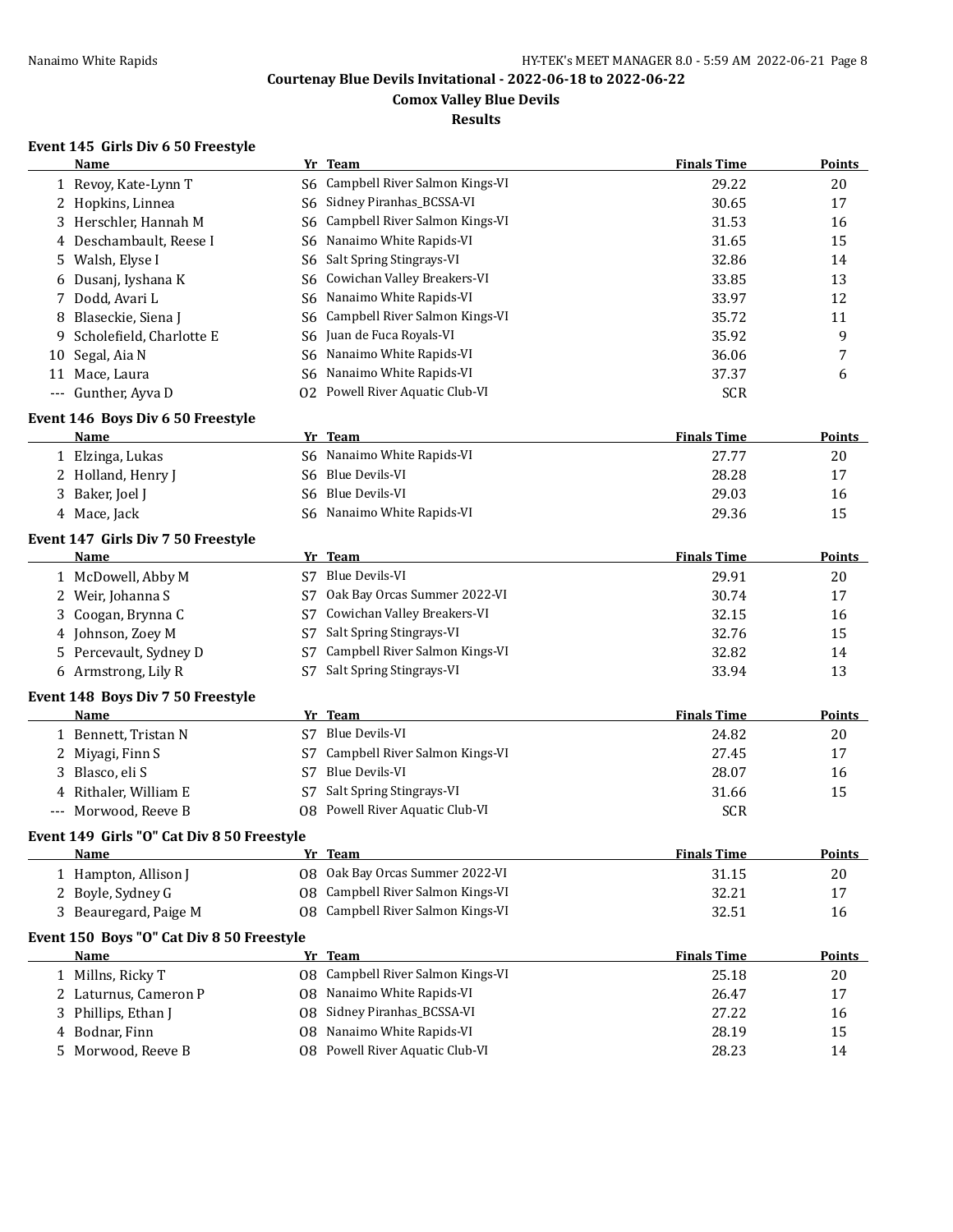## Courtenay Blue Devils Invitational - 2022-06-18 to 2022-06-22

### Comox Valley Blue Devils

### Results

#### Event 145 Girls Div 6 50 Freestyle

| | Name | Yr | Team | Finals Time | Points |
|---|---|---|---|---|---|
| 1 | Revoy, Kate-Lynn T | S6 | Campbell River Salmon Kings-VI | 29.22 | 20 |
| 2 | Hopkins, Linnea | S6 | Sidney Piranhas_BCSSA-VI | 30.65 | 17 |
| 3 | Herschler, Hannah M | S6 | Campbell River Salmon Kings-VI | 31.53 | 16 |
| 4 | Deschambault, Reese I | S6 | Nanaimo White Rapids-VI | 31.65 | 15 |
| 5 | Walsh, Elyse I | S6 | Salt Spring Stingrays-VI | 32.86 | 14 |
| 6 | Dusanj, Iyshana K | S6 | Cowichan Valley Breakers-VI | 33.85 | 13 |
| 7 | Dodd, Avari L | S6 | Nanaimo White Rapids-VI | 33.97 | 12 |
| 8 | Blaseckie, Siena J | S6 | Campbell River Salmon Kings-VI | 35.72 | 11 |
| 9 | Scholefield, Charlotte E | S6 | Juan de Fuca Royals-VI | 35.92 | 9 |
| 10 | Segal, Aia N | S6 | Nanaimo White Rapids-VI | 36.06 | 7 |
| 11 | Mace, Laura | S6 | Nanaimo White Rapids-VI | 37.37 | 6 |
| --- | Gunther, Ayva D | O2 | Powell River Aquatic Club-VI | SCR | |

#### Event 146 Boys Div 6 50 Freestyle

| | Name | Yr | Team | Finals Time | Points |
|---|---|---|---|---|---|
| 1 | Elzinga, Lukas | S6 | Nanaimo White Rapids-VI | 27.77 | 20 |
| 2 | Holland, Henry J | S6 | Blue Devils-VI | 28.28 | 17 |
| 3 | Baker, Joel J | S6 | Blue Devils-VI | 29.03 | 16 |
| 4 | Mace, Jack | S6 | Nanaimo White Rapids-VI | 29.36 | 15 |

#### Event 147 Girls Div 7 50 Freestyle

| | Name | Yr | Team | Finals Time | Points |
|---|---|---|---|---|---|
| 1 | McDowell, Abby M | S7 | Blue Devils-VI | 29.91 | 20 |
| 2 | Weir, Johanna S | S7 | Oak Bay Orcas Summer 2022-VI | 30.74 | 17 |
| 3 | Coogan, Brynna C | S7 | Cowichan Valley Breakers-VI | 32.15 | 16 |
| 4 | Johnson, Zoey M | S7 | Salt Spring Stingrays-VI | 32.76 | 15 |
| 5 | Percevault, Sydney D | S7 | Campbell River Salmon Kings-VI | 32.82 | 14 |
| 6 | Armstrong, Lily R | S7 | Salt Spring Stingrays-VI | 33.94 | 13 |

#### Event 148 Boys Div 7 50 Freestyle

| | Name | Yr | Team | Finals Time | Points |
|---|---|---|---|---|---|
| 1 | Bennett, Tristan N | S7 | Blue Devils-VI | 24.82 | 20 |
| 2 | Miyagi, Finn S | S7 | Campbell River Salmon Kings-VI | 27.45 | 17 |
| 3 | Blasco, eli S | S7 | Blue Devils-VI | 28.07 | 16 |
| 4 | Rithaler, William E | S7 | Salt Spring Stingrays-VI | 31.66 | 15 |
| --- | Morwood, Reeve B | O8 | Powell River Aquatic Club-VI | SCR | |

#### Event 149 Girls "O" Cat Div 8 50 Freestyle

| | Name | Yr | Team | Finals Time | Points |
|---|---|---|---|---|---|
| 1 | Hampton, Allison J | O8 | Oak Bay Orcas Summer 2022-VI | 31.15 | 20 |
| 2 | Boyle, Sydney G | O8 | Campbell River Salmon Kings-VI | 32.21 | 17 |
| 3 | Beauregard, Paige M | O8 | Campbell River Salmon Kings-VI | 32.51 | 16 |

#### Event 150 Boys "O" Cat Div 8 50 Freestyle

| | Name | Yr | Team | Finals Time | Points |
|---|---|---|---|---|---|
| 1 | Millns, Ricky T | O8 | Campbell River Salmon Kings-VI | 25.18 | 20 |
| 2 | Laturnus, Cameron P | O8 | Nanaimo White Rapids-VI | 26.47 | 17 |
| 3 | Phillips, Ethan J | O8 | Sidney Piranhas_BCSSA-VI | 27.22 | 16 |
| 4 | Bodnar, Finn | O8 | Nanaimo White Rapids-VI | 28.19 | 15 |
| 5 | Morwood, Reeve B | O8 | Powell River Aquatic Club-VI | 28.23 | 14 |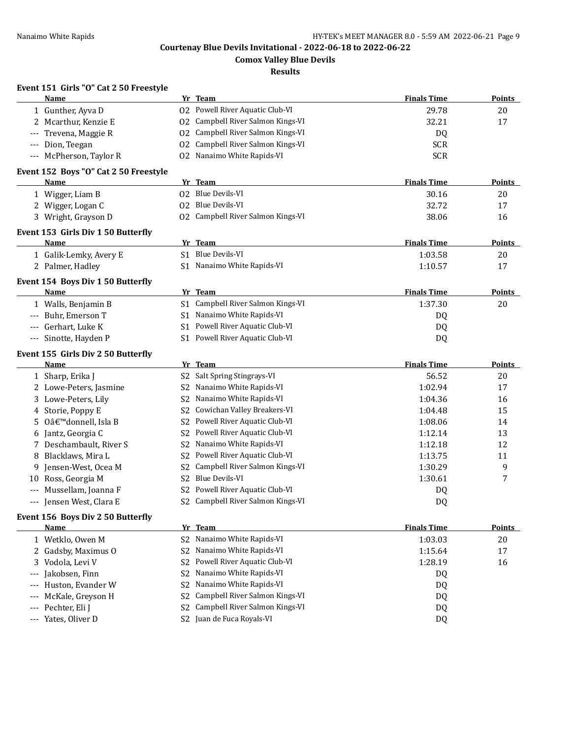## Courtenay Blue Devils Invitational - 2022-06-18 to 2022-06-22

### Comox Valley Blue Devils

### Results

#### Event 151 Girls "O" Cat 2 50 Freestyle

| | Name | Yr | Team | Finals Time | Points |
|---|---|---|---|---|---|
| 1 | Gunther, Ayva D | O2 | Powell River Aquatic Club-VI | 29.78 | 20 |
| 2 | Mcarthur, Kenzie E | O2 | Campbell River Salmon Kings-VI | 32.21 | 17 |
| --- | Trevena, Maggie R | O2 | Campbell River Salmon Kings-VI | DQ | |
| --- | Dion, Teegan | O2 | Campbell River Salmon Kings-VI | SCR | |
| --- | McPherson, Taylor R | O2 | Nanaimo White Rapids-VI | SCR | |

#### Event 152 Boys "O" Cat 2 50 Freestyle

| | Name | Yr | Team | Finals Time | Points |
|---|---|---|---|---|---|
| 1 | Wigger, Liam B | O2 | Blue Devils-VI | 30.16 | 20 |
| 2 | Wigger, Logan C | O2 | Blue Devils-VI | 32.72 | 17 |
| 3 | Wright, Grayson D | O2 | Campbell River Salmon Kings-VI | 38.06 | 16 |

#### Event 153 Girls Div 1 50 Butterfly

| | Name | Yr | Team | Finals Time | Points |
|---|---|---|---|---|---|
| 1 | Galik-Lemky, Avery E | S1 | Blue Devils-VI | 1:03.58 | 20 |
| 2 | Palmer, Hadley | S1 | Nanaimo White Rapids-VI | 1:10.57 | 17 |

#### Event 154 Boys Div 1 50 Butterfly

| | Name | Yr | Team | Finals Time | Points |
|---|---|---|---|---|---|
| 1 | Walls, Benjamin B | S1 | Campbell River Salmon Kings-VI | 1:37.30 | 20 |
| --- | Buhr, Emerson T | S1 | Nanaimo White Rapids-VI | DQ | |
| --- | Gerhart, Luke K | S1 | Powell River Aquatic Club-VI | DQ | |
| --- | Sinotte, Hayden P | S1 | Powell River Aquatic Club-VI | DQ | |

#### Event 155 Girls Div 2 50 Butterfly

| | Name | Yr | Team | Finals Time | Points |
|---|---|---|---|---|---|
| 1 | Sharp, Erika J | S2 | Salt Spring Stingrays-VI | 56.52 | 20 |
| 2 | Lowe-Peters, Jasmine | S2 | Nanaimo White Rapids-VI | 1:02.94 | 17 |
| 3 | Lowe-Peters, Lily | S2 | Nanaimo White Rapids-VI | 1:04.36 | 16 |
| 4 | Storie, Poppy E | S2 | Cowichan Valley Breakers-VI | 1:04.48 | 15 |
| 5 | Oâ€™donnell, Isla B | S2 | Powell River Aquatic Club-VI | 1:08.06 | 14 |
| 6 | Jantz, Georgia C | S2 | Powell River Aquatic Club-VI | 1:12.14 | 13 |
| 7 | Deschambault, River S | S2 | Nanaimo White Rapids-VI | 1:12.18 | 12 |
| 8 | Blacklaws, Mira L | S2 | Powell River Aquatic Club-VI | 1:13.75 | 11 |
| 9 | Jensen-West, Ocea M | S2 | Campbell River Salmon Kings-VI | 1:30.29 | 9 |
| 10 | Ross, Georgia M | S2 | Blue Devils-VI | 1:30.61 | 7 |
| --- | Mussellam, Joanna F | S2 | Powell River Aquatic Club-VI | DQ | |
| --- | Jensen West, Clara E | S2 | Campbell River Salmon Kings-VI | DQ | |

#### Event 156 Boys Div 2 50 Butterfly

| | Name | Yr | Team | Finals Time | Points |
|---|---|---|---|---|---|
| 1 | Wetklo, Owen M | S2 | Nanaimo White Rapids-VI | 1:03.03 | 20 |
| 2 | Gadsby, Maximus O | S2 | Nanaimo White Rapids-VI | 1:15.64 | 17 |
| 3 | Vodola, Levi V | S2 | Powell River Aquatic Club-VI | 1:28.19 | 16 |
| --- | Jakobsen, Finn | S2 | Nanaimo White Rapids-VI | DQ | |
| --- | Huston, Evander W | S2 | Nanaimo White Rapids-VI | DQ | |
| --- | McKale, Greyson H | S2 | Campbell River Salmon Kings-VI | DQ | |
| --- | Pechter, Eli J | S2 | Campbell River Salmon Kings-VI | DQ | |
| --- | Yates, Oliver D | S2 | Juan de Fuca Royals-VI | DQ | |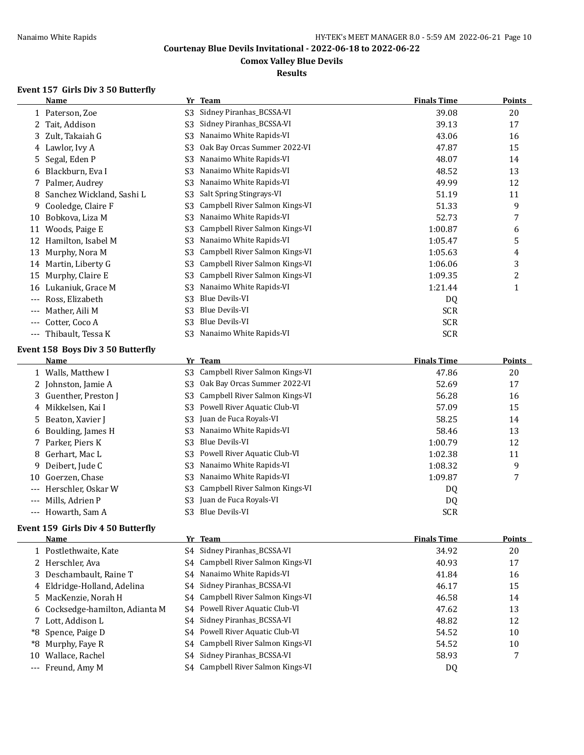# Courtenay Blue Devils Invitational - 2022-06-18 to 2022-06-22

## Comox Valley Blue Devils

## Results

### Event 157 Girls Div 3 50 Butterfly

| | Name | Yr | Team | Finals Time | Points |
|---|---|---|---|---|---|
| 1 | Paterson, Zoe | S3 | Sidney Piranhas_BCSSA-VI | 39.08 | 20 |
| 2 | Tait, Addison | S3 | Sidney Piranhas_BCSSA-VI | 39.13 | 17 |
| 3 | Zult, Takaiah G | S3 | Nanaimo White Rapids-VI | 43.06 | 16 |
| 4 | Lawlor, Ivy A | S3 | Oak Bay Orcas Summer 2022-VI | 47.87 | 15 |
| 5 | Segal, Eden P | S3 | Nanaimo White Rapids-VI | 48.07 | 14 |
| 6 | Blackburn, Eva I | S3 | Nanaimo White Rapids-VI | 48.52 | 13 |
| 7 | Palmer, Audrey | S3 | Nanaimo White Rapids-VI | 49.99 | 12 |
| 8 | Sanchez Wickland, Sashi L | S3 | Salt Spring Stingrays-VI | 51.19 | 11 |
| 9 | Cooledge, Claire F | S3 | Campbell River Salmon Kings-VI | 51.33 | 9 |
| 10 | Bobkova, Liza M | S3 | Nanaimo White Rapids-VI | 52.73 | 7 |
| 11 | Woods, Paige E | S3 | Campbell River Salmon Kings-VI | 1:00.87 | 6 |
| 12 | Hamilton, Isabel M | S3 | Nanaimo White Rapids-VI | 1:05.47 | 5 |
| 13 | Murphy, Nora M | S3 | Campbell River Salmon Kings-VI | 1:05.63 | 4 |
| 14 | Martin, Liberty G | S3 | Campbell River Salmon Kings-VI | 1:06.06 | 3 |
| 15 | Murphy, Claire E | S3 | Campbell River Salmon Kings-VI | 1:09.35 | 2 |
| 16 | Lukaniuk, Grace M | S3 | Nanaimo White Rapids-VI | 1:21.44 | 1 |
| --- | Ross, Elizabeth | S3 | Blue Devils-VI | DQ | |
| --- | Mather, Aili M | S3 | Blue Devils-VI | SCR | |
| --- | Cotter, Coco A | S3 | Blue Devils-VI | SCR | |
| --- | Thibault, Tessa K | S3 | Nanaimo White Rapids-VI | SCR | |

### Event 158 Boys Div 3 50 Butterfly

| | Name | Yr | Team | Finals Time | Points |
|---|---|---|---|---|---|
| 1 | Walls, Matthew I | S3 | Campbell River Salmon Kings-VI | 47.86 | 20 |
| 2 | Johnston, Jamie A | S3 | Oak Bay Orcas Summer 2022-VI | 52.69 | 17 |
| 3 | Guenther, Preston J | S3 | Campbell River Salmon Kings-VI | 56.28 | 16 |
| 4 | Mikkelsen, Kai I | S3 | Powell River Aquatic Club-VI | 57.09 | 15 |
| 5 | Beaton, Xavier J | S3 | Juan de Fuca Royals-VI | 58.25 | 14 |
| 6 | Boulding, James H | S3 | Nanaimo White Rapids-VI | 58.46 | 13 |
| 7 | Parker, Piers K | S3 | Blue Devils-VI | 1:00.79 | 12 |
| 8 | Gerhart, Mac L | S3 | Powell River Aquatic Club-VI | 1:02.38 | 11 |
| 9 | Deibert, Jude C | S3 | Nanaimo White Rapids-VI | 1:08.32 | 9 |
| 10 | Goerzen, Chase | S3 | Nanaimo White Rapids-VI | 1:09.87 | 7 |
| --- | Herschler, Oskar W | S3 | Campbell River Salmon Kings-VI | DQ | |
| --- | Mills, Adrien P | S3 | Juan de Fuca Royals-VI | DQ | |
| --- | Howarth, Sam A | S3 | Blue Devils-VI | SCR | |

### Event 159 Girls Div 4 50 Butterfly

| | Name | Yr | Team | Finals Time | Points |
|---|---|---|---|---|---|
| 1 | Postlethwaite, Kate | S4 | Sidney Piranhas_BCSSA-VI | 34.92 | 20 |
| 2 | Herschler, Ava | S4 | Campbell River Salmon Kings-VI | 40.93 | 17 |
| 3 | Deschambault, Raine T | S4 | Nanaimo White Rapids-VI | 41.84 | 16 |
| 4 | Eldridge-Holland, Adelina | S4 | Sidney Piranhas_BCSSA-VI | 46.17 | 15 |
| 5 | MacKenzie, Norah H | S4 | Campbell River Salmon Kings-VI | 46.58 | 14 |
| 6 | Cocksedge-hamilton, Adianta M | S4 | Powell River Aquatic Club-VI | 47.62 | 13 |
| 7 | Lott, Addison L | S4 | Sidney Piranhas_BCSSA-VI | 48.82 | 12 |
| *8 | Spence, Paige D | S4 | Powell River Aquatic Club-VI | 54.52 | 10 |
| *8 | Murphy, Faye R | S4 | Campbell River Salmon Kings-VI | 54.52 | 10 |
| 10 | Wallace, Rachel | S4 | Sidney Piranhas_BCSSA-VI | 58.93 | 7 |
| --- | Freund, Amy M | S4 | Campbell River Salmon Kings-VI | DQ | |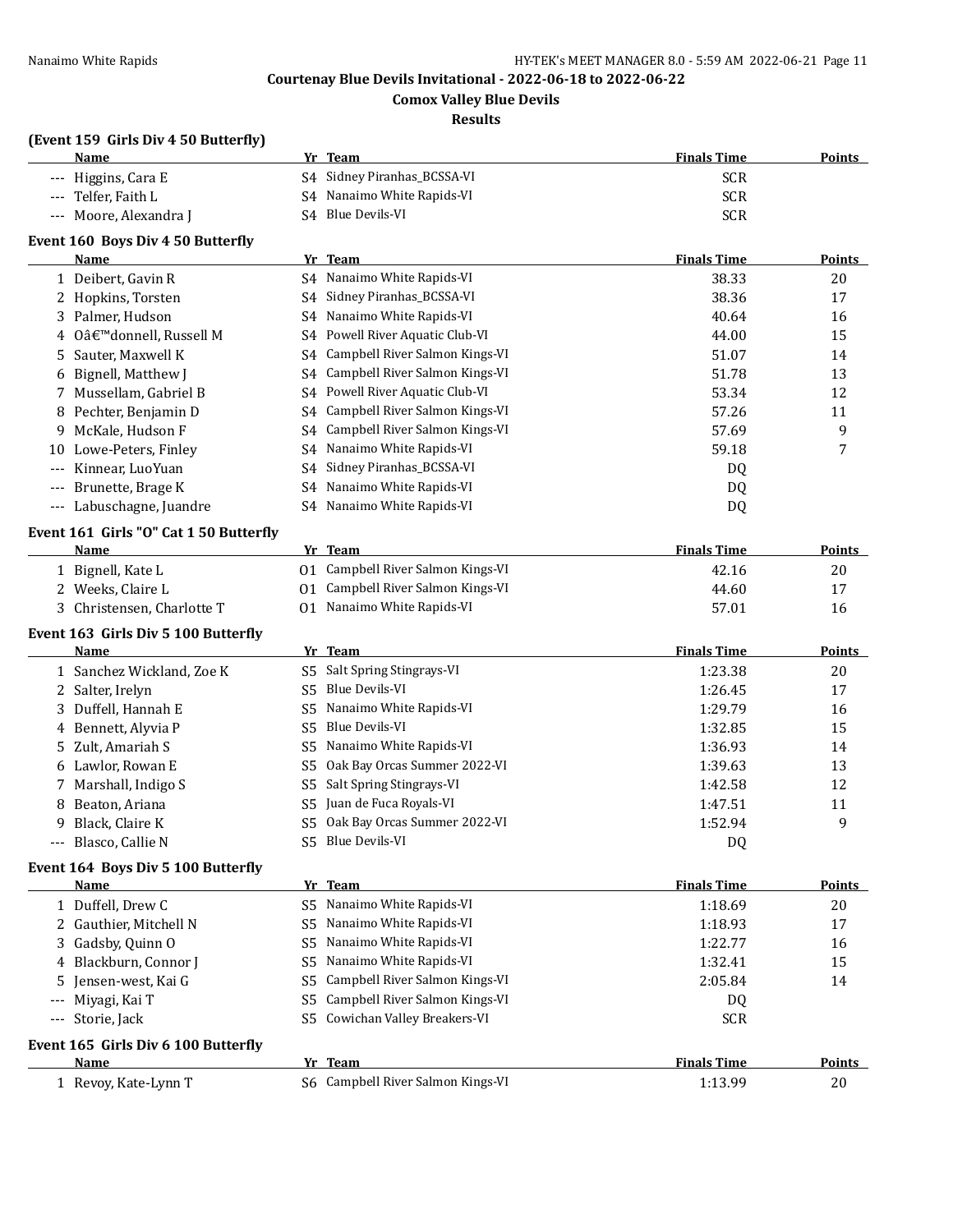## Courtenay Blue Devils Invitational - 2022-06-18 to 2022-06-22

### Comox Valley Blue Devils

### Results

#### (Event 159 Girls Div 4 50 Butterfly)

| | Name | Yr | Team | Finals Time | Points |
|---|---|---|---|---|---|
| --- | Higgins, Cara E | S4 | Sidney Piranhas_BCSSA-VI | SCR | |
| --- | Telfer, Faith L | S4 | Nanaimo White Rapids-VI | SCR | |
| --- | Moore, Alexandra J | S4 | Blue Devils-VI | SCR | |

#### Event 160 Boys Div 4 50 Butterfly

| | Name | Yr | Team | Finals Time | Points |
|---|---|---|---|---|---|
| 1 | Deibert, Gavin R | S4 | Nanaimo White Rapids-VI | 38.33 | 20 |
| 2 | Hopkins, Torsten | S4 | Sidney Piranhas_BCSSA-VI | 38.36 | 17 |
| 3 | Palmer, Hudson | S4 | Nanaimo White Rapids-VI | 40.64 | 16 |
| 4 | Oâ€™donnell, Russell M | S4 | Powell River Aquatic Club-VI | 44.00 | 15 |
| 5 | Sauter, Maxwell K | S4 | Campbell River Salmon Kings-VI | 51.07 | 14 |
| 6 | Bignell, Matthew J | S4 | Campbell River Salmon Kings-VI | 51.78 | 13 |
| 7 | Mussellam, Gabriel B | S4 | Powell River Aquatic Club-VI | 53.34 | 12 |
| 8 | Pechter, Benjamin D | S4 | Campbell River Salmon Kings-VI | 57.26 | 11 |
| 9 | McKale, Hudson F | S4 | Campbell River Salmon Kings-VI | 57.69 | 9 |
| 10 | Lowe-Peters, Finley | S4 | Nanaimo White Rapids-VI | 59.18 | 7 |
| --- | Kinnear, LuoYuan | S4 | Sidney Piranhas_BCSSA-VI | DQ | |
| --- | Brunette, Brage K | S4 | Nanaimo White Rapids-VI | DQ | |
| --- | Labuschagne, Juandre | S4 | Nanaimo White Rapids-VI | DQ | |

#### Event 161 Girls "O" Cat 1 50 Butterfly

| | Name | Yr | Team | Finals Time | Points |
|---|---|---|---|---|---|
| 1 | Bignell, Kate L | O1 | Campbell River Salmon Kings-VI | 42.16 | 20 |
| 2 | Weeks, Claire L | O1 | Campbell River Salmon Kings-VI | 44.60 | 17 |
| 3 | Christensen, Charlotte T | O1 | Nanaimo White Rapids-VI | 57.01 | 16 |

#### Event 163 Girls Div 5 100 Butterfly

| | Name | Yr | Team | Finals Time | Points |
|---|---|---|---|---|---|
| 1 | Sanchez Wickland, Zoe K | S5 | Salt Spring Stingrays-VI | 1:23.38 | 20 |
| 2 | Salter, Irelyn | S5 | Blue Devils-VI | 1:26.45 | 17 |
| 3 | Duffell, Hannah E | S5 | Nanaimo White Rapids-VI | 1:29.79 | 16 |
| 4 | Bennett, Alyvia P | S5 | Blue Devils-VI | 1:32.85 | 15 |
| 5 | Zult, Amariah S | S5 | Nanaimo White Rapids-VI | 1:36.93 | 14 |
| 6 | Lawlor, Rowan E | S5 | Oak Bay Orcas Summer 2022-VI | 1:39.63 | 13 |
| 7 | Marshall, Indigo S | S5 | Salt Spring Stingrays-VI | 1:42.58 | 12 |
| 8 | Beaton, Ariana | S5 | Juan de Fuca Royals-VI | 1:47.51 | 11 |
| 9 | Black, Claire K | S5 | Oak Bay Orcas Summer 2022-VI | 1:52.94 | 9 |
| --- | Blasco, Callie N | S5 | Blue Devils-VI | DQ | |

#### Event 164 Boys Div 5 100 Butterfly

| | Name | Yr | Team | Finals Time | Points |
|---|---|---|---|---|---|
| 1 | Duffell, Drew C | S5 | Nanaimo White Rapids-VI | 1:18.69 | 20 |
| 2 | Gauthier, Mitchell N | S5 | Nanaimo White Rapids-VI | 1:18.93 | 17 |
| 3 | Gadsby, Quinn O | S5 | Nanaimo White Rapids-VI | 1:22.77 | 16 |
| 4 | Blackburn, Connor J | S5 | Nanaimo White Rapids-VI | 1:32.41 | 15 |
| 5 | Jensen-west, Kai G | S5 | Campbell River Salmon Kings-VI | 2:05.84 | 14 |
| --- | Miyagi, Kai T | S5 | Campbell River Salmon Kings-VI | DQ | |
| --- | Storie, Jack | S5 | Cowichan Valley Breakers-VI | SCR | |

#### Event 165 Girls Div 6 100 Butterfly

| | Name | Yr | Team | Finals Time | Points |
|---|---|---|---|---|---|
| 1 | Revoy, Kate-Lynn T | S6 | Campbell River Salmon Kings-VI | 1:13.99 | 20 |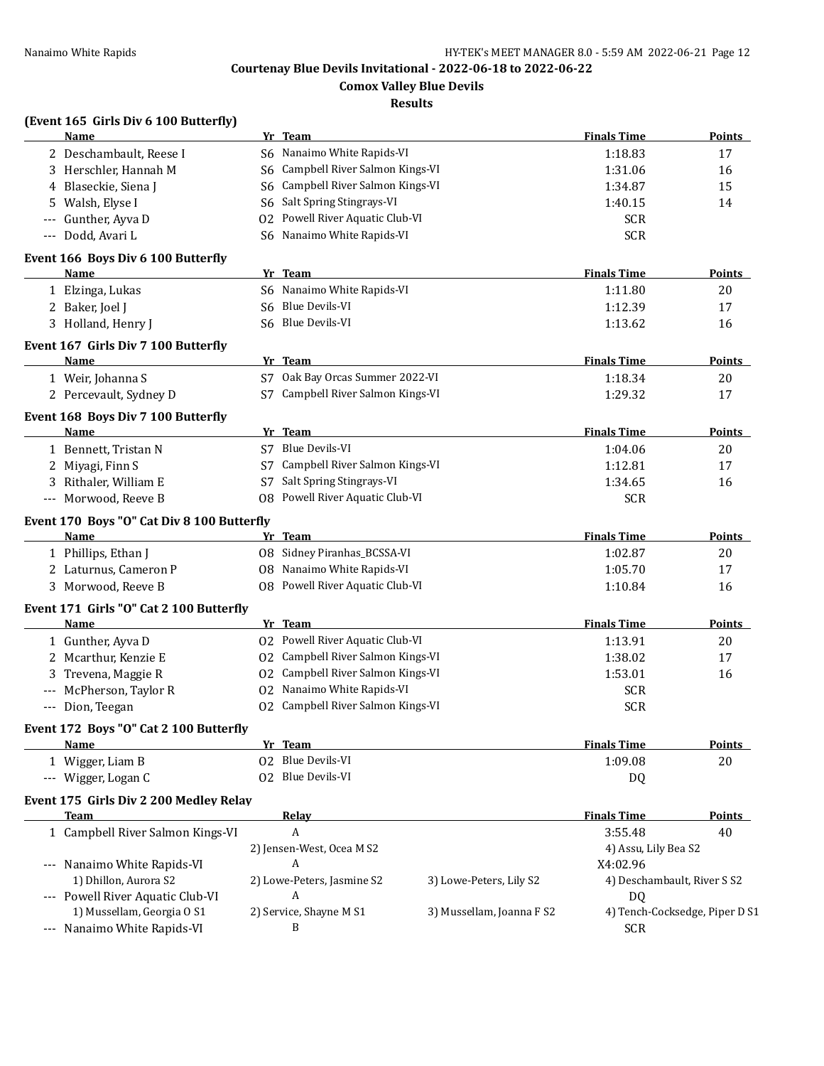# Courtenay Blue Devils Invitational - 2022-06-18 to 2022-06-22

## Comox Valley Blue Devils

## Results

### (Event 165 Girls Div 6 100 Butterfly)

| | Name | Yr | Team | Finals Time | Points |
|---|---|---|---|---|---|
| 2 | Deschambault, Reese I | S6 | Nanaimo White Rapids-VI | 1:18.83 | 17 |
| 3 | Herschler, Hannah M | S6 | Campbell River Salmon Kings-VI | 1:31.06 | 16 |
| 4 | Blaseckie, Siena J | S6 | Campbell River Salmon Kings-VI | 1:34.87 | 15 |
| 5 | Walsh, Elyse I | S6 | Salt Spring Stingrays-VI | 1:40.15 | 14 |
| --- | Gunther, Ayva D | O2 | Powell River Aquatic Club-VI | SCR | |
| --- | Dodd, Avari L | S6 | Nanaimo White Rapids-VI | SCR | |

### Event 166 Boys Div 6 100 Butterfly

| | Name | Yr | Team | Finals Time | Points |
|---|---|---|---|---|---|
| 1 | Elzinga, Lukas | S6 | Nanaimo White Rapids-VI | 1:11.80 | 20 |
| 2 | Baker, Joel J | S6 | Blue Devils-VI | 1:12.39 | 17 |
| 3 | Holland, Henry J | S6 | Blue Devils-VI | 1:13.62 | 16 |

### Event 167 Girls Div 7 100 Butterfly

| | Name | Yr | Team | Finals Time | Points |
|---|---|---|---|---|---|
| 1 | Weir, Johanna S | S7 | Oak Bay Orcas Summer 2022-VI | 1:18.34 | 20 |
| 2 | Percevault, Sydney D | S7 | Campbell River Salmon Kings-VI | 1:29.32 | 17 |

### Event 168 Boys Div 7 100 Butterfly

| | Name | Yr | Team | Finals Time | Points |
|---|---|---|---|---|---|
| 1 | Bennett, Tristan N | S7 | Blue Devils-VI | 1:04.06 | 20 |
| 2 | Miyagi, Finn S | S7 | Campbell River Salmon Kings-VI | 1:12.81 | 17 |
| 3 | Rithaler, William E | S7 | Salt Spring Stingrays-VI | 1:34.65 | 16 |
| --- | Morwood, Reeve B | O8 | Powell River Aquatic Club-VI | SCR | |

### Event 170 Boys "O" Cat Div 8 100 Butterfly

| | Name | Yr | Team | Finals Time | Points |
|---|---|---|---|---|---|
| 1 | Phillips, Ethan J | O8 | Sidney Piranhas_BCSSA-VI | 1:02.87 | 20 |
| 2 | Laturnus, Cameron P | O8 | Nanaimo White Rapids-VI | 1:05.70 | 17 |
| 3 | Morwood, Reeve B | O8 | Powell River Aquatic Club-VI | 1:10.84 | 16 |

### Event 171 Girls "O" Cat 2 100 Butterfly

| | Name | Yr | Team | Finals Time | Points |
|---|---|---|---|---|---|
| 1 | Gunther, Ayva D | O2 | Powell River Aquatic Club-VI | 1:13.91 | 20 |
| 2 | Mcarthur, Kenzie E | O2 | Campbell River Salmon Kings-VI | 1:38.02 | 17 |
| 3 | Trevena, Maggie R | O2 | Campbell River Salmon Kings-VI | 1:53.01 | 16 |
| --- | McPherson, Taylor R | O2 | Nanaimo White Rapids-VI | SCR | |
| --- | Dion, Teegan | O2 | Campbell River Salmon Kings-VI | SCR | |

### Event 172 Boys "O" Cat 2 100 Butterfly

| | Name | Yr | Team | Finals Time | Points |
|---|---|---|---|---|---|
| 1 | Wigger, Liam B | O2 | Blue Devils-VI | 1:09.08 | 20 |
| --- | Wigger, Logan C | O2 | Blue Devils-VI | DQ | |

### Event 175 Girls Div 2 200 Medley Relay

| | Team | Relay | | Finals Time | Points |
|---|---|---|---|---|---|
| 1 | Campbell River Salmon Kings-VI | A | | 3:55.48 | 40 |
| | | 2) Jensen-West, Ocea M S2 | | 4) Assu, Lily Bea S2 | |
| --- | Nanaimo White Rapids-VI | A | | X4:02.96 | |
| | 1) Dhillon, Aurora S2 | 2) Lowe-Peters, Jasmine S2 | 3) Lowe-Peters, Lily S2 | 4) Deschambault, River S S2 | |
| --- | Powell River Aquatic Club-VI | A | | DQ | |
| | 1) Mussellam, Georgia O S1 | 2) Service, Shayne M S1 | 3) Mussellam, Joanna F S2 | 4) Tench-Cocksedge, Piper D S1 | |
| --- | Nanaimo White Rapids-VI | B | | SCR | |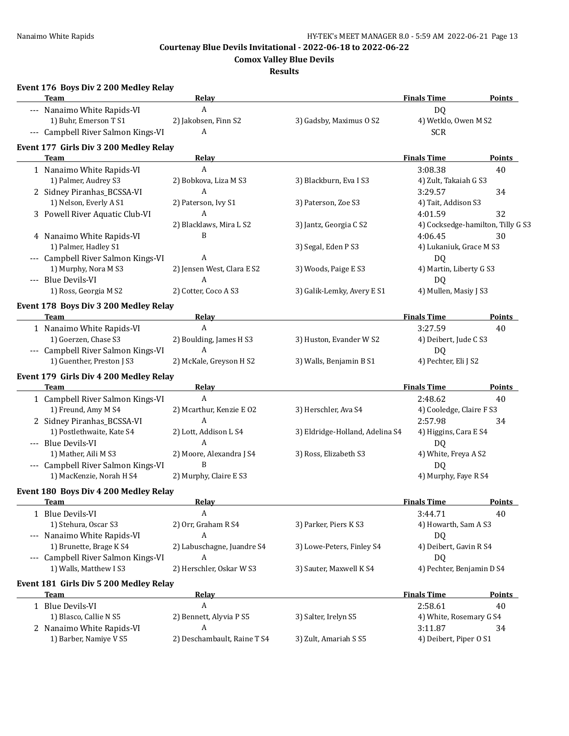**Courtenay Blue Devils Invitational - 2022-06-18 to 2022-06-22**

**Comox Valley Blue Devils**

**Results**

### Event 176 Boys Div 2 200 Medley Relay

| | Team | Relay | | Finals Time | Points |
|---|---|---|---|---|---|
| --- | Nanaimo White Rapids-VI | A | | DQ | |
| | 1) Buhr, Emerson T S1 | 2) Jakobsen, Finn S2 | 3) Gadsby, Maximus O S2 | 4) Wetklo, Owen M S2 | |
| --- | Campbell River Salmon Kings-VI | A | | SCR | |

### Event 177 Girls Div 3 200 Medley Relay

| | Team | Relay | | Finals Time | Points |
|---|---|---|---|---|---|
| 1 | Nanaimo White Rapids-VI | A | | 3:08.38 | 40 |
| | 1) Palmer, Audrey S3 | 2) Bobkova, Liza M S3 | 3) Blackburn, Eva I S3 | 4) Zult, Takaiah G S3 | |
| 2 | Sidney Piranhas_BCSSA-VI | A | | 3:29.57 | 34 |
| | 1) Nelson, Everly A S1 | 2) Paterson, Ivy S1 | 3) Paterson, Zoe S3 | 4) Tait, Addison S3 | |
| 3 | Powell River Aquatic Club-VI | A | | 4:01.59 | 32 |
| | | 2) Blacklaws, Mira L S2 | 3) Jantz, Georgia C S2 | 4) Cocksedge-hamilton, Tilly G S3 | |
| 4 | Nanaimo White Rapids-VI | B | | 4:06.45 | 30 |
| | 1) Palmer, Hadley S1 | | 3) Segal, Eden P S3 | 4) Lukaniuk, Grace M S3 | |
| --- | Campbell River Salmon Kings-VI | A | | DQ | |
| | 1) Murphy, Nora M S3 | 2) Jensen West, Clara E S2 | 3) Woods, Paige E S3 | 4) Martin, Liberty G S3 | |
| --- | Blue Devils-VI | A | | DQ | |
| | 1) Ross, Georgia M S2 | 2) Cotter, Coco A S3 | 3) Galik-Lemky, Avery E S1 | 4) Mullen, Masiy J S3 | |

### Event 178 Boys Div 3 200 Medley Relay

| | Team | Relay | | Finals Time | Points |
|---|---|---|---|---|---|
| 1 | Nanaimo White Rapids-VI | A | | 3:27.59 | 40 |
| | 1) Goerzen, Chase S3 | 2) Boulding, James H S3 | 3) Huston, Evander W S2 | 4) Deibert, Jude C S3 | |
| --- | Campbell River Salmon Kings-VI | A | | DQ | |
| | 1) Guenther, Preston J S3 | 2) McKale, Greyson H S2 | 3) Walls, Benjamin B S1 | 4) Pechter, Eli J S2 | |

### Event 179 Girls Div 4 200 Medley Relay

| | Team | Relay | | Finals Time | Points |
|---|---|---|---|---|---|
| 1 | Campbell River Salmon Kings-VI | A | | 2:48.62 | 40 |
| | 1) Freund, Amy M S4 | 2) Mcarthur, Kenzie E O2 | 3) Herschler, Ava S4 | 4) Cooledge, Claire F S3 | |
| 2 | Sidney Piranhas_BCSSA-VI | A | | 2:57.98 | 34 |
| | 1) Postlethwaite, Kate S4 | 2) Lott, Addison L S4 | 3) Eldridge-Holland, Adelina S4 | 4) Higgins, Cara E S4 | |
| --- | Blue Devils-VI | A | | DQ | |
| | 1) Mather, Aili M S3 | 2) Moore, Alexandra J S4 | 3) Ross, Elizabeth S3 | 4) White, Freya A S2 | |
| --- | Campbell River Salmon Kings-VI | B | | DQ | |
| | 1) MacKenzie, Norah H S4 | 2) Murphy, Claire E S3 | | 4) Murphy, Faye R S4 | |

### Event 180 Boys Div 4 200 Medley Relay

| | Team | Relay | | Finals Time | Points |
|---|---|---|---|---|---|
| 1 | Blue Devils-VI | A | | 3:44.71 | 40 |
| | 1) Stehura, Oscar S3 | 2) Orr, Graham R S4 | 3) Parker, Piers K S3 | 4) Howarth, Sam A S3 | |
| --- | Nanaimo White Rapids-VI | A | | DQ | |
| | 1) Brunette, Brage K S4 | 2) Labuschagne, Juandre S4 | 3) Lowe-Peters, Finley S4 | 4) Deibert, Gavin R S4 | |
| --- | Campbell River Salmon Kings-VI | A | | DQ | |
| | 1) Walls, Matthew I S3 | 2) Herschler, Oskar W S3 | 3) Sauter, Maxwell K S4 | 4) Pechter, Benjamin D S4 | |

### Event 181 Girls Div 5 200 Medley Relay

| | Team | Relay | | Finals Time | Points |
|---|---|---|---|---|---|
| 1 | Blue Devils-VI | A | | 2:58.61 | 40 |
| | 1) Blasco, Callie N S5 | 2) Bennett, Alyvia P S5 | 3) Salter, Irelyn S5 | 4) White, Rosemary G S4 | |
| 2 | Nanaimo White Rapids-VI | A | | 3:11.87 | 34 |
| | 1) Barber, Namiye V S5 | 2) Deschambault, Raine T S4 | 3) Zult, Amariah S S5 | 4) Deibert, Piper O S1 | |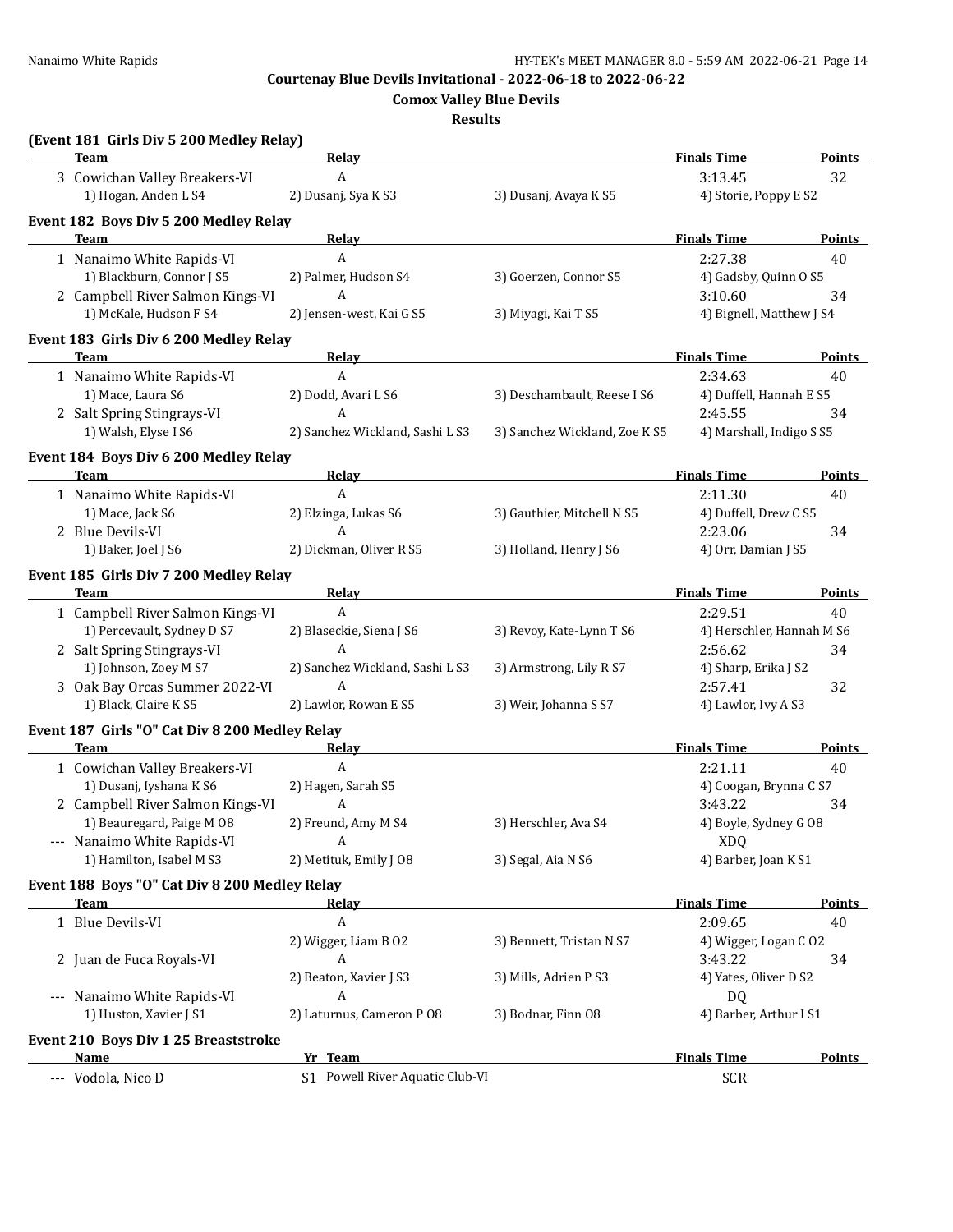**Courtenay Blue Devils Invitational - 2022-06-18 to 2022-06-22**

**Comox Valley Blue Devils**

**Results**

### (Event 181 Girls Div 5 200 Medley Relay)

| | Team | Relay | | Finals Time | Points |
|---|---|---|---|---|---|
| 3 | Cowichan Valley Breakers-VI | A | | 3:13.45 | 32 |
| | 1) Hogan, Anden L S4 | 2) Dusanj, Sya K S3 | 3) Dusanj, Avaya K S5 | 4) Storie, Poppy E S2 | |

### Event 182 Boys Div 5 200 Medley Relay

| | Team | Relay | | Finals Time | Points |
|---|---|---|---|---|---|
| 1 | Nanaimo White Rapids-VI | A | | 2:27.38 | 40 |
| | 1) Blackburn, Connor J S5 | 2) Palmer, Hudson S4 | 3) Goerzen, Connor S5 | 4) Gadsby, Quinn O S5 | |
| 2 | Campbell River Salmon Kings-VI | A | | 3:10.60 | 34 |
| | 1) McKale, Hudson F S4 | 2) Jensen-west, Kai G S5 | 3) Miyagi, Kai T S5 | 4) Bignell, Matthew J S4 | |

### Event 183 Girls Div 6 200 Medley Relay

| | Team | Relay | | Finals Time | Points |
|---|---|---|---|---|---|
| 1 | Nanaimo White Rapids-VI | A | | 2:34.63 | 40 |
| | 1) Mace, Laura S6 | 2) Dodd, Avari L S6 | 3) Deschambault, Reese I S6 | 4) Duffell, Hannah E S5 | |
| 2 | Salt Spring Stingrays-VI | A | | 2:45.55 | 34 |
| | 1) Walsh, Elyse I S6 | 2) Sanchez Wickland, Sashi L S3 | 3) Sanchez Wickland, Zoe K S5 | 4) Marshall, Indigo S S5 | |

### Event 184 Boys Div 6 200 Medley Relay

| | Team | Relay | | Finals Time | Points |
|---|---|---|---|---|---|
| 1 | Nanaimo White Rapids-VI | A | | 2:11.30 | 40 |
| | 1) Mace, Jack S6 | 2) Elzinga, Lukas S6 | 3) Gauthier, Mitchell N S5 | 4) Duffell, Drew C S5 | |
| 2 | Blue Devils-VI | A | | 2:23.06 | 34 |
| | 1) Baker, Joel J S6 | 2) Dickman, Oliver R S5 | 3) Holland, Henry J S6 | 4) Orr, Damian J S5 | |

### Event 185 Girls Div 7 200 Medley Relay

| | Team | Relay | | Finals Time | Points |
|---|---|---|---|---|---|
| 1 | Campbell River Salmon Kings-VI | A | | 2:29.51 | 40 |
| | 1) Percevault, Sydney D S7 | 2) Blaseckie, Siena J S6 | 3) Revoy, Kate-Lynn T S6 | 4) Herschler, Hannah M S6 | |
| 2 | Salt Spring Stingrays-VI | A | | 2:56.62 | 34 |
| | 1) Johnson, Zoey M S7 | 2) Sanchez Wickland, Sashi L S3 | 3) Armstrong, Lily R S7 | 4) Sharp, Erika J S2 | |
| 3 | Oak Bay Orcas Summer 2022-VI | A | | 2:57.41 | 32 |
| | 1) Black, Claire K S5 | 2) Lawlor, Rowan E S5 | 3) Weir, Johanna S S7 | 4) Lawlor, Ivy A S3 | |

### Event 187 Girls "O" Cat Div 8 200 Medley Relay

| | Team | Relay | | Finals Time | Points |
|---|---|---|---|---|---|
| 1 | Cowichan Valley Breakers-VI | A | | 2:21.11 | 40 |
| | 1) Dusanj, Iyshana K S6 | 2) Hagen, Sarah S5 | | 4) Coogan, Brynna C S7 | |
| 2 | Campbell River Salmon Kings-VI | A | | 3:43.22 | 34 |
| | 1) Beauregard, Paige M O8 | 2) Freund, Amy M S4 | 3) Herschler, Ava S4 | 4) Boyle, Sydney G O8 | |
| --- | Nanaimo White Rapids-VI | A | | XDQ | |
| | 1) Hamilton, Isabel M S3 | 2) Metituk, Emily J O8 | 3) Segal, Aia N S6 | 4) Barber, Joan K S1 | |

### Event 188 Boys "O" Cat Div 8 200 Medley Relay

| | Team | Relay | | Finals Time | Points |
|---|---|---|---|---|---|
| 1 | Blue Devils-VI | A | | 2:09.65 | 40 |
| | | 2) Wigger, Liam B O2 | 3) Bennett, Tristan N S7 | 4) Wigger, Logan C O2 | |
| 2 | Juan de Fuca Royals-VI | A | | 3:43.22 | 34 |
| | | 2) Beaton, Xavier J S3 | 3) Mills, Adrien P S3 | 4) Yates, Oliver D S2 | |
| --- | Nanaimo White Rapids-VI | A | | DQ | |
| | 1) Huston, Xavier J S1 | 2) Laturnus, Cameron P O8 | 3) Bodnar, Finn O8 | 4) Barber, Arthur I S1 | |

### Event 210 Boys Div 1 25 Breaststroke

| | Name | Yr | Team | Finals Time | Points |
|---|---|---|---|---|---|
| --- | Vodola, Nico D | S1 | Powell River Aquatic Club-VI | SCR | |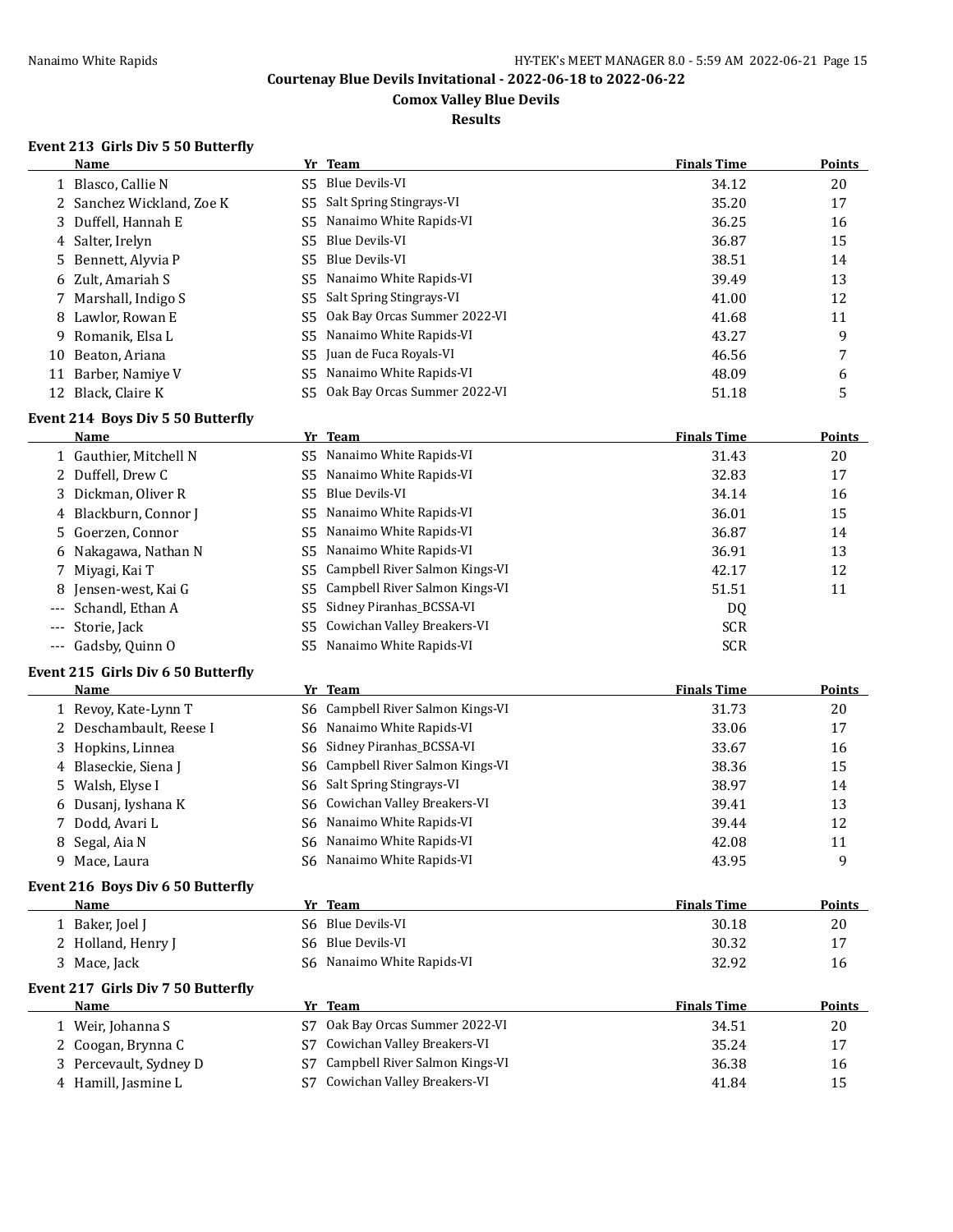# Courtenay Blue Devils Invitational - 2022-06-18 to 2022-06-22

## Comox Valley Blue Devils

## Results

### Event 213 Girls Div 5 50 Butterfly

| | Name | Yr | Team | Finals Time | Points |
|---|---|---|---|---|---|
| 1 | Blasco, Callie N | S5 | Blue Devils-VI | 34.12 | 20 |
| 2 | Sanchez Wickland, Zoe K | S5 | Salt Spring Stingrays-VI | 35.20 | 17 |
| 3 | Duffell, Hannah E | S5 | Nanaimo White Rapids-VI | 36.25 | 16 |
| 4 | Salter, Irelyn | S5 | Blue Devils-VI | 36.87 | 15 |
| 5 | Bennett, Alyvia P | S5 | Blue Devils-VI | 38.51 | 14 |
| 6 | Zult, Amariah S | S5 | Nanaimo White Rapids-VI | 39.49 | 13 |
| 7 | Marshall, Indigo S | S5 | Salt Spring Stingrays-VI | 41.00 | 12 |
| 8 | Lawlor, Rowan E | S5 | Oak Bay Orcas Summer 2022-VI | 41.68 | 11 |
| 9 | Romanik, Elsa L | S5 | Nanaimo White Rapids-VI | 43.27 | 9 |
| 10 | Beaton, Ariana | S5 | Juan de Fuca Royals-VI | 46.56 | 7 |
| 11 | Barber, Namiye V | S5 | Nanaimo White Rapids-VI | 48.09 | 6 |
| 12 | Black, Claire K | S5 | Oak Bay Orcas Summer 2022-VI | 51.18 | 5 |

### Event 214 Boys Div 5 50 Butterfly

| | Name | Yr | Team | Finals Time | Points |
|---|---|---|---|---|---|
| 1 | Gauthier, Mitchell N | S5 | Nanaimo White Rapids-VI | 31.43 | 20 |
| 2 | Duffell, Drew C | S5 | Nanaimo White Rapids-VI | 32.83 | 17 |
| 3 | Dickman, Oliver R | S5 | Blue Devils-VI | 34.14 | 16 |
| 4 | Blackburn, Connor J | S5 | Nanaimo White Rapids-VI | 36.01 | 15 |
| 5 | Goerzen, Connor | S5 | Nanaimo White Rapids-VI | 36.87 | 14 |
| 6 | Nakagawa, Nathan N | S5 | Nanaimo White Rapids-VI | 36.91 | 13 |
| 7 | Miyagi, Kai T | S5 | Campbell River Salmon Kings-VI | 42.17 | 12 |
| 8 | Jensen-west, Kai G | S5 | Campbell River Salmon Kings-VI | 51.51 | 11 |
| --- | Schandl, Ethan A | S5 | Sidney Piranhas_BCSSA-VI | DQ | |
| --- | Storie, Jack | S5 | Cowichan Valley Breakers-VI | SCR | |
| --- | Gadsby, Quinn O | S5 | Nanaimo White Rapids-VI | SCR | |

### Event 215 Girls Div 6 50 Butterfly

| | Name | Yr | Team | Finals Time | Points |
|---|---|---|---|---|---|
| 1 | Revoy, Kate-Lynn T | S6 | Campbell River Salmon Kings-VI | 31.73 | 20 |
| 2 | Deschambault, Reese I | S6 | Nanaimo White Rapids-VI | 33.06 | 17 |
| 3 | Hopkins, Linnea | S6 | Sidney Piranhas_BCSSA-VI | 33.67 | 16 |
| 4 | Blaseckie, Siena J | S6 | Campbell River Salmon Kings-VI | 38.36 | 15 |
| 5 | Walsh, Elyse I | S6 | Salt Spring Stingrays-VI | 38.97 | 14 |
| 6 | Dusanj, Iyshana K | S6 | Cowichan Valley Breakers-VI | 39.41 | 13 |
| 7 | Dodd, Avari L | S6 | Nanaimo White Rapids-VI | 39.44 | 12 |
| 8 | Segal, Aia N | S6 | Nanaimo White Rapids-VI | 42.08 | 11 |
| 9 | Mace, Laura | S6 | Nanaimo White Rapids-VI | 43.95 | 9 |

### Event 216 Boys Div 6 50 Butterfly

| | Name | Yr | Team | Finals Time | Points |
|---|---|---|---|---|---|
| 1 | Baker, Joel J | S6 | Blue Devils-VI | 30.18 | 20 |
| 2 | Holland, Henry J | S6 | Blue Devils-VI | 30.32 | 17 |
| 3 | Mace, Jack | S6 | Nanaimo White Rapids-VI | 32.92 | 16 |

### Event 217 Girls Div 7 50 Butterfly

| | Name | Yr | Team | Finals Time | Points |
|---|---|---|---|---|---|
| 1 | Weir, Johanna S | S7 | Oak Bay Orcas Summer 2022-VI | 34.51 | 20 |
| 2 | Coogan, Brynna C | S7 | Cowichan Valley Breakers-VI | 35.24 | 17 |
| 3 | Percevault, Sydney D | S7 | Campbell River Salmon Kings-VI | 36.38 | 16 |
| 4 | Hamill, Jasmine L | S7 | Cowichan Valley Breakers-VI | 41.84 | 15 |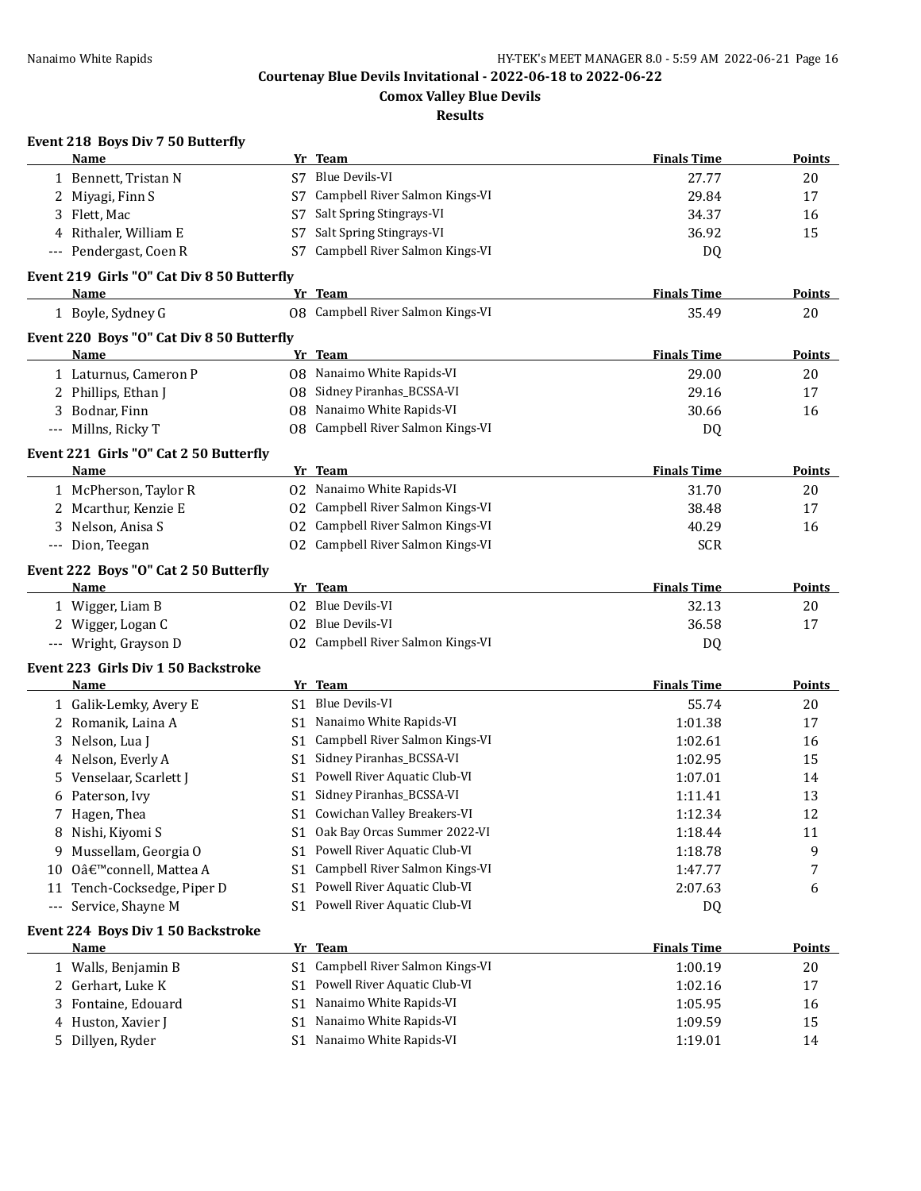# Courtenay Blue Devils Invitational - 2022-06-18 to 2022-06-22

## Comox Valley Blue Devils

## Results

### Event 218 Boys Div 7 50 Butterfly

| | Name | Yr | Team | Finals Time | Points |
|---|---|---|---|---|---|
| 1 | Bennett, Tristan N | S7 | Blue Devils-VI | 27.77 | 20 |
| 2 | Miyagi, Finn S | S7 | Campbell River Salmon Kings-VI | 29.84 | 17 |
| 3 | Flett, Mac | S7 | Salt Spring Stingrays-VI | 34.37 | 16 |
| 4 | Rithaler, William E | S7 | Salt Spring Stingrays-VI | 36.92 | 15 |
| --- | Pendergast, Coen R | S7 | Campbell River Salmon Kings-VI | DQ | |

### Event 219 Girls "O" Cat Div 8 50 Butterfly

| | Name | Yr | Team | Finals Time | Points |
|---|---|---|---|---|---|
| 1 | Boyle, Sydney G | O8 | Campbell River Salmon Kings-VI | 35.49 | 20 |

### Event 220 Boys "O" Cat Div 8 50 Butterfly

| | Name | Yr | Team | Finals Time | Points |
|---|---|---|---|---|---|
| 1 | Laturnus, Cameron P | O8 | Nanaimo White Rapids-VI | 29.00 | 20 |
| 2 | Phillips, Ethan J | O8 | Sidney Piranhas_BCSSA-VI | 29.16 | 17 |
| 3 | Bodnar, Finn | O8 | Nanaimo White Rapids-VI | 30.66 | 16 |
| --- | Millns, Ricky T | O8 | Campbell River Salmon Kings-VI | DQ | |

### Event 221 Girls "O" Cat 2 50 Butterfly

| | Name | Yr | Team | Finals Time | Points |
|---|---|---|---|---|---|
| 1 | McPherson, Taylor R | O2 | Nanaimo White Rapids-VI | 31.70 | 20 |
| 2 | Mcarthur, Kenzie E | O2 | Campbell River Salmon Kings-VI | 38.48 | 17 |
| 3 | Nelson, Anisa S | O2 | Campbell River Salmon Kings-VI | 40.29 | 16 |
| --- | Dion, Teegan | O2 | Campbell River Salmon Kings-VI | SCR | |

### Event 222 Boys "O" Cat 2 50 Butterfly

| | Name | Yr | Team | Finals Time | Points |
|---|---|---|---|---|---|
| 1 | Wigger, Liam B | O2 | Blue Devils-VI | 32.13 | 20 |
| 2 | Wigger, Logan C | O2 | Blue Devils-VI | 36.58 | 17 |
| --- | Wright, Grayson D | O2 | Campbell River Salmon Kings-VI | DQ | |

### Event 223 Girls Div 1 50 Backstroke

| | Name | Yr | Team | Finals Time | Points |
|---|---|---|---|---|---|
| 1 | Galik-Lemky, Avery E | S1 | Blue Devils-VI | 55.74 | 20 |
| 2 | Romanik, Laina A | S1 | Nanaimo White Rapids-VI | 1:01.38 | 17 |
| 3 | Nelson, Lua J | S1 | Campbell River Salmon Kings-VI | 1:02.61 | 16 |
| 4 | Nelson, Everly A | S1 | Sidney Piranhas_BCSSA-VI | 1:02.95 | 15 |
| 5 | Venselaar, Scarlett J | S1 | Powell River Aquatic Club-VI | 1:07.01 | 14 |
| 6 | Paterson, Ivy | S1 | Sidney Piranhas_BCSSA-VI | 1:11.41 | 13 |
| 7 | Hagen, Thea | S1 | Cowichan Valley Breakers-VI | 1:12.34 | 12 |
| 8 | Nishi, Kiyomi S | S1 | Oak Bay Orcas Summer 2022-VI | 1:18.44 | 11 |
| 9 | Mussellam, Georgia O | S1 | Powell River Aquatic Club-VI | 1:18.78 | 9 |
| 10 | Oâ€™connell, Mattea A | S1 | Campbell River Salmon Kings-VI | 1:47.77 | 7 |
| 11 | Tench-Cocksedge, Piper D | S1 | Powell River Aquatic Club-VI | 2:07.63 | 6 |
| --- | Service, Shayne M | S1 | Powell River Aquatic Club-VI | DQ | |

### Event 224 Boys Div 1 50 Backstroke

| | Name | Yr | Team | Finals Time | Points |
|---|---|---|---|---|---|
| 1 | Walls, Benjamin B | S1 | Campbell River Salmon Kings-VI | 1:00.19 | 20 |
| 2 | Gerhart, Luke K | S1 | Powell River Aquatic Club-VI | 1:02.16 | 17 |
| 3 | Fontaine, Edouard | S1 | Nanaimo White Rapids-VI | 1:05.95 | 16 |
| 4 | Huston, Xavier J | S1 | Nanaimo White Rapids-VI | 1:09.59 | 15 |
| 5 | Dillyen, Ryder | S1 | Nanaimo White Rapids-VI | 1:19.01 | 14 |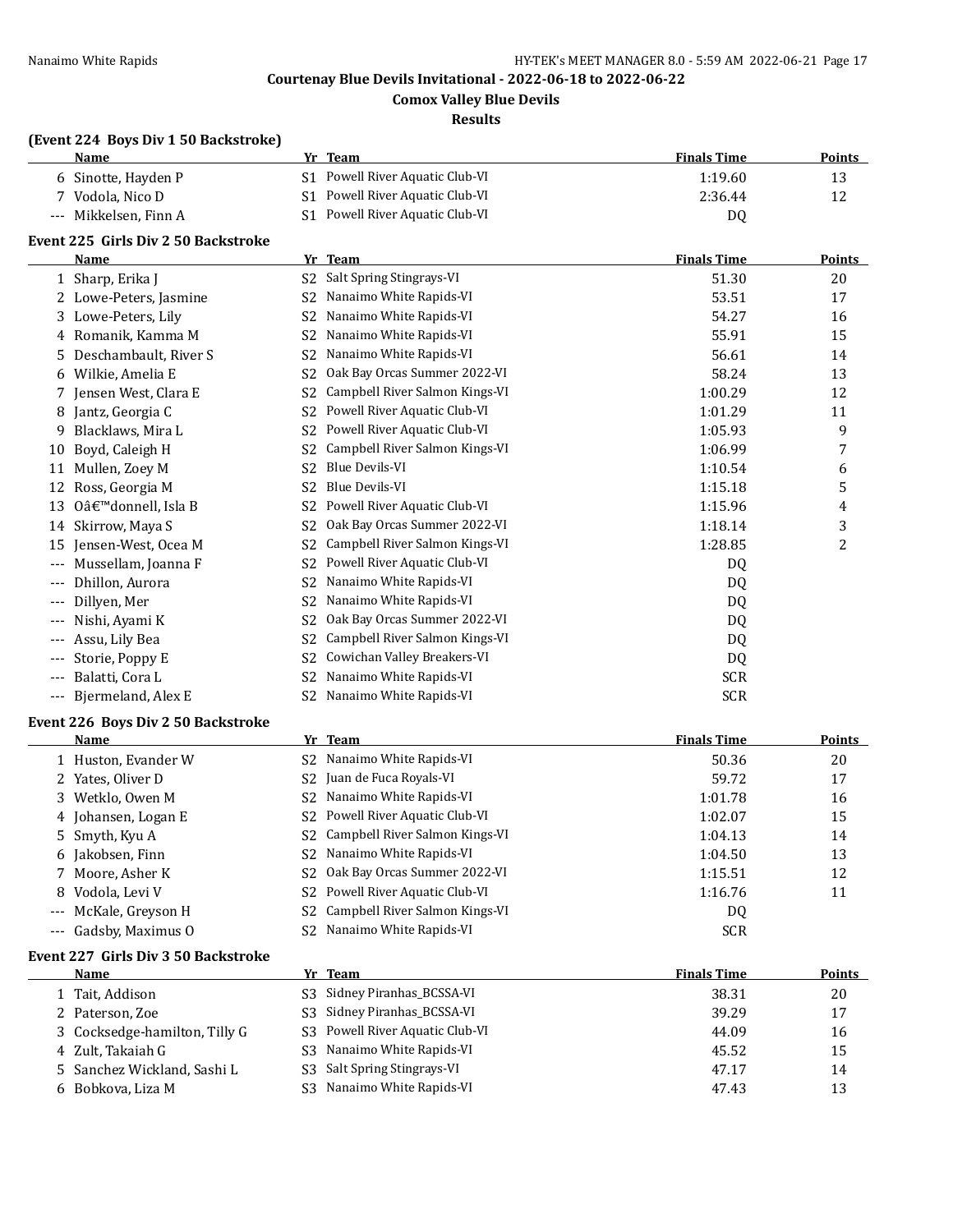Courtenay Blue Devils Invitational - 2022-06-18 to 2022-06-22

Comox Valley Blue Devils

Results

### (Event 224 Boys Div 1 50 Backstroke)

| | Name | Yr | Team | Finals Time | Points |
|---|---|---|---|---|---|
| 6 | Sinotte, Hayden P | S1 | Powell River Aquatic Club-VI | 1:19.60 | 13 |
| 7 | Vodola, Nico D | S1 | Powell River Aquatic Club-VI | 2:36.44 | 12 |
| --- | Mikkelsen, Finn A | S1 | Powell River Aquatic Club-VI | DQ | |

### Event 225 Girls Div 2 50 Backstroke

| | Name | Yr | Team | Finals Time | Points |
|---|---|---|---|---|---|
| 1 | Sharp, Erika J | S2 | Salt Spring Stingrays-VI | 51.30 | 20 |
| 2 | Lowe-Peters, Jasmine | S2 | Nanaimo White Rapids-VI | 53.51 | 17 |
| 3 | Lowe-Peters, Lily | S2 | Nanaimo White Rapids-VI | 54.27 | 16 |
| 4 | Romanik, Kamma M | S2 | Nanaimo White Rapids-VI | 55.91 | 15 |
| 5 | Deschambault, River S | S2 | Nanaimo White Rapids-VI | 56.61 | 14 |
| 6 | Wilkie, Amelia E | S2 | Oak Bay Orcas Summer 2022-VI | 58.24 | 13 |
| 7 | Jensen West, Clara E | S2 | Campbell River Salmon Kings-VI | 1:00.29 | 12 |
| 8 | Jantz, Georgia C | S2 | Powell River Aquatic Club-VI | 1:01.29 | 11 |
| 9 | Blacklaws, Mira L | S2 | Powell River Aquatic Club-VI | 1:05.93 | 9 |
| 10 | Boyd, Caleigh H | S2 | Campbell River Salmon Kings-VI | 1:06.99 | 7 |
| 11 | Mullen, Zoey M | S2 | Blue Devils-VI | 1:10.54 | 6 |
| 12 | Ross, Georgia M | S2 | Blue Devils-VI | 1:15.18 | 5 |
| 13 | Oâ€™donnell, Isla B | S2 | Powell River Aquatic Club-VI | 1:15.96 | 4 |
| 14 | Skirrow, Maya S | S2 | Oak Bay Orcas Summer 2022-VI | 1:18.14 | 3 |
| 15 | Jensen-West, Ocea M | S2 | Campbell River Salmon Kings-VI | 1:28.85 | 2 |
| --- | Mussellam, Joanna F | S2 | Powell River Aquatic Club-VI | DQ | |
| --- | Dhillon, Aurora | S2 | Nanaimo White Rapids-VI | DQ | |
| --- | Dillyen, Mer | S2 | Nanaimo White Rapids-VI | DQ | |
| --- | Nishi, Ayami K | S2 | Oak Bay Orcas Summer 2022-VI | DQ | |
| --- | Assu, Lily Bea | S2 | Campbell River Salmon Kings-VI | DQ | |
| --- | Storie, Poppy E | S2 | Cowichan Valley Breakers-VI | DQ | |
| --- | Balatti, Cora L | S2 | Nanaimo White Rapids-VI | SCR | |
| --- | Bjermeland, Alex E | S2 | Nanaimo White Rapids-VI | SCR | |

### Event 226 Boys Div 2 50 Backstroke

| | Name | Yr | Team | Finals Time | Points |
|---|---|---|---|---|---|
| 1 | Huston, Evander W | S2 | Nanaimo White Rapids-VI | 50.36 | 20 |
| 2 | Yates, Oliver D | S2 | Juan de Fuca Royals-VI | 59.72 | 17 |
| 3 | Wetklo, Owen M | S2 | Nanaimo White Rapids-VI | 1:01.78 | 16 |
| 4 | Johansen, Logan E | S2 | Powell River Aquatic Club-VI | 1:02.07 | 15 |
| 5 | Smyth, Kyu A | S2 | Campbell River Salmon Kings-VI | 1:04.13 | 14 |
| 6 | Jakobsen, Finn | S2 | Nanaimo White Rapids-VI | 1:04.50 | 13 |
| 7 | Moore, Asher K | S2 | Oak Bay Orcas Summer 2022-VI | 1:15.51 | 12 |
| 8 | Vodola, Levi V | S2 | Powell River Aquatic Club-VI | 1:16.76 | 11 |
| --- | McKale, Greyson H | S2 | Campbell River Salmon Kings-VI | DQ | |
| --- | Gadsby, Maximus O | S2 | Nanaimo White Rapids-VI | SCR | |

### Event 227 Girls Div 3 50 Backstroke

| | Name | Yr | Team | Finals Time | Points |
|---|---|---|---|---|---|
| 1 | Tait, Addison | S3 | Sidney Piranhas_BCSSA-VI | 38.31 | 20 |
| 2 | Paterson, Zoe | S3 | Sidney Piranhas_BCSSA-VI | 39.29 | 17 |
| 3 | Cocksedge-hamilton, Tilly G | S3 | Powell River Aquatic Club-VI | 44.09 | 16 |
| 4 | Zult, Takaiah G | S3 | Nanaimo White Rapids-VI | 45.52 | 15 |
| 5 | Sanchez Wickland, Sashi L | S3 | Salt Spring Stingrays-VI | 47.17 | 14 |
| 6 | Bobkova, Liza M | S3 | Nanaimo White Rapids-VI | 47.43 | 13 |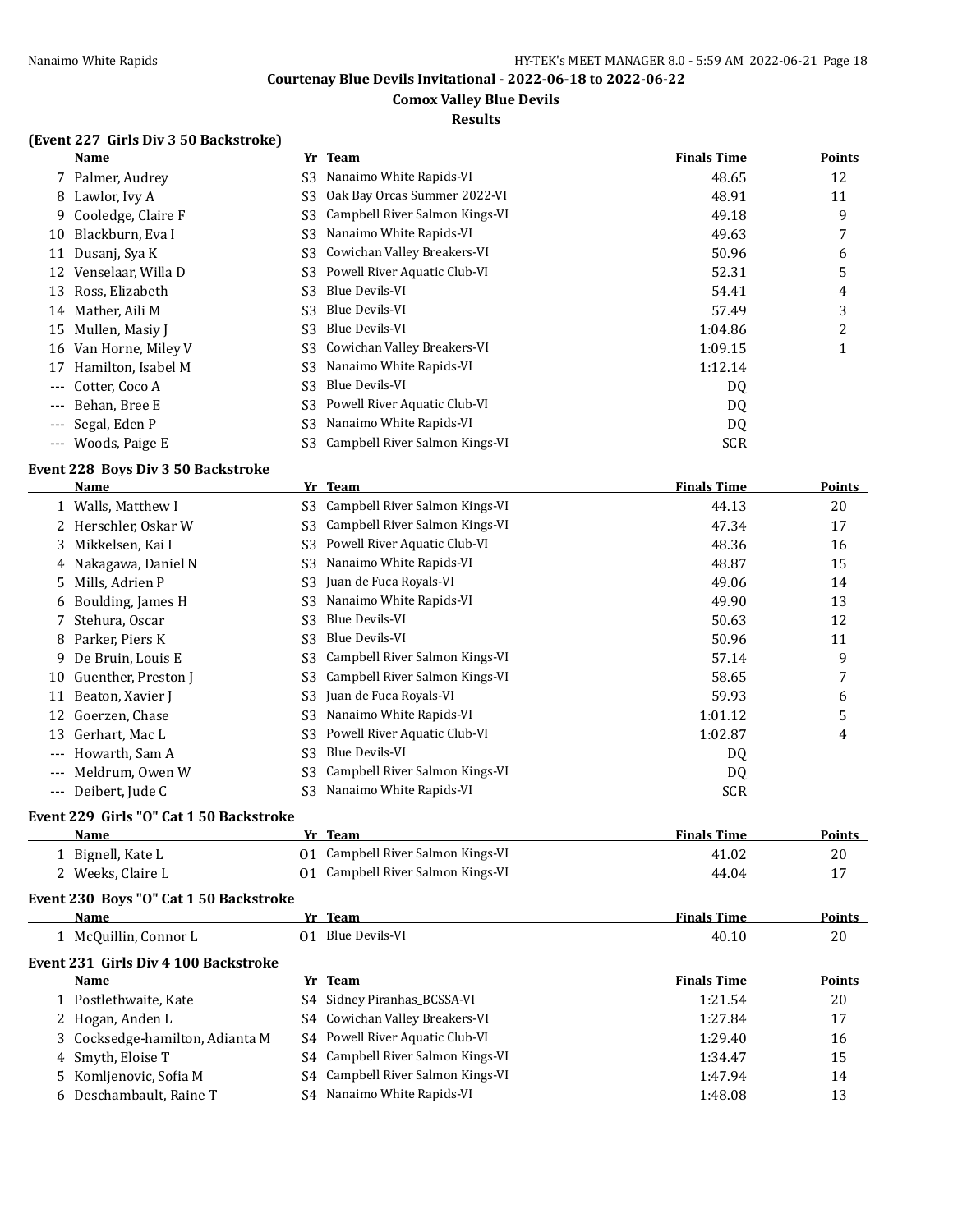### Courtenay Blue Devils Invitational - 2022-06-18 to 2022-06-22

### Comox Valley Blue Devils

### Results

#### (Event 227 Girls Div 3 50 Backstroke)

| | Name | Yr | Team | Finals Time | Points |
|---|---|---|---|---|---|
| 7 | Palmer, Audrey | S3 | Nanaimo White Rapids-VI | 48.65 | 12 |
| 8 | Lawlor, Ivy A | S3 | Oak Bay Orcas Summer 2022-VI | 48.91 | 11 |
| 9 | Cooledge, Claire F | S3 | Campbell River Salmon Kings-VI | 49.18 | 9 |
| 10 | Blackburn, Eva I | S3 | Nanaimo White Rapids-VI | 49.63 | 7 |
| 11 | Dusanj, Sya K | S3 | Cowichan Valley Breakers-VI | 50.96 | 6 |
| 12 | Venselaar, Willa D | S3 | Powell River Aquatic Club-VI | 52.31 | 5 |
| 13 | Ross, Elizabeth | S3 | Blue Devils-VI | 54.41 | 4 |
| 14 | Mather, Aili M | S3 | Blue Devils-VI | 57.49 | 3 |
| 15 | Mullen, Masiy J | S3 | Blue Devils-VI | 1:04.86 | 2 |
| 16 | Van Horne, Miley V | S3 | Cowichan Valley Breakers-VI | 1:09.15 | 1 |
| 17 | Hamilton, Isabel M | S3 | Nanaimo White Rapids-VI | 1:12.14 | |
| --- | Cotter, Coco A | S3 | Blue Devils-VI | DQ | |
| --- | Behan, Bree E | S3 | Powell River Aquatic Club-VI | DQ | |
| --- | Segal, Eden P | S3 | Nanaimo White Rapids-VI | DQ | |
| --- | Woods, Paige E | S3 | Campbell River Salmon Kings-VI | SCR | |

#### Event 228 Boys Div 3 50 Backstroke

| | Name | Yr | Team | Finals Time | Points |
|---|---|---|---|---|---|
| 1 | Walls, Matthew I | S3 | Campbell River Salmon Kings-VI | 44.13 | 20 |
| 2 | Herschler, Oskar W | S3 | Campbell River Salmon Kings-VI | 47.34 | 17 |
| 3 | Mikkelsen, Kai I | S3 | Powell River Aquatic Club-VI | 48.36 | 16 |
| 4 | Nakagawa, Daniel N | S3 | Nanaimo White Rapids-VI | 48.87 | 15 |
| 5 | Mills, Adrien P | S3 | Juan de Fuca Royals-VI | 49.06 | 14 |
| 6 | Boulding, James H | S3 | Nanaimo White Rapids-VI | 49.90 | 13 |
| 7 | Stehura, Oscar | S3 | Blue Devils-VI | 50.63 | 12 |
| 8 | Parker, Piers K | S3 | Blue Devils-VI | 50.96 | 11 |
| 9 | De Bruin, Louis E | S3 | Campbell River Salmon Kings-VI | 57.14 | 9 |
| 10 | Guenther, Preston J | S3 | Campbell River Salmon Kings-VI | 58.65 | 7 |
| 11 | Beaton, Xavier J | S3 | Juan de Fuca Royals-VI | 59.93 | 6 |
| 12 | Goerzen, Chase | S3 | Nanaimo White Rapids-VI | 1:01.12 | 5 |
| 13 | Gerhart, Mac L | S3 | Powell River Aquatic Club-VI | 1:02.87 | 4 |
| --- | Howarth, Sam A | S3 | Blue Devils-VI | DQ | |
| --- | Meldrum, Owen W | S3 | Campbell River Salmon Kings-VI | DQ | |
| --- | Deibert, Jude C | S3 | Nanaimo White Rapids-VI | SCR | |

#### Event 229 Girls "O" Cat 1 50 Backstroke

| | Name | Yr | Team | Finals Time | Points |
|---|---|---|---|---|---|
| 1 | Bignell, Kate L | O1 | Campbell River Salmon Kings-VI | 41.02 | 20 |
| 2 | Weeks, Claire L | O1 | Campbell River Salmon Kings-VI | 44.04 | 17 |

#### Event 230 Boys "O" Cat 1 50 Backstroke

| | Name | Yr | Team | Finals Time | Points |
|---|---|---|---|---|---|
| 1 | McQuillin, Connor L | O1 | Blue Devils-VI | 40.10 | 20 |

#### Event 231 Girls Div 4 100 Backstroke

| | Name | Yr | Team | Finals Time | Points |
|---|---|---|---|---|---|
| 1 | Postlethwaite, Kate | S4 | Sidney Piranhas_BCSSA-VI | 1:21.54 | 20 |
| 2 | Hogan, Anden L | S4 | Cowichan Valley Breakers-VI | 1:27.84 | 17 |
| 3 | Cocksedge-hamilton, Adianta M | S4 | Powell River Aquatic Club-VI | 1:29.40 | 16 |
| 4 | Smyth, Eloise T | S4 | Campbell River Salmon Kings-VI | 1:34.47 | 15 |
| 5 | Komljenovic, Sofia M | S4 | Campbell River Salmon Kings-VI | 1:47.94 | 14 |
| 6 | Deschambault, Raine T | S4 | Nanaimo White Rapids-VI | 1:48.08 | 13 |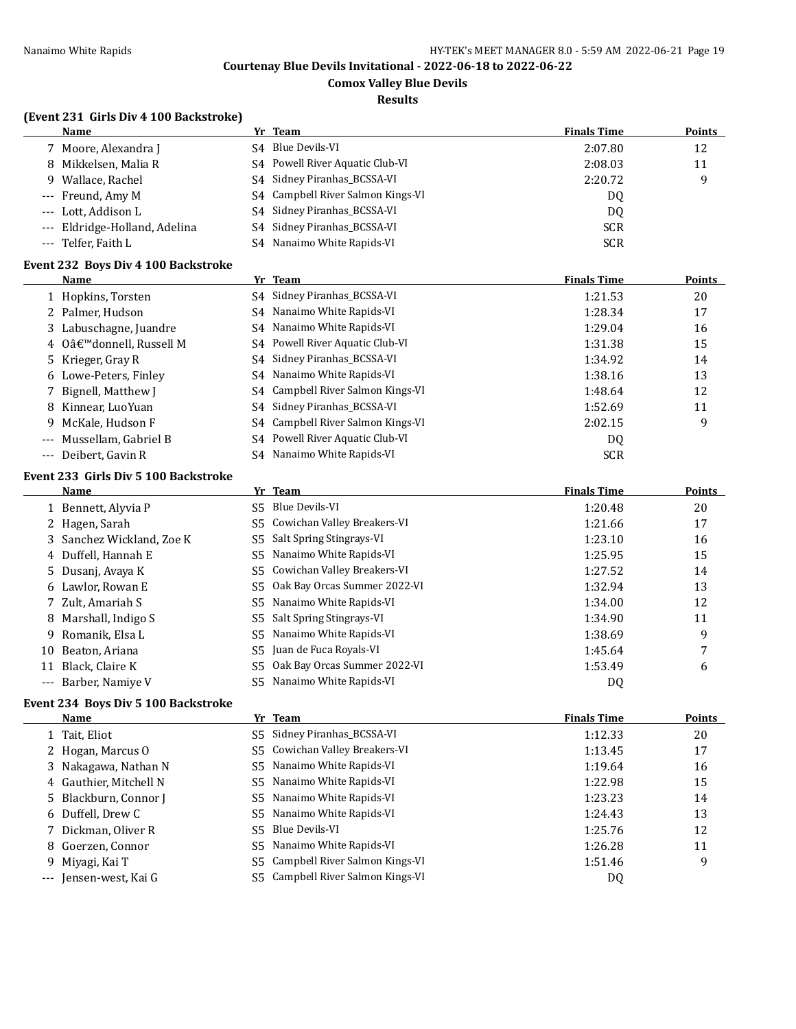# Courtenay Blue Devils Invitational - 2022-06-18 to 2022-06-22

## Comox Valley Blue Devils

## Results

### (Event 231 Girls Div 4 100 Backstroke)

| | Name | Yr | Team | Finals Time | Points |
|---|---|---|---|---|---|
| 7 | Moore, Alexandra J | S4 | Blue Devils-VI | 2:07.80 | 12 |
| 8 | Mikkelsen, Malia R | S4 | Powell River Aquatic Club-VI | 2:08.03 | 11 |
| 9 | Wallace, Rachel | S4 | Sidney Piranhas_BCSSA-VI | 2:20.72 | 9 |
| --- | Freund, Amy M | S4 | Campbell River Salmon Kings-VI | DQ | |
| --- | Lott, Addison L | S4 | Sidney Piranhas_BCSSA-VI | DQ | |
| --- | Eldridge-Holland, Adelina | S4 | Sidney Piranhas_BCSSA-VI | SCR | |
| --- | Telfer, Faith L | S4 | Nanaimo White Rapids-VI | SCR | |

### Event 232 Boys Div 4 100 Backstroke

| | Name | Yr | Team | Finals Time | Points |
|---|---|---|---|---|---|
| 1 | Hopkins, Torsten | S4 | Sidney Piranhas_BCSSA-VI | 1:21.53 | 20 |
| 2 | Palmer, Hudson | S4 | Nanaimo White Rapids-VI | 1:28.34 | 17 |
| 3 | Labuschagne, Juandre | S4 | Nanaimo White Rapids-VI | 1:29.04 | 16 |
| 4 | Oâ€™donnell, Russell M | S4 | Powell River Aquatic Club-VI | 1:31.38 | 15 |
| 5 | Krieger, Gray R | S4 | Sidney Piranhas_BCSSA-VI | 1:34.92 | 14 |
| 6 | Lowe-Peters, Finley | S4 | Nanaimo White Rapids-VI | 1:38.16 | 13 |
| 7 | Bignell, Matthew J | S4 | Campbell River Salmon Kings-VI | 1:48.64 | 12 |
| 8 | Kinnear, LuoYuan | S4 | Sidney Piranhas_BCSSA-VI | 1:52.69 | 11 |
| 9 | McKale, Hudson F | S4 | Campbell River Salmon Kings-VI | 2:02.15 | 9 |
| --- | Mussellam, Gabriel B | S4 | Powell River Aquatic Club-VI | DQ | |
| --- | Deibert, Gavin R | S4 | Nanaimo White Rapids-VI | SCR | |

### Event 233 Girls Div 5 100 Backstroke

| | Name | Yr | Team | Finals Time | Points |
|---|---|---|---|---|---|
| 1 | Bennett, Alyvia P | S5 | Blue Devils-VI | 1:20.48 | 20 |
| 2 | Hagen, Sarah | S5 | Cowichan Valley Breakers-VI | 1:21.66 | 17 |
| 3 | Sanchez Wickland, Zoe K | S5 | Salt Spring Stingrays-VI | 1:23.10 | 16 |
| 4 | Duffell, Hannah E | S5 | Nanaimo White Rapids-VI | 1:25.95 | 15 |
| 5 | Dusanj, Avaya K | S5 | Cowichan Valley Breakers-VI | 1:27.52 | 14 |
| 6 | Lawlor, Rowan E | S5 | Oak Bay Orcas Summer 2022-VI | 1:32.94 | 13 |
| 7 | Zult, Amariah S | S5 | Nanaimo White Rapids-VI | 1:34.00 | 12 |
| 8 | Marshall, Indigo S | S5 | Salt Spring Stingrays-VI | 1:34.90 | 11 |
| 9 | Romanik, Elsa L | S5 | Nanaimo White Rapids-VI | 1:38.69 | 9 |
| 10 | Beaton, Ariana | S5 | Juan de Fuca Royals-VI | 1:45.64 | 7 |
| 11 | Black, Claire K | S5 | Oak Bay Orcas Summer 2022-VI | 1:53.49 | 6 |
| --- | Barber, Namiye V | S5 | Nanaimo White Rapids-VI | DQ | |

### Event 234 Boys Div 5 100 Backstroke

| | Name | Yr | Team | Finals Time | Points |
|---|---|---|---|---|---|
| 1 | Tait, Eliot | S5 | Sidney Piranhas_BCSSA-VI | 1:12.33 | 20 |
| 2 | Hogan, Marcus O | S5 | Cowichan Valley Breakers-VI | 1:13.45 | 17 |
| 3 | Nakagawa, Nathan N | S5 | Nanaimo White Rapids-VI | 1:19.64 | 16 |
| 4 | Gauthier, Mitchell N | S5 | Nanaimo White Rapids-VI | 1:22.98 | 15 |
| 5 | Blackburn, Connor J | S5 | Nanaimo White Rapids-VI | 1:23.23 | 14 |
| 6 | Duffell, Drew C | S5 | Nanaimo White Rapids-VI | 1:24.43 | 13 |
| 7 | Dickman, Oliver R | S5 | Blue Devils-VI | 1:25.76 | 12 |
| 8 | Goerzen, Connor | S5 | Nanaimo White Rapids-VI | 1:26.28 | 11 |
| 9 | Miyagi, Kai T | S5 | Campbell River Salmon Kings-VI | 1:51.46 | 9 |
| --- | Jensen-west, Kai G | S5 | Campbell River Salmon Kings-VI | DQ | |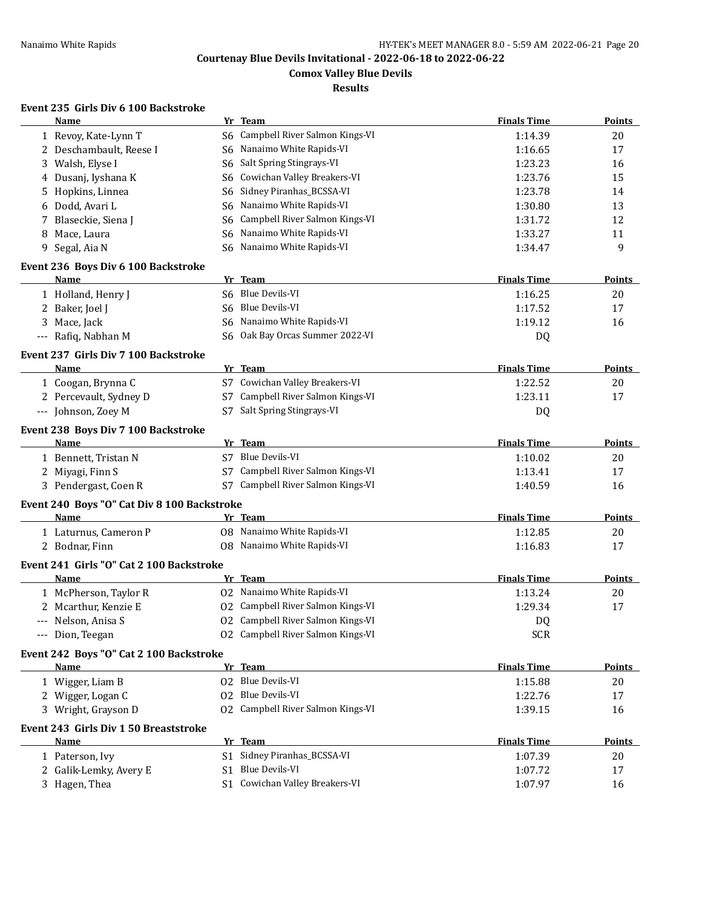Courtenay Blue Devils Invitational - 2022-06-18 to 2022-06-22

Comox Valley Blue Devils

Results

### Event 235 Girls Div 6 100 Backstroke

| | Name | Yr | Team | Finals Time | Points |
|---|---|---|---|---|---|
| 1 | Revoy, Kate-Lynn T | S6 | Campbell River Salmon Kings-VI | 1:14.39 | 20 |
| 2 | Deschambault, Reese I | S6 | Nanaimo White Rapids-VI | 1:16.65 | 17 |
| 3 | Walsh, Elyse I | S6 | Salt Spring Stingrays-VI | 1:23.23 | 16 |
| 4 | Dusanj, Iyshana K | S6 | Cowichan Valley Breakers-VI | 1:23.76 | 15 |
| 5 | Hopkins, Linnea | S6 | Sidney Piranhas_BCSSA-VI | 1:23.78 | 14 |
| 6 | Dodd, Avari L | S6 | Nanaimo White Rapids-VI | 1:30.80 | 13 |
| 7 | Blaseckie, Siena J | S6 | Campbell River Salmon Kings-VI | 1:31.72 | 12 |
| 8 | Mace, Laura | S6 | Nanaimo White Rapids-VI | 1:33.27 | 11 |
| 9 | Segal, Aia N | S6 | Nanaimo White Rapids-VI | 1:34.47 | 9 |

### Event 236 Boys Div 6 100 Backstroke

| | Name | Yr | Team | Finals Time | Points |
|---|---|---|---|---|---|
| 1 | Holland, Henry J | S6 | Blue Devils-VI | 1:16.25 | 20 |
| 2 | Baker, Joel J | S6 | Blue Devils-VI | 1:17.52 | 17 |
| 3 | Mace, Jack | S6 | Nanaimo White Rapids-VI | 1:19.12 | 16 |
| --- | Rafiq, Nabhan M | S6 | Oak Bay Orcas Summer 2022-VI | DQ | |

### Event 237 Girls Div 7 100 Backstroke

| | Name | Yr | Team | Finals Time | Points |
|---|---|---|---|---|---|
| 1 | Coogan, Brynna C | S7 | Cowichan Valley Breakers-VI | 1:22.52 | 20 |
| 2 | Percevault, Sydney D | S7 | Campbell River Salmon Kings-VI | 1:23.11 | 17 |
| --- | Johnson, Zoey M | S7 | Salt Spring Stingrays-VI | DQ | |

### Event 238 Boys Div 7 100 Backstroke

| | Name | Yr | Team | Finals Time | Points |
|---|---|---|---|---|---|
| 1 | Bennett, Tristan N | S7 | Blue Devils-VI | 1:10.02 | 20 |
| 2 | Miyagi, Finn S | S7 | Campbell River Salmon Kings-VI | 1:13.41 | 17 |
| 3 | Pendergast, Coen R | S7 | Campbell River Salmon Kings-VI | 1:40.59 | 16 |

### Event 240 Boys "O" Cat Div 8 100 Backstroke

| | Name | Yr | Team | Finals Time | Points |
|---|---|---|---|---|---|
| 1 | Laturnus, Cameron P | O8 | Nanaimo White Rapids-VI | 1:12.85 | 20 |
| 2 | Bodnar, Finn | O8 | Nanaimo White Rapids-VI | 1:16.83 | 17 |

### Event 241 Girls "O" Cat 2 100 Backstroke

| | Name | Yr | Team | Finals Time | Points |
|---|---|---|---|---|---|
| 1 | McPherson, Taylor R | O2 | Nanaimo White Rapids-VI | 1:13.24 | 20 |
| 2 | Mcarthur, Kenzie E | O2 | Campbell River Salmon Kings-VI | 1:29.34 | 17 |
| --- | Nelson, Anisa S | O2 | Campbell River Salmon Kings-VI | DQ | |
| --- | Dion, Teegan | O2 | Campbell River Salmon Kings-VI | SCR | |

### Event 242 Boys "O" Cat 2 100 Backstroke

| | Name | Yr | Team | Finals Time | Points |
|---|---|---|---|---|---|
| 1 | Wigger, Liam B | O2 | Blue Devils-VI | 1:15.88 | 20 |
| 2 | Wigger, Logan C | O2 | Blue Devils-VI | 1:22.76 | 17 |
| 3 | Wright, Grayson D | O2 | Campbell River Salmon Kings-VI | 1:39.15 | 16 |

### Event 243 Girls Div 1 50 Breaststroke

| | Name | Yr | Team | Finals Time | Points |
|---|---|---|---|---|---|
| 1 | Paterson, Ivy | S1 | Sidney Piranhas_BCSSA-VI | 1:07.39 | 20 |
| 2 | Galik-Lemky, Avery E | S1 | Blue Devils-VI | 1:07.72 | 17 |
| 3 | Hagen, Thea | S1 | Cowichan Valley Breakers-VI | 1:07.97 | 16 |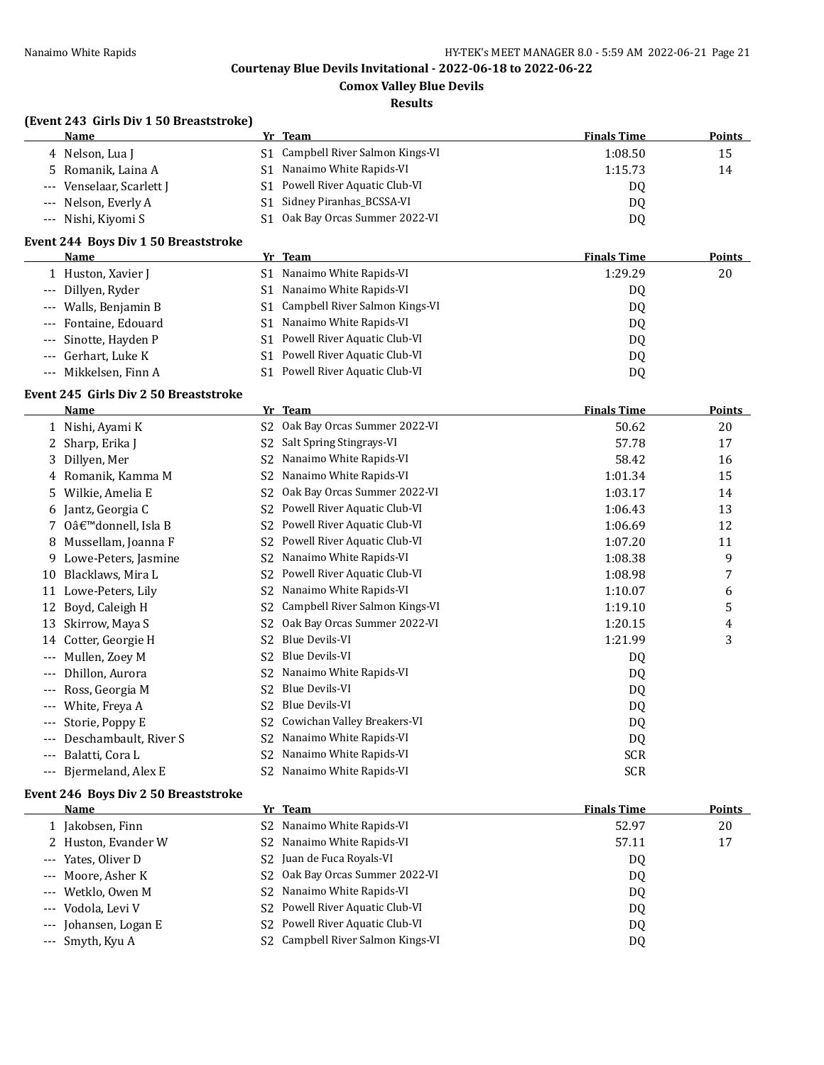**Courtenay Blue Devils Invitational - 2022-06-18 to 2022-06-22**

**Comox Valley Blue Devils**

**Results**

### (Event 243 Girls Div 1 50 Breaststroke)

| | Name | Yr | Team | Finals Time | Points |
|---|---|---|---|---|---|
| 4 | Nelson, Lua J | S1 | Campbell River Salmon Kings-VI | 1:08.50 | 15 |
| 5 | Romanik, Laina A | S1 | Nanaimo White Rapids-VI | 1:15.73 | 14 |
| --- | Venselaar, Scarlett J | S1 | Powell River Aquatic Club-VI | DQ | |
| --- | Nelson, Everly A | S1 | Sidney Piranhas_BCSSA-VI | DQ | |
| --- | Nishi, Kiyomi S | S1 | Oak Bay Orcas Summer 2022-VI | DQ | |

### Event 244 Boys Div 1 50 Breaststroke

| | Name | Yr | Team | Finals Time | Points |
|---|---|---|---|---|---|
| 1 | Huston, Xavier J | S1 | Nanaimo White Rapids-VI | 1:29.29 | 20 |
| --- | Dillyen, Ryder | S1 | Nanaimo White Rapids-VI | DQ | |
| --- | Walls, Benjamin B | S1 | Campbell River Salmon Kings-VI | DQ | |
| --- | Fontaine, Edouard | S1 | Nanaimo White Rapids-VI | DQ | |
| --- | Sinotte, Hayden P | S1 | Powell River Aquatic Club-VI | DQ | |
| --- | Gerhart, Luke K | S1 | Powell River Aquatic Club-VI | DQ | |
| --- | Mikkelsen, Finn A | S1 | Powell River Aquatic Club-VI | DQ | |

### Event 245 Girls Div 2 50 Breaststroke

| | Name | Yr | Team | Finals Time | Points |
|---|---|---|---|---|---|
| 1 | Nishi, Ayami K | S2 | Oak Bay Orcas Summer 2022-VI | 50.62 | 20 |
| 2 | Sharp, Erika J | S2 | Salt Spring Stingrays-VI | 57.78 | 17 |
| 3 | Dillyen, Mer | S2 | Nanaimo White Rapids-VI | 58.42 | 16 |
| 4 | Romanik, Kamma M | S2 | Nanaimo White Rapids-VI | 1:01.34 | 15 |
| 5 | Wilkie, Amelia E | S2 | Oak Bay Orcas Summer 2022-VI | 1:03.17 | 14 |
| 6 | Jantz, Georgia C | S2 | Powell River Aquatic Club-VI | 1:06.43 | 13 |
| 7 | Oâ€™donnell, Isla B | S2 | Powell River Aquatic Club-VI | 1:06.69 | 12 |
| 8 | Mussellam, Joanna F | S2 | Powell River Aquatic Club-VI | 1:07.20 | 11 |
| 9 | Lowe-Peters, Jasmine | S2 | Nanaimo White Rapids-VI | 1:08.38 | 9 |
| 10 | Blacklaws, Mira L | S2 | Powell River Aquatic Club-VI | 1:08.98 | 7 |
| 11 | Lowe-Peters, Lily | S2 | Nanaimo White Rapids-VI | 1:10.07 | 6 |
| 12 | Boyd, Caleigh H | S2 | Campbell River Salmon Kings-VI | 1:19.10 | 5 |
| 13 | Skirrow, Maya S | S2 | Oak Bay Orcas Summer 2022-VI | 1:20.15 | 4 |
| 14 | Cotter, Georgie H | S2 | Blue Devils-VI | 1:21.99 | 3 |
| --- | Mullen, Zoey M | S2 | Blue Devils-VI | DQ | |
| --- | Dhillon, Aurora | S2 | Nanaimo White Rapids-VI | DQ | |
| --- | Ross, Georgia M | S2 | Blue Devils-VI | DQ | |
| --- | White, Freya A | S2 | Blue Devils-VI | DQ | |
| --- | Storie, Poppy E | S2 | Cowichan Valley Breakers-VI | DQ | |
| --- | Deschambault, River S | S2 | Nanaimo White Rapids-VI | DQ | |
| --- | Balatti, Cora L | S2 | Nanaimo White Rapids-VI | SCR | |
| --- | Bjermeland, Alex E | S2 | Nanaimo White Rapids-VI | SCR | |

### Event 246 Boys Div 2 50 Breaststroke

| | Name | Yr | Team | Finals Time | Points |
|---|---|---|---|---|---|
| 1 | Jakobsen, Finn | S2 | Nanaimo White Rapids-VI | 52.97 | 20 |
| 2 | Huston, Evander W | S2 | Nanaimo White Rapids-VI | 57.11 | 17 |
| --- | Yates, Oliver D | S2 | Juan de Fuca Royals-VI | DQ | |
| --- | Moore, Asher K | S2 | Oak Bay Orcas Summer 2022-VI | DQ | |
| --- | Wetklo, Owen M | S2 | Nanaimo White Rapids-VI | DQ | |
| --- | Vodola, Levi V | S2 | Powell River Aquatic Club-VI | DQ | |
| --- | Johansen, Logan E | S2 | Powell River Aquatic Club-VI | DQ | |
| --- | Smyth, Kyu A | S2 | Campbell River Salmon Kings-VI | DQ | |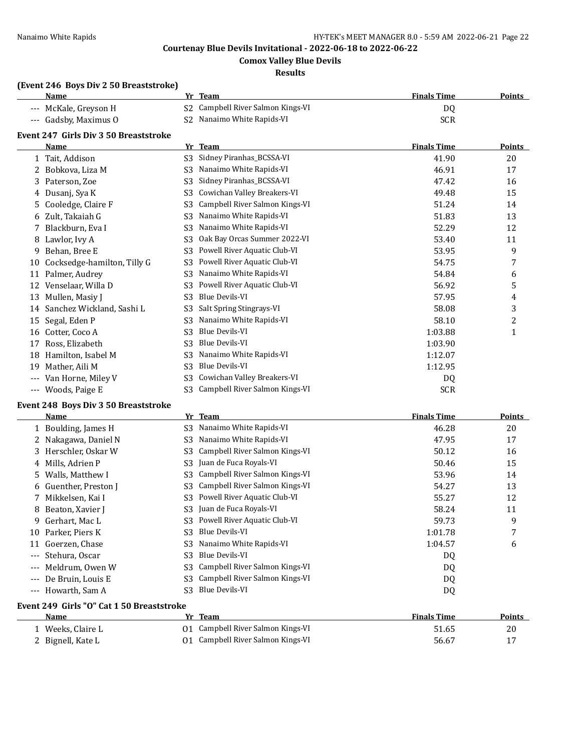## Courtenay Blue Devils Invitational - 2022-06-18 to 2022-06-22

### Comox Valley Blue Devils

### Results

**(Event 246 Boys Div 2 50 Breaststroke)**

| | Name | Yr | Team | Finals Time | Points |
|---|---|---|---|---|---|
| --- | McKale, Greyson H | S2 | Campbell River Salmon Kings-VI | DQ | |
| --- | Gadsby, Maximus O | S2 | Nanaimo White Rapids-VI | SCR | |

**Event 247 Girls Div 3 50 Breaststroke**

| | Name | Yr | Team | Finals Time | Points |
|---|---|---|---|---|---|
| 1 | Tait, Addison | S3 | Sidney Piranhas_BCSSA-VI | 41.90 | 20 |
| 2 | Bobkova, Liza M | S3 | Nanaimo White Rapids-VI | 46.91 | 17 |
| 3 | Paterson, Zoe | S3 | Sidney Piranhas_BCSSA-VI | 47.42 | 16 |
| 4 | Dusanj, Sya K | S3 | Cowichan Valley Breakers-VI | 49.48 | 15 |
| 5 | Cooledge, Claire F | S3 | Campbell River Salmon Kings-VI | 51.24 | 14 |
| 6 | Zult, Takaiah G | S3 | Nanaimo White Rapids-VI | 51.83 | 13 |
| 7 | Blackburn, Eva I | S3 | Nanaimo White Rapids-VI | 52.29 | 12 |
| 8 | Lawlor, Ivy A | S3 | Oak Bay Orcas Summer 2022-VI | 53.40 | 11 |
| 9 | Behan, Bree E | S3 | Powell River Aquatic Club-VI | 53.95 | 9 |
| 10 | Cocksedge-hamilton, Tilly G | S3 | Powell River Aquatic Club-VI | 54.75 | 7 |
| 11 | Palmer, Audrey | S3 | Nanaimo White Rapids-VI | 54.84 | 6 |
| 12 | Venselaar, Willa D | S3 | Powell River Aquatic Club-VI | 56.92 | 5 |
| 13 | Mullen, Masiy J | S3 | Blue Devils-VI | 57.95 | 4 |
| 14 | Sanchez Wickland, Sashi L | S3 | Salt Spring Stingrays-VI | 58.08 | 3 |
| 15 | Segal, Eden P | S3 | Nanaimo White Rapids-VI | 58.10 | 2 |
| 16 | Cotter, Coco A | S3 | Blue Devils-VI | 1:03.88 | 1 |
| 17 | Ross, Elizabeth | S3 | Blue Devils-VI | 1:03.90 | |
| 18 | Hamilton, Isabel M | S3 | Nanaimo White Rapids-VI | 1:12.07 | |
| 19 | Mather, Aili M | S3 | Blue Devils-VI | 1:12.95 | |
| --- | Van Horne, Miley V | S3 | Cowichan Valley Breakers-VI | DQ | |
| --- | Woods, Paige E | S3 | Campbell River Salmon Kings-VI | SCR | |

**Event 248 Boys Div 3 50 Breaststroke**

| | Name | Yr | Team | Finals Time | Points |
|---|---|---|---|---|---|
| 1 | Boulding, James H | S3 | Nanaimo White Rapids-VI | 46.28 | 20 |
| 2 | Nakagawa, Daniel N | S3 | Nanaimo White Rapids-VI | 47.95 | 17 |
| 3 | Herschler, Oskar W | S3 | Campbell River Salmon Kings-VI | 50.12 | 16 |
| 4 | Mills, Adrien P | S3 | Juan de Fuca Royals-VI | 50.46 | 15 |
| 5 | Walls, Matthew I | S3 | Campbell River Salmon Kings-VI | 53.96 | 14 |
| 6 | Guenther, Preston J | S3 | Campbell River Salmon Kings-VI | 54.27 | 13 |
| 7 | Mikkelsen, Kai I | S3 | Powell River Aquatic Club-VI | 55.27 | 12 |
| 8 | Beaton, Xavier J | S3 | Juan de Fuca Royals-VI | 58.24 | 11 |
| 9 | Gerhart, Mac L | S3 | Powell River Aquatic Club-VI | 59.73 | 9 |
| 10 | Parker, Piers K | S3 | Blue Devils-VI | 1:01.78 | 7 |
| 11 | Goerzen, Chase | S3 | Nanaimo White Rapids-VI | 1:04.57 | 6 |
| --- | Stehura, Oscar | S3 | Blue Devils-VI | DQ | |
| --- | Meldrum, Owen W | S3 | Campbell River Salmon Kings-VI | DQ | |
| --- | De Bruin, Louis E | S3 | Campbell River Salmon Kings-VI | DQ | |
| --- | Howarth, Sam A | S3 | Blue Devils-VI | DQ | |

**Event 249 Girls "O" Cat 1 50 Breaststroke**

| | Name | Yr | Team | Finals Time | Points |
|---|---|---|---|---|---|
| 1 | Weeks, Claire L | O1 | Campbell River Salmon Kings-VI | 51.65 | 20 |
| 2 | Bignell, Kate L | O1 | Campbell River Salmon Kings-VI | 56.67 | 17 |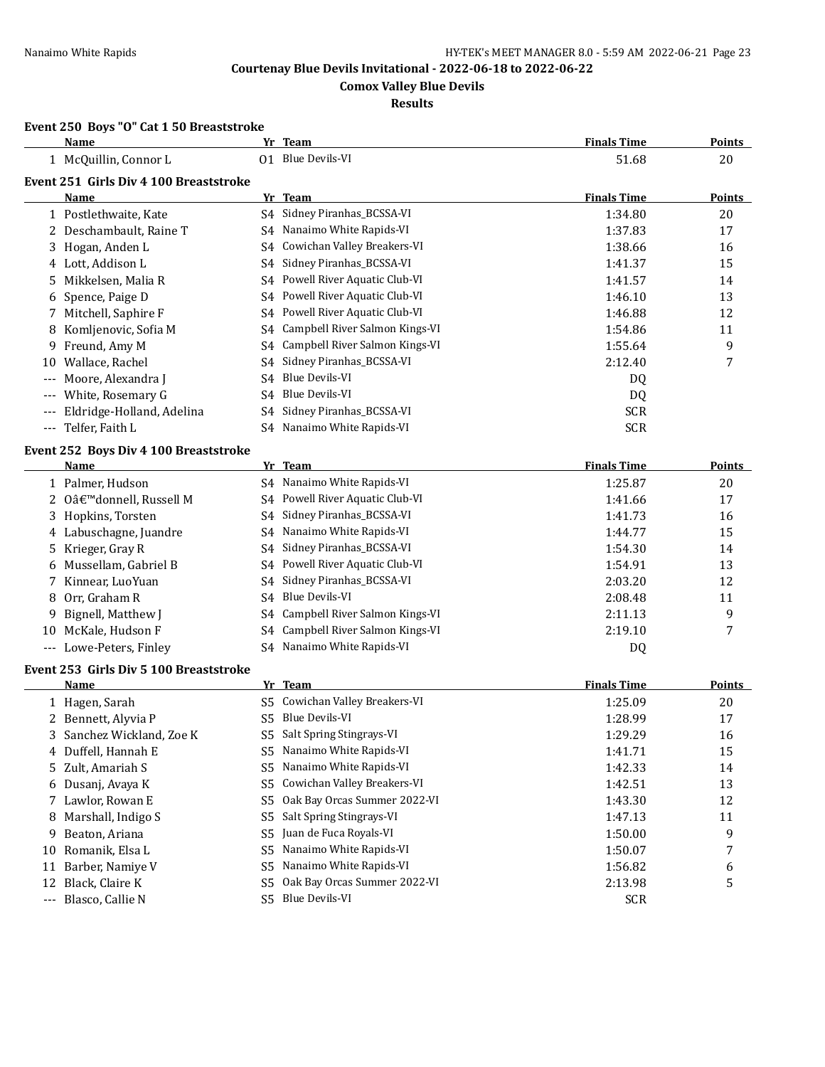# Courtenay Blue Devils Invitational - 2022-06-18 to 2022-06-22

## Comox Valley Blue Devils

## Results

### Event 250 Boys "O" Cat 1 50 Breaststroke

| | Name | Yr | Team | Finals Time | Points |
|---|---|---|---|---|---|
| 1 | McQuillin, Connor L | O1 | Blue Devils-VI | 51.68 | 20 |

### Event 251 Girls Div 4 100 Breaststroke

| | Name | Yr | Team | Finals Time | Points |
|---|---|---|---|---|---|
| 1 | Postlethwaite, Kate | S4 | Sidney Piranhas_BCSSA-VI | 1:34.80 | 20 |
| 2 | Deschambault, Raine T | S4 | Nanaimo White Rapids-VI | 1:37.83 | 17 |
| 3 | Hogan, Anden L | S4 | Cowichan Valley Breakers-VI | 1:38.66 | 16 |
| 4 | Lott, Addison L | S4 | Sidney Piranhas_BCSSA-VI | 1:41.37 | 15 |
| 5 | Mikkelsen, Malia R | S4 | Powell River Aquatic Club-VI | 1:41.57 | 14 |
| 6 | Spence, Paige D | S4 | Powell River Aquatic Club-VI | 1:46.10 | 13 |
| 7 | Mitchell, Saphire F | S4 | Powell River Aquatic Club-VI | 1:46.88 | 12 |
| 8 | Komljenovic, Sofia M | S4 | Campbell River Salmon Kings-VI | 1:54.86 | 11 |
| 9 | Freund, Amy M | S4 | Campbell River Salmon Kings-VI | 1:55.64 | 9 |
| 10 | Wallace, Rachel | S4 | Sidney Piranhas_BCSSA-VI | 2:12.40 | 7 |
| --- | Moore, Alexandra J | S4 | Blue Devils-VI | DQ | |
| --- | White, Rosemary G | S4 | Blue Devils-VI | DQ | |
| --- | Eldridge-Holland, Adelina | S4 | Sidney Piranhas_BCSSA-VI | SCR | |
| --- | Telfer, Faith L | S4 | Nanaimo White Rapids-VI | SCR | |

### Event 252 Boys Div 4 100 Breaststroke

| | Name | Yr | Team | Finals Time | Points |
|---|---|---|---|---|---|
| 1 | Palmer, Hudson | S4 | Nanaimo White Rapids-VI | 1:25.87 | 20 |
| 2 | Oâ€™donnell, Russell M | S4 | Powell River Aquatic Club-VI | 1:41.66 | 17 |
| 3 | Hopkins, Torsten | S4 | Sidney Piranhas_BCSSA-VI | 1:41.73 | 16 |
| 4 | Labuschagne, Juandre | S4 | Nanaimo White Rapids-VI | 1:44.77 | 15 |
| 5 | Krieger, Gray R | S4 | Sidney Piranhas_BCSSA-VI | 1:54.30 | 14 |
| 6 | Mussellam, Gabriel B | S4 | Powell River Aquatic Club-VI | 1:54.91 | 13 |
| 7 | Kinnear, LuoYuan | S4 | Sidney Piranhas_BCSSA-VI | 2:03.20 | 12 |
| 8 | Orr, Graham R | S4 | Blue Devils-VI | 2:08.48 | 11 |
| 9 | Bignell, Matthew J | S4 | Campbell River Salmon Kings-VI | 2:11.13 | 9 |
| 10 | McKale, Hudson F | S4 | Campbell River Salmon Kings-VI | 2:19.10 | 7 |
| --- | Lowe-Peters, Finley | S4 | Nanaimo White Rapids-VI | DQ | |

### Event 253 Girls Div 5 100 Breaststroke

| | Name | Yr | Team | Finals Time | Points |
|---|---|---|---|---|---|
| 1 | Hagen, Sarah | S5 | Cowichan Valley Breakers-VI | 1:25.09 | 20 |
| 2 | Bennett, Alyvia P | S5 | Blue Devils-VI | 1:28.99 | 17 |
| 3 | Sanchez Wickland, Zoe K | S5 | Salt Spring Stingrays-VI | 1:29.29 | 16 |
| 4 | Duffell, Hannah E | S5 | Nanaimo White Rapids-VI | 1:41.71 | 15 |
| 5 | Zult, Amariah S | S5 | Nanaimo White Rapids-VI | 1:42.33 | 14 |
| 6 | Dusanj, Avaya K | S5 | Cowichan Valley Breakers-VI | 1:42.51 | 13 |
| 7 | Lawlor, Rowan E | S5 | Oak Bay Orcas Summer 2022-VI | 1:43.30 | 12 |
| 8 | Marshall, Indigo S | S5 | Salt Spring Stingrays-VI | 1:47.13 | 11 |
| 9 | Beaton, Ariana | S5 | Juan de Fuca Royals-VI | 1:50.00 | 9 |
| 10 | Romanik, Elsa L | S5 | Nanaimo White Rapids-VI | 1:50.07 | 7 |
| 11 | Barber, Namiye V | S5 | Nanaimo White Rapids-VI | 1:56.82 | 6 |
| 12 | Black, Claire K | S5 | Oak Bay Orcas Summer 2022-VI | 2:13.98 | 5 |
| --- | Blasco, Callie N | S5 | Blue Devils-VI | SCR | |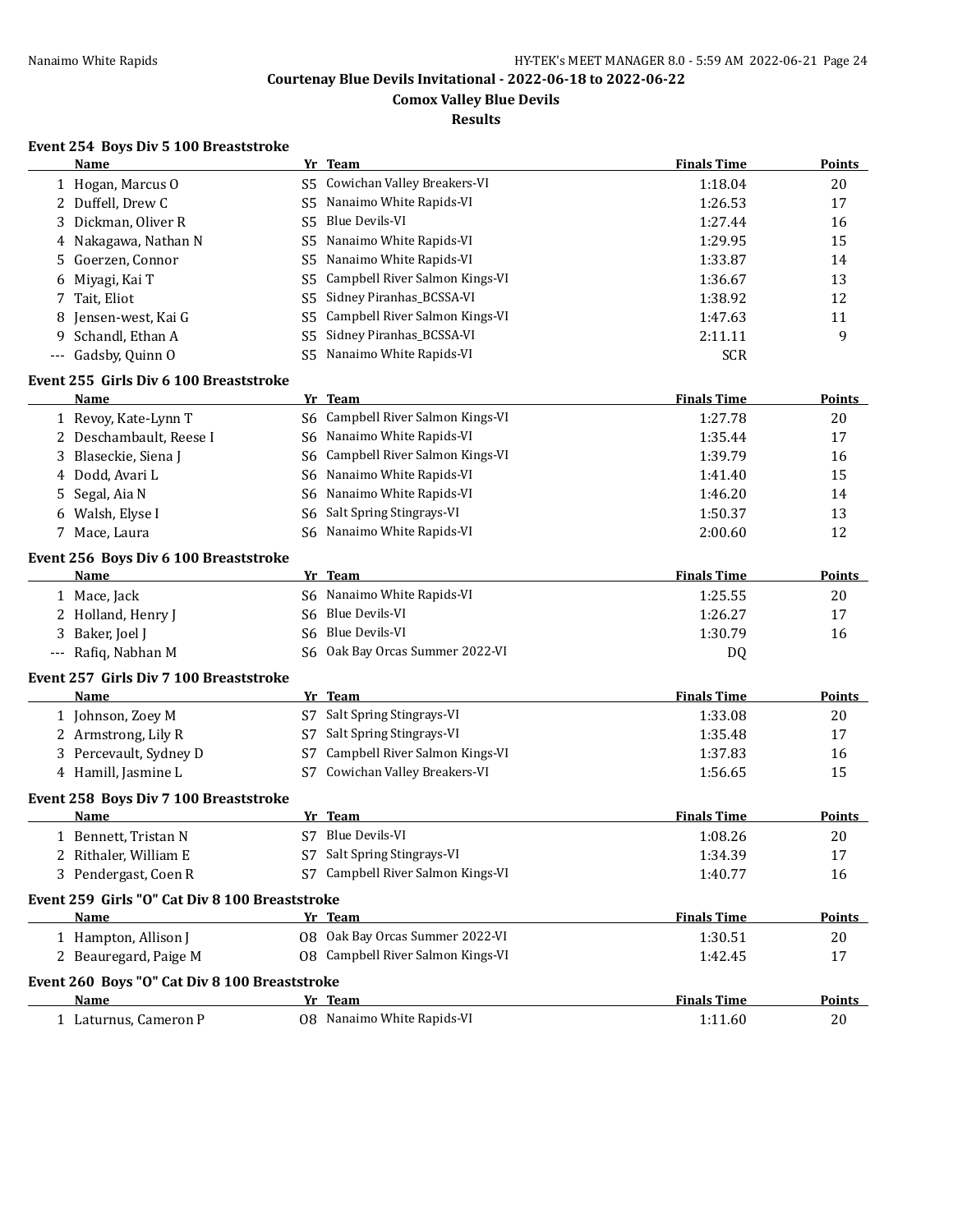Courtenay Blue Devils Invitational - 2022-06-18 to 2022-06-22

Comox Valley Blue Devils

Results

### Event 254 Boys Div 5 100 Breaststroke

| | Name | Yr | Team | Finals Time | Points |
|---|---|---|---|---|---|
| 1 | Hogan, Marcus O | S5 | Cowichan Valley Breakers-VI | 1:18.04 | 20 |
| 2 | Duffell, Drew C | S5 | Nanaimo White Rapids-VI | 1:26.53 | 17 |
| 3 | Dickman, Oliver R | S5 | Blue Devils-VI | 1:27.44 | 16 |
| 4 | Nakagawa, Nathan N | S5 | Nanaimo White Rapids-VI | 1:29.95 | 15 |
| 5 | Goerzen, Connor | S5 | Nanaimo White Rapids-VI | 1:33.87 | 14 |
| 6 | Miyagi, Kai T | S5 | Campbell River Salmon Kings-VI | 1:36.67 | 13 |
| 7 | Tait, Eliot | S5 | Sidney Piranhas_BCSSA-VI | 1:38.92 | 12 |
| 8 | Jensen-west, Kai G | S5 | Campbell River Salmon Kings-VI | 1:47.63 | 11 |
| 9 | Schandl, Ethan A | S5 | Sidney Piranhas_BCSSA-VI | 2:11.11 | 9 |
| --- | Gadsby, Quinn O | S5 | Nanaimo White Rapids-VI | SCR | |

### Event 255 Girls Div 6 100 Breaststroke

| | Name | Yr | Team | Finals Time | Points |
|---|---|---|---|---|---|
| 1 | Revoy, Kate-Lynn T | S6 | Campbell River Salmon Kings-VI | 1:27.78 | 20 |
| 2 | Deschambault, Reese I | S6 | Nanaimo White Rapids-VI | 1:35.44 | 17 |
| 3 | Blaseckie, Siena J | S6 | Campbell River Salmon Kings-VI | 1:39.79 | 16 |
| 4 | Dodd, Avari L | S6 | Nanaimo White Rapids-VI | 1:41.40 | 15 |
| 5 | Segal, Aia N | S6 | Nanaimo White Rapids-VI | 1:46.20 | 14 |
| 6 | Walsh, Elyse I | S6 | Salt Spring Stingrays-VI | 1:50.37 | 13 |
| 7 | Mace, Laura | S6 | Nanaimo White Rapids-VI | 2:00.60 | 12 |

### Event 256 Boys Div 6 100 Breaststroke

| | Name | Yr | Team | Finals Time | Points |
|---|---|---|---|---|---|
| 1 | Mace, Jack | S6 | Nanaimo White Rapids-VI | 1:25.55 | 20 |
| 2 | Holland, Henry J | S6 | Blue Devils-VI | 1:26.27 | 17 |
| 3 | Baker, Joel J | S6 | Blue Devils-VI | 1:30.79 | 16 |
| --- | Rafiq, Nabhan M | S6 | Oak Bay Orcas Summer 2022-VI | DQ | |

### Event 257 Girls Div 7 100 Breaststroke

| | Name | Yr | Team | Finals Time | Points |
|---|---|---|---|---|---|
| 1 | Johnson, Zoey M | S7 | Salt Spring Stingrays-VI | 1:33.08 | 20 |
| 2 | Armstrong, Lily R | S7 | Salt Spring Stingrays-VI | 1:35.48 | 17 |
| 3 | Percevault, Sydney D | S7 | Campbell River Salmon Kings-VI | 1:37.83 | 16 |
| 4 | Hamill, Jasmine L | S7 | Cowichan Valley Breakers-VI | 1:56.65 | 15 |

### Event 258 Boys Div 7 100 Breaststroke

| | Name | Yr | Team | Finals Time | Points |
|---|---|---|---|---|---|
| 1 | Bennett, Tristan N | S7 | Blue Devils-VI | 1:08.26 | 20 |
| 2 | Rithaler, William E | S7 | Salt Spring Stingrays-VI | 1:34.39 | 17 |
| 3 | Pendergast, Coen R | S7 | Campbell River Salmon Kings-VI | 1:40.77 | 16 |

### Event 259 Girls "O" Cat Div 8 100 Breaststroke

| | Name | Yr | Team | Finals Time | Points |
|---|---|---|---|---|---|
| 1 | Hampton, Allison J | O8 | Oak Bay Orcas Summer 2022-VI | 1:30.51 | 20 |
| 2 | Beauregard, Paige M | O8 | Campbell River Salmon Kings-VI | 1:42.45 | 17 |

### Event 260 Boys "O" Cat Div 8 100 Breaststroke

| | Name | Yr | Team | Finals Time | Points |
|---|---|---|---|---|---|
| 1 | Laturnus, Cameron P | O8 | Nanaimo White Rapids-VI | 1:11.60 | 20 |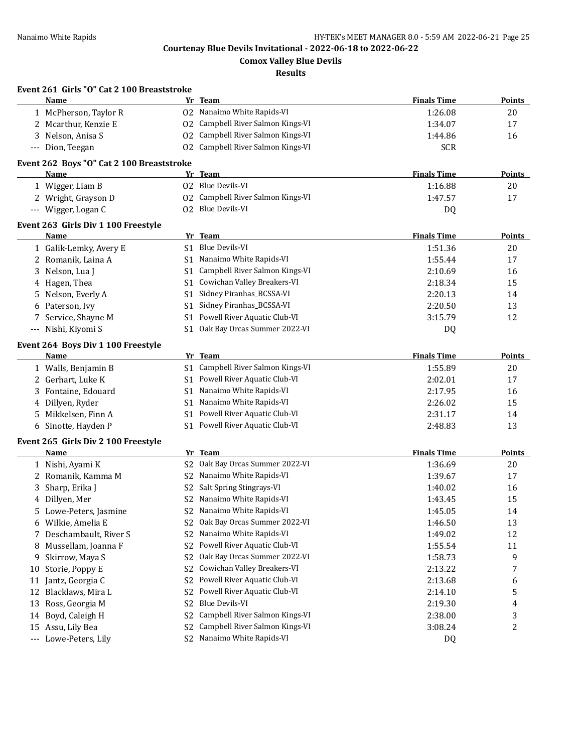## Courtenay Blue Devils Invitational - 2022-06-18 to 2022-06-22

### Comox Valley Blue Devils

### Results

#### Event 261 Girls "O" Cat 2 100 Breaststroke

| | Name | Yr | Team | Finals Time | Points |
|---|---|---|---|---|---|
| 1 | McPherson, Taylor R | O2 | Nanaimo White Rapids-VI | 1:26.08 | 20 |
| 2 | Mcarthur, Kenzie E | O2 | Campbell River Salmon Kings-VI | 1:34.07 | 17 |
| 3 | Nelson, Anisa S | O2 | Campbell River Salmon Kings-VI | 1:44.86 | 16 |
| --- | Dion, Teegan | O2 | Campbell River Salmon Kings-VI | SCR | |

#### Event 262 Boys "O" Cat 2 100 Breaststroke

| | Name | Yr | Team | Finals Time | Points |
|---|---|---|---|---|---|
| 1 | Wigger, Liam B | O2 | Blue Devils-VI | 1:16.88 | 20 |
| 2 | Wright, Grayson D | O2 | Campbell River Salmon Kings-VI | 1:47.57 | 17 |
| --- | Wigger, Logan C | O2 | Blue Devils-VI | DQ | |

#### Event 263 Girls Div 1 100 Freestyle

| | Name | Yr | Team | Finals Time | Points |
|---|---|---|---|---|---|
| 1 | Galik-Lemky, Avery E | S1 | Blue Devils-VI | 1:51.36 | 20 |
| 2 | Romanik, Laina A | S1 | Nanaimo White Rapids-VI | 1:55.44 | 17 |
| 3 | Nelson, Lua J | S1 | Campbell River Salmon Kings-VI | 2:10.69 | 16 |
| 4 | Hagen, Thea | S1 | Cowichan Valley Breakers-VI | 2:18.34 | 15 |
| 5 | Nelson, Everly A | S1 | Sidney Piranhas_BCSSA-VI | 2:20.13 | 14 |
| 6 | Paterson, Ivy | S1 | Sidney Piranhas_BCSSA-VI | 2:20.50 | 13 |
| 7 | Service, Shayne M | S1 | Powell River Aquatic Club-VI | 3:15.79 | 12 |
| --- | Nishi, Kiyomi S | S1 | Oak Bay Orcas Summer 2022-VI | DQ | |

#### Event 264 Boys Div 1 100 Freestyle

| | Name | Yr | Team | Finals Time | Points |
|---|---|---|---|---|---|
| 1 | Walls, Benjamin B | S1 | Campbell River Salmon Kings-VI | 1:55.89 | 20 |
| 2 | Gerhart, Luke K | S1 | Powell River Aquatic Club-VI | 2:02.01 | 17 |
| 3 | Fontaine, Edouard | S1 | Nanaimo White Rapids-VI | 2:17.95 | 16 |
| 4 | Dillyen, Ryder | S1 | Nanaimo White Rapids-VI | 2:26.02 | 15 |
| 5 | Mikkelsen, Finn A | S1 | Powell River Aquatic Club-VI | 2:31.17 | 14 |
| 6 | Sinotte, Hayden P | S1 | Powell River Aquatic Club-VI | 2:48.83 | 13 |

#### Event 265 Girls Div 2 100 Freestyle

| | Name | Yr | Team | Finals Time | Points |
|---|---|---|---|---|---|
| 1 | Nishi, Ayami K | S2 | Oak Bay Orcas Summer 2022-VI | 1:36.69 | 20 |
| 2 | Romanik, Kamma M | S2 | Nanaimo White Rapids-VI | 1:39.67 | 17 |
| 3 | Sharp, Erika J | S2 | Salt Spring Stingrays-VI | 1:40.02 | 16 |
| 4 | Dillyen, Mer | S2 | Nanaimo White Rapids-VI | 1:43.45 | 15 |
| 5 | Lowe-Peters, Jasmine | S2 | Nanaimo White Rapids-VI | 1:45.05 | 14 |
| 6 | Wilkie, Amelia E | S2 | Oak Bay Orcas Summer 2022-VI | 1:46.50 | 13 |
| 7 | Deschambault, River S | S2 | Nanaimo White Rapids-VI | 1:49.02 | 12 |
| 8 | Mussellam, Joanna F | S2 | Powell River Aquatic Club-VI | 1:55.54 | 11 |
| 9 | Skirrow, Maya S | S2 | Oak Bay Orcas Summer 2022-VI | 1:58.73 | 9 |
| 10 | Storie, Poppy E | S2 | Cowichan Valley Breakers-VI | 2:13.22 | 7 |
| 11 | Jantz, Georgia C | S2 | Powell River Aquatic Club-VI | 2:13.68 | 6 |
| 12 | Blacklaws, Mira L | S2 | Powell River Aquatic Club-VI | 2:14.10 | 5 |
| 13 | Ross, Georgia M | S2 | Blue Devils-VI | 2:19.30 | 4 |
| 14 | Boyd, Caleigh H | S2 | Campbell River Salmon Kings-VI | 2:38.00 | 3 |
| 15 | Assu, Lily Bea | S2 | Campbell River Salmon Kings-VI | 3:08.24 | 2 |
| --- | Lowe-Peters, Lily | S2 | Nanaimo White Rapids-VI | DQ | |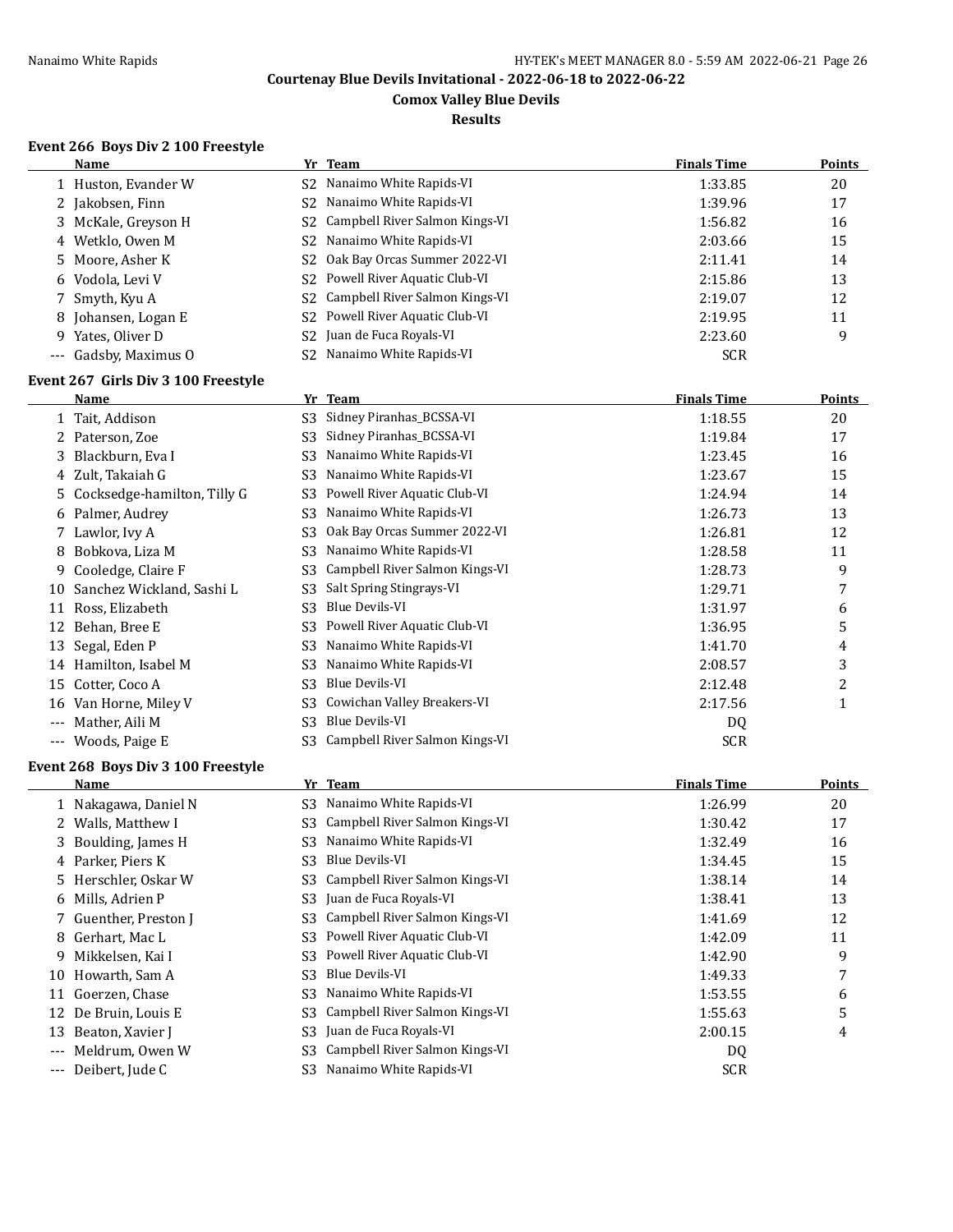# Courtenay Blue Devils Invitational - 2022-06-18 to 2022-06-22

## Comox Valley Blue Devils

## Results

### Event 266 Boys Div 2 100 Freestyle

| | Name | Yr | Team | Finals Time | Points |
|---|---|---|---|---|---|
| 1 | Huston, Evander W | S2 | Nanaimo White Rapids-VI | 1:33.85 | 20 |
| 2 | Jakobsen, Finn | S2 | Nanaimo White Rapids-VI | 1:39.96 | 17 |
| 3 | McKale, Greyson H | S2 | Campbell River Salmon Kings-VI | 1:56.82 | 16 |
| 4 | Wetklo, Owen M | S2 | Nanaimo White Rapids-VI | 2:03.66 | 15 |
| 5 | Moore, Asher K | S2 | Oak Bay Orcas Summer 2022-VI | 2:11.41 | 14 |
| 6 | Vodola, Levi V | S2 | Powell River Aquatic Club-VI | 2:15.86 | 13 |
| 7 | Smyth, Kyu A | S2 | Campbell River Salmon Kings-VI | 2:19.07 | 12 |
| 8 | Johansen, Logan E | S2 | Powell River Aquatic Club-VI | 2:19.95 | 11 |
| 9 | Yates, Oliver D | S2 | Juan de Fuca Royals-VI | 2:23.60 | 9 |
| --- | Gadsby, Maximus O | S2 | Nanaimo White Rapids-VI | SCR | |

### Event 267 Girls Div 3 100 Freestyle

| | Name | Yr | Team | Finals Time | Points |
|---|---|---|---|---|---|
| 1 | Tait, Addison | S3 | Sidney Piranhas_BCSSA-VI | 1:18.55 | 20 |
| 2 | Paterson, Zoe | S3 | Sidney Piranhas_BCSSA-VI | 1:19.84 | 17 |
| 3 | Blackburn, Eva I | S3 | Nanaimo White Rapids-VI | 1:23.45 | 16 |
| 4 | Zult, Takaiah G | S3 | Nanaimo White Rapids-VI | 1:23.67 | 15 |
| 5 | Cocksedge-hamilton, Tilly G | S3 | Powell River Aquatic Club-VI | 1:24.94 | 14 |
| 6 | Palmer, Audrey | S3 | Nanaimo White Rapids-VI | 1:26.73 | 13 |
| 7 | Lawlor, Ivy A | S3 | Oak Bay Orcas Summer 2022-VI | 1:26.81 | 12 |
| 8 | Bobkova, Liza M | S3 | Nanaimo White Rapids-VI | 1:28.58 | 11 |
| 9 | Cooledge, Claire F | S3 | Campbell River Salmon Kings-VI | 1:28.73 | 9 |
| 10 | Sanchez Wickland, Sashi L | S3 | Salt Spring Stingrays-VI | 1:29.71 | 7 |
| 11 | Ross, Elizabeth | S3 | Blue Devils-VI | 1:31.97 | 6 |
| 12 | Behan, Bree E | S3 | Powell River Aquatic Club-VI | 1:36.95 | 5 |
| 13 | Segal, Eden P | S3 | Nanaimo White Rapids-VI | 1:41.70 | 4 |
| 14 | Hamilton, Isabel M | S3 | Nanaimo White Rapids-VI | 2:08.57 | 3 |
| 15 | Cotter, Coco A | S3 | Blue Devils-VI | 2:12.48 | 2 |
| 16 | Van Horne, Miley V | S3 | Cowichan Valley Breakers-VI | 2:17.56 | 1 |
| --- | Mather, Aili M | S3 | Blue Devils-VI | DQ | |
| --- | Woods, Paige E | S3 | Campbell River Salmon Kings-VI | SCR | |

### Event 268 Boys Div 3 100 Freestyle

| | Name | Yr | Team | Finals Time | Points |
|---|---|---|---|---|---|
| 1 | Nakagawa, Daniel N | S3 | Nanaimo White Rapids-VI | 1:26.99 | 20 |
| 2 | Walls, Matthew I | S3 | Campbell River Salmon Kings-VI | 1:30.42 | 17 |
| 3 | Boulding, James H | S3 | Nanaimo White Rapids-VI | 1:32.49 | 16 |
| 4 | Parker, Piers K | S3 | Blue Devils-VI | 1:34.45 | 15 |
| 5 | Herschler, Oskar W | S3 | Campbell River Salmon Kings-VI | 1:38.14 | 14 |
| 6 | Mills, Adrien P | S3 | Juan de Fuca Royals-VI | 1:38.41 | 13 |
| 7 | Guenther, Preston J | S3 | Campbell River Salmon Kings-VI | 1:41.69 | 12 |
| 8 | Gerhart, Mac L | S3 | Powell River Aquatic Club-VI | 1:42.09 | 11 |
| 9 | Mikkelsen, Kai I | S3 | Powell River Aquatic Club-VI | 1:42.90 | 9 |
| 10 | Howarth, Sam A | S3 | Blue Devils-VI | 1:49.33 | 7 |
| 11 | Goerzen, Chase | S3 | Nanaimo White Rapids-VI | 1:53.55 | 6 |
| 12 | De Bruin, Louis E | S3 | Campbell River Salmon Kings-VI | 1:55.63 | 5 |
| 13 | Beaton, Xavier J | S3 | Juan de Fuca Royals-VI | 2:00.15 | 4 |
| --- | Meldrum, Owen W | S3 | Campbell River Salmon Kings-VI | DQ | |
| --- | Deibert, Jude C | S3 | Nanaimo White Rapids-VI | SCR | |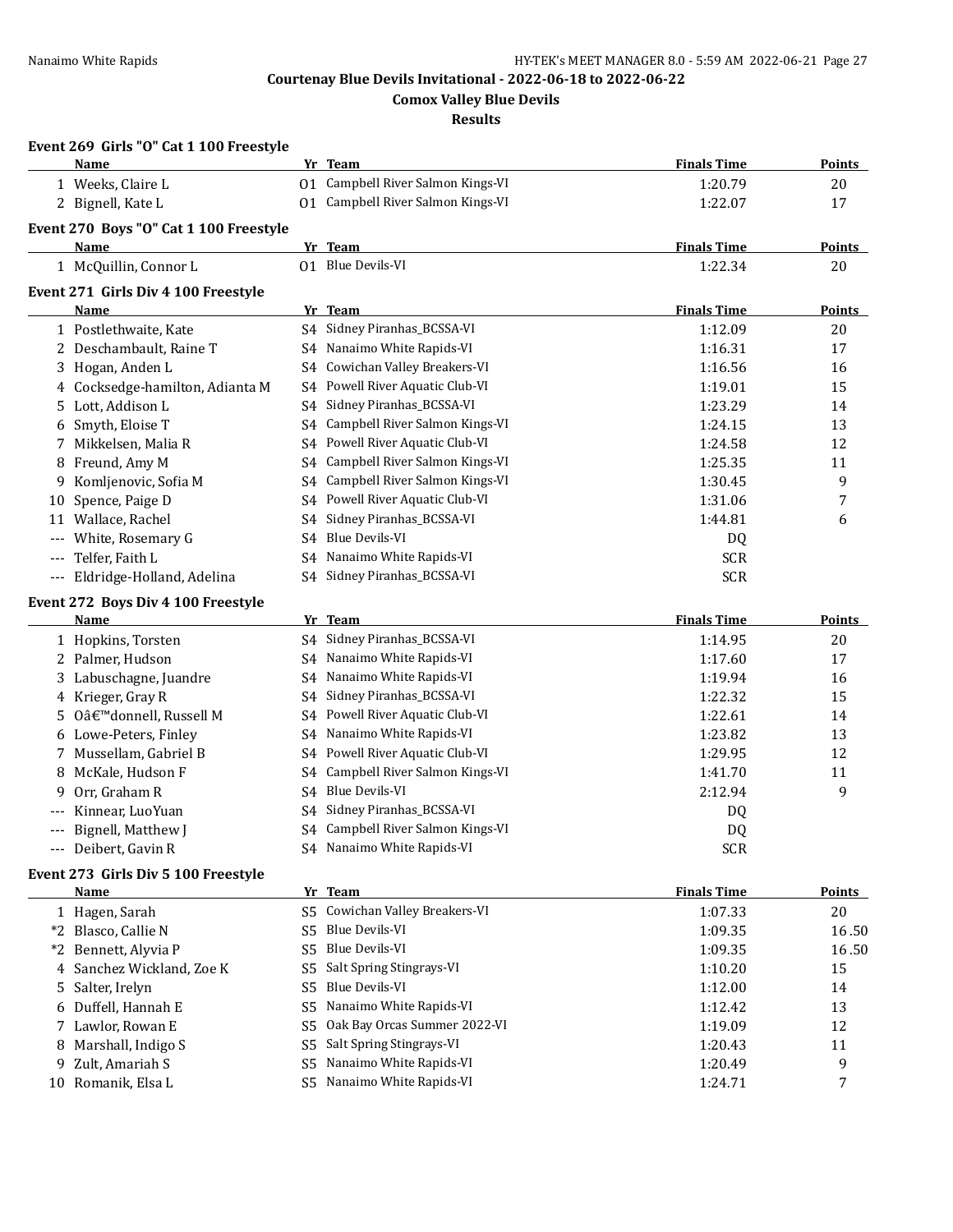Courtenay Blue Devils Invitational - 2022-06-18 to 2022-06-22

Comox Valley Blue Devils

Results

### Event 269 Girls "O" Cat 1 100 Freestyle

| | Name | Yr | Team | Finals Time | Points |
|---|---|---|---|---|---|
| 1 | Weeks, Claire L | O1 | Campbell River Salmon Kings-VI | 1:20.79 | 20 |
| 2 | Bignell, Kate L | O1 | Campbell River Salmon Kings-VI | 1:22.07 | 17 |

### Event 270 Boys "O" Cat 1 100 Freestyle

| | Name | Yr | Team | Finals Time | Points |
|---|---|---|---|---|---|
| 1 | McQuillin, Connor L | O1 | Blue Devils-VI | 1:22.34 | 20 |

### Event 271 Girls Div 4 100 Freestyle

| | Name | Yr | Team | Finals Time | Points |
|---|---|---|---|---|---|
| 1 | Postlethwaite, Kate | S4 | Sidney Piranhas_BCSSA-VI | 1:12.09 | 20 |
| 2 | Deschambault, Raine T | S4 | Nanaimo White Rapids-VI | 1:16.31 | 17 |
| 3 | Hogan, Anden L | S4 | Cowichan Valley Breakers-VI | 1:16.56 | 16 |
| 4 | Cocksedge-hamilton, Adianta M | S4 | Powell River Aquatic Club-VI | 1:19.01 | 15 |
| 5 | Lott, Addison L | S4 | Sidney Piranhas_BCSSA-VI | 1:23.29 | 14 |
| 6 | Smyth, Eloise T | S4 | Campbell River Salmon Kings-VI | 1:24.15 | 13 |
| 7 | Mikkelsen, Malia R | S4 | Powell River Aquatic Club-VI | 1:24.58 | 12 |
| 8 | Freund, Amy M | S4 | Campbell River Salmon Kings-VI | 1:25.35 | 11 |
| 9 | Komljenovic, Sofia M | S4 | Campbell River Salmon Kings-VI | 1:30.45 | 9 |
| 10 | Spence, Paige D | S4 | Powell River Aquatic Club-VI | 1:31.06 | 7 |
| 11 | Wallace, Rachel | S4 | Sidney Piranhas_BCSSA-VI | 1:44.81 | 6 |
| --- | White, Rosemary G | S4 | Blue Devils-VI | DQ | |
| --- | Telfer, Faith L | S4 | Nanaimo White Rapids-VI | SCR | |
| --- | Eldridge-Holland, Adelina | S4 | Sidney Piranhas_BCSSA-VI | SCR | |

### Event 272 Boys Div 4 100 Freestyle

| | Name | Yr | Team | Finals Time | Points |
|---|---|---|---|---|---|
| 1 | Hopkins, Torsten | S4 | Sidney Piranhas_BCSSA-VI | 1:14.95 | 20 |
| 2 | Palmer, Hudson | S4 | Nanaimo White Rapids-VI | 1:17.60 | 17 |
| 3 | Labuschagne, Juandre | S4 | Nanaimo White Rapids-VI | 1:19.94 | 16 |
| 4 | Krieger, Gray R | S4 | Sidney Piranhas_BCSSA-VI | 1:22.32 | 15 |
| 5 | Oâ€™donnell, Russell M | S4 | Powell River Aquatic Club-VI | 1:22.61 | 14 |
| 6 | Lowe-Peters, Finley | S4 | Nanaimo White Rapids-VI | 1:23.82 | 13 |
| 7 | Mussellam, Gabriel B | S4 | Powell River Aquatic Club-VI | 1:29.95 | 12 |
| 8 | McKale, Hudson F | S4 | Campbell River Salmon Kings-VI | 1:41.70 | 11 |
| 9 | Orr, Graham R | S4 | Blue Devils-VI | 2:12.94 | 9 |
| --- | Kinnear, LuoYuan | S4 | Sidney Piranhas_BCSSA-VI | DQ | |
| --- | Bignell, Matthew J | S4 | Campbell River Salmon Kings-VI | DQ | |
| --- | Deibert, Gavin R | S4 | Nanaimo White Rapids-VI | SCR | |

### Event 273 Girls Div 5 100 Freestyle

| | Name | Yr | Team | Finals Time | Points |
|---|---|---|---|---|---|
| 1 | Hagen, Sarah | S5 | Cowichan Valley Breakers-VI | 1:07.33 | 20 |
| *2 | Blasco, Callie N | S5 | Blue Devils-VI | 1:09.35 | 16.50 |
| *2 | Bennett, Alyvia P | S5 | Blue Devils-VI | 1:09.35 | 16.50 |
| 4 | Sanchez Wickland, Zoe K | S5 | Salt Spring Stingrays-VI | 1:10.20 | 15 |
| 5 | Salter, Irelyn | S5 | Blue Devils-VI | 1:12.00 | 14 |
| 6 | Duffell, Hannah E | S5 | Nanaimo White Rapids-VI | 1:12.42 | 13 |
| 7 | Lawlor, Rowan E | S5 | Oak Bay Orcas Summer 2022-VI | 1:19.09 | 12 |
| 8 | Marshall, Indigo S | S5 | Salt Spring Stingrays-VI | 1:20.43 | 11 |
| 9 | Zult, Amariah S | S5 | Nanaimo White Rapids-VI | 1:20.49 | 9 |
| 10 | Romanik, Elsa L | S5 | Nanaimo White Rapids-VI | 1:24.71 | 7 |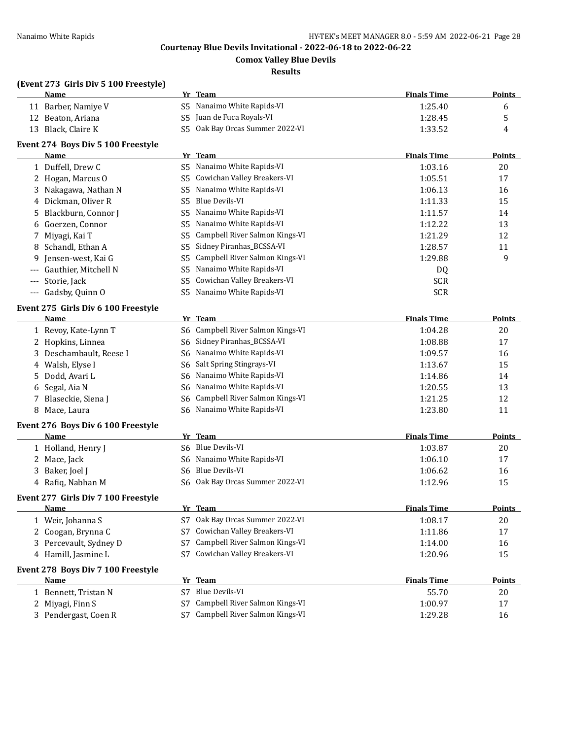# Courtenay Blue Devils Invitational - 2022-06-18 to 2022-06-22

## Comox Valley Blue Devils

### Results

**(Event 273 Girls Div 5 100 Freestyle)**

| | Name | Yr | Team | Finals Time | Points |
|---|---|---|---|---|---|
| 11 | Barber, Namiye V | S5 | Nanaimo White Rapids-VI | 1:25.40 | 6 |
| 12 | Beaton, Ariana | S5 | Juan de Fuca Royals-VI | 1:28.45 | 5 |
| 13 | Black, Claire K | S5 | Oak Bay Orcas Summer 2022-VI | 1:33.52 | 4 |

**Event 274 Boys Div 5 100 Freestyle**

| | Name | Yr | Team | Finals Time | Points |
|---|---|---|---|---|---|
| 1 | Duffell, Drew C | S5 | Nanaimo White Rapids-VI | 1:03.16 | 20 |
| 2 | Hogan, Marcus O | S5 | Cowichan Valley Breakers-VI | 1:05.51 | 17 |
| 3 | Nakagawa, Nathan N | S5 | Nanaimo White Rapids-VI | 1:06.13 | 16 |
| 4 | Dickman, Oliver R | S5 | Blue Devils-VI | 1:11.33 | 15 |
| 5 | Blackburn, Connor J | S5 | Nanaimo White Rapids-VI | 1:11.57 | 14 |
| 6 | Goerzen, Connor | S5 | Nanaimo White Rapids-VI | 1:12.22 | 13 |
| 7 | Miyagi, Kai T | S5 | Campbell River Salmon Kings-VI | 1:21.29 | 12 |
| 8 | Schandl, Ethan A | S5 | Sidney Piranhas_BCSSA-VI | 1:28.57 | 11 |
| 9 | Jensen-west, Kai G | S5 | Campbell River Salmon Kings-VI | 1:29.88 | 9 |
| --- | Gauthier, Mitchell N | S5 | Nanaimo White Rapids-VI | DQ | |
| --- | Storie, Jack | S5 | Cowichan Valley Breakers-VI | SCR | |
| --- | Gadsby, Quinn O | S5 | Nanaimo White Rapids-VI | SCR | |

**Event 275 Girls Div 6 100 Freestyle**

| | Name | Yr | Team | Finals Time | Points |
|---|---|---|---|---|---|
| 1 | Revoy, Kate-Lynn T | S6 | Campbell River Salmon Kings-VI | 1:04.28 | 20 |
| 2 | Hopkins, Linnea | S6 | Sidney Piranhas_BCSSA-VI | 1:08.88 | 17 |
| 3 | Deschambault, Reese I | S6 | Nanaimo White Rapids-VI | 1:09.57 | 16 |
| 4 | Walsh, Elyse I | S6 | Salt Spring Stingrays-VI | 1:13.67 | 15 |
| 5 | Dodd, Avari L | S6 | Nanaimo White Rapids-VI | 1:14.86 | 14 |
| 6 | Segal, Aia N | S6 | Nanaimo White Rapids-VI | 1:20.55 | 13 |
| 7 | Blaseckie, Siena J | S6 | Campbell River Salmon Kings-VI | 1:21.25 | 12 |
| 8 | Mace, Laura | S6 | Nanaimo White Rapids-VI | 1:23.80 | 11 |

**Event 276 Boys Div 6 100 Freestyle**

| | Name | Yr | Team | Finals Time | Points |
|---|---|---|---|---|---|
| 1 | Holland, Henry J | S6 | Blue Devils-VI | 1:03.87 | 20 |
| 2 | Mace, Jack | S6 | Nanaimo White Rapids-VI | 1:06.10 | 17 |
| 3 | Baker, Joel J | S6 | Blue Devils-VI | 1:06.62 | 16 |
| 4 | Rafiq, Nabhan M | S6 | Oak Bay Orcas Summer 2022-VI | 1:12.96 | 15 |

**Event 277 Girls Div 7 100 Freestyle**

| | Name | Yr | Team | Finals Time | Points |
|---|---|---|---|---|---|
| 1 | Weir, Johanna S | S7 | Oak Bay Orcas Summer 2022-VI | 1:08.17 | 20 |
| 2 | Coogan, Brynna C | S7 | Cowichan Valley Breakers-VI | 1:11.86 | 17 |
| 3 | Percevault, Sydney D | S7 | Campbell River Salmon Kings-VI | 1:14.00 | 16 |
| 4 | Hamill, Jasmine L | S7 | Cowichan Valley Breakers-VI | 1:20.96 | 15 |

**Event 278 Boys Div 7 100 Freestyle**

| | Name | Yr | Team | Finals Time | Points |
|---|---|---|---|---|---|
| 1 | Bennett, Tristan N | S7 | Blue Devils-VI | 55.70 | 20 |
| 2 | Miyagi, Finn S | S7 | Campbell River Salmon Kings-VI | 1:00.97 | 17 |
| 3 | Pendergast, Coen R | S7 | Campbell River Salmon Kings-VI | 1:29.28 | 16 |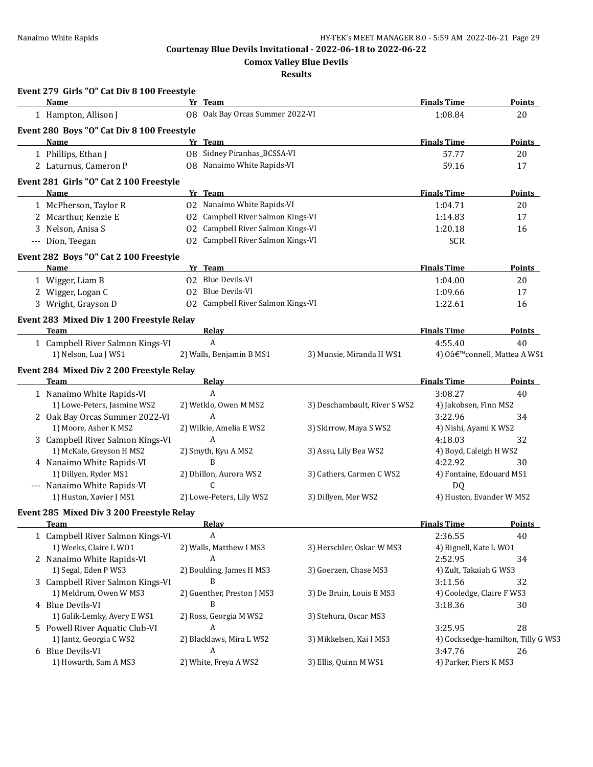Courtenay Blue Devils Invitational - 2022-06-18 to 2022-06-22

Comox Valley Blue Devils

Results

### Event 279 Girls "O" Cat Div 8 100 Freestyle

| | Name | Yr | Team | Finals Time | Points |
|---|---|---|---|---|---|
| 1 | Hampton, Allison J | O8 | Oak Bay Orcas Summer 2022-VI | 1:08.84 | 20 |

### Event 280 Boys "O" Cat Div 8 100 Freestyle

| | Name | Yr | Team | Finals Time | Points |
|---|---|---|---|---|---|
| 1 | Phillips, Ethan J | O8 | Sidney Piranhas_BCSSA-VI | 57.77 | 20 |
| 2 | Laturnus, Cameron P | O8 | Nanaimo White Rapids-VI | 59.16 | 17 |

### Event 281 Girls "O" Cat 2 100 Freestyle

| | Name | Yr | Team | Finals Time | Points |
|---|---|---|---|---|---|
| 1 | McPherson, Taylor R | O2 | Nanaimo White Rapids-VI | 1:04.71 | 20 |
| 2 | Mcarthur, Kenzie E | O2 | Campbell River Salmon Kings-VI | 1:14.83 | 17 |
| 3 | Nelson, Anisa S | O2 | Campbell River Salmon Kings-VI | 1:20.18 | 16 |
| --- | Dion, Teegan | O2 | Campbell River Salmon Kings-VI | SCR | |

### Event 282 Boys "O" Cat 2 100 Freestyle

| | Name | Yr | Team | Finals Time | Points |
|---|---|---|---|---|---|
| 1 | Wigger, Liam B | O2 | Blue Devils-VI | 1:04.00 | 20 |
| 2 | Wigger, Logan C | O2 | Blue Devils-VI | 1:09.66 | 17 |
| 3 | Wright, Grayson D | O2 | Campbell River Salmon Kings-VI | 1:22.61 | 16 |

### Event 283 Mixed Div 1 200 Freestyle Relay

| | Team | Relay | | Finals Time | Points |
|---|---|---|---|---|---|
| 1 | Campbell River Salmon Kings-VI | A | | 4:55.40 | 40 |
| | 1) Nelson, Lua J WS1 | 2) Walls, Benjamin B MS1 | 3) Munsie, Miranda H WS1 | 4) Oâ€™connell, Mattea A WS1 | |

### Event 284 Mixed Div 2 200 Freestyle Relay

| | Team | Relay | | Finals Time | Points |
|---|---|---|---|---|---|
| 1 | Nanaimo White Rapids-VI | A | | 3:08.27 | 40 |
| | 1) Lowe-Peters, Jasmine WS2 | 2) Wetklo, Owen M MS2 | 3) Deschambault, River S WS2 | 4) Jakobsen, Finn MS2 | |
| 2 | Oak Bay Orcas Summer 2022-VI | A | | 3:22.96 | 34 |
| | 1) Moore, Asher K MS2 | 2) Wilkie, Amelia E WS2 | 3) Skirrow, Maya S WS2 | 4) Nishi, Ayami K WS2 | |
| 3 | Campbell River Salmon Kings-VI | A | | 4:18.03 | 32 |
| | 1) McKale, Greyson H MS2 | 2) Smyth, Kyu A MS2 | 3) Assu, Lily Bea WS2 | 4) Boyd, Caleigh H WS2 | |
| 4 | Nanaimo White Rapids-VI | B | | 4:22.92 | 30 |
| | 1) Dillyen, Ryder MS1 | 2) Dhillon, Aurora WS2 | 3) Cathers, Carmen C WS2 | 4) Fontaine, Edouard MS1 | |
| --- | Nanaimo White Rapids-VI | C | | DQ | |
| | 1) Huston, Xavier J MS1 | 2) Lowe-Peters, Lily WS2 | 3) Dillyen, Mer WS2 | 4) Huston, Evander W MS2 | |

### Event 285 Mixed Div 3 200 Freestyle Relay

| | Team | Relay | | Finals Time | Points |
|---|---|---|---|---|---|
| 1 | Campbell River Salmon Kings-VI | A | | 2:36.55 | 40 |
| | 1) Weeks, Claire L WO1 | 2) Walls, Matthew I MS3 | 3) Herschler, Oskar W MS3 | 4) Bignell, Kate L WO1 | |
| 2 | Nanaimo White Rapids-VI | A | | 2:52.95 | 34 |
| | 1) Segal, Eden P WS3 | 2) Boulding, James H MS3 | 3) Goerzen, Chase MS3 | 4) Zult, Takaiah G WS3 | |
| 3 | Campbell River Salmon Kings-VI | B | | 3:11.56 | 32 |
| | 1) Meldrum, Owen W MS3 | 2) Guenther, Preston J MS3 | 3) De Bruin, Louis E MS3 | 4) Cooledge, Claire F WS3 | |
| 4 | Blue Devils-VI | B | | 3:18.36 | 30 |
| | 1) Galik-Lemky, Avery E WS1 | 2) Ross, Georgia M WS2 | 3) Stehura, Oscar MS3 | | |
| 5 | Powell River Aquatic Club-VI | A | | 3:25.95 | 28 |
| | 1) Jantz, Georgia C WS2 | 2) Blacklaws, Mira L WS2 | 3) Mikkelsen, Kai I MS3 | 4) Cocksedge-hamilton, Tilly G WS3 | |
| 6 | Blue Devils-VI | A | | 3:47.76 | 26 |
| | 1) Howarth, Sam A MS3 | 2) White, Freya A WS2 | 3) Ellis, Quinn M WS1 | 4) Parker, Piers K MS3 | |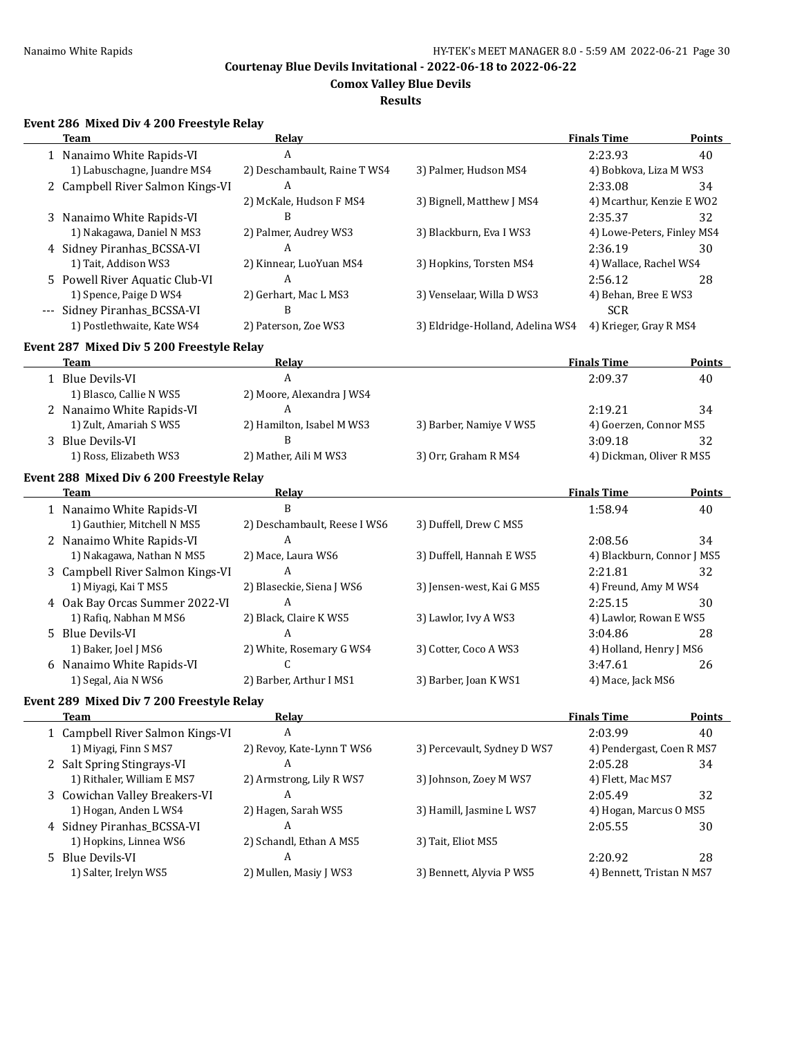Courtenay Blue Devils Invitational - 2022-06-18 to 2022-06-22

Comox Valley Blue Devils

Results

### Event 286 Mixed Div 4 200 Freestyle Relay

| | Team | Relay | | Finals Time | Points |
|---|---|---|---|---|---|
| 1 | Nanaimo White Rapids-VI | A | | 2:23.93 | 40 |
| | 1) Labuschagne, Juandre MS4 | 2) Deschambault, Raine T WS4 | 3) Palmer, Hudson MS4 | 4) Bobkova, Liza M WS3 | |
| 2 | Campbell River Salmon Kings-VI | A | | 2:33.08 | 34 |
| | | 2) McKale, Hudson F MS4 | 3) Bignell, Matthew J MS4 | 4) Mcarthur, Kenzie E WO2 | |
| 3 | Nanaimo White Rapids-VI | B | | 2:35.37 | 32 |
| | 1) Nakagawa, Daniel N MS3 | 2) Palmer, Audrey WS3 | 3) Blackburn, Eva I WS3 | 4) Lowe-Peters, Finley MS4 | |
| 4 | Sidney Piranhas_BCSSA-VI | A | | 2:36.19 | 30 |
| | 1) Tait, Addison WS3 | 2) Kinnear, LuoYuan MS4 | 3) Hopkins, Torsten MS4 | 4) Wallace, Rachel WS4 | |
| 5 | Powell River Aquatic Club-VI | A | | 2:56.12 | 28 |
| | 1) Spence, Paige D WS4 | 2) Gerhart, Mac L MS3 | 3) Venselaar, Willa D WS3 | 4) Behan, Bree E WS3 | |
| --- | Sidney Piranhas_BCSSA-VI | B | | SCR | |
| | 1) Postlethwaite, Kate WS4 | 2) Paterson, Zoe WS3 | 3) Eldridge-Holland, Adelina WS4 | 4) Krieger, Gray R MS4 | |

### Event 287 Mixed Div 5 200 Freestyle Relay

| | Team | Relay | | Finals Time | Points |
|---|---|---|---|---|---|
| 1 | Blue Devils-VI | A | | 2:09.37 | 40 |
| | 1) Blasco, Callie N WS5 | 2) Moore, Alexandra J WS4 | | | |
| 2 | Nanaimo White Rapids-VI | A | | 2:19.21 | 34 |
| | 1) Zult, Amariah S WS5 | 2) Hamilton, Isabel M WS3 | 3) Barber, Namiye V WS5 | 4) Goerzen, Connor MS5 | |
| 3 | Blue Devils-VI | B | | 3:09.18 | 32 |
| | 1) Ross, Elizabeth WS3 | 2) Mather, Aili M WS3 | 3) Orr, Graham R MS4 | 4) Dickman, Oliver R MS5 | |

### Event 288 Mixed Div 6 200 Freestyle Relay

| | Team | Relay | | Finals Time | Points |
|---|---|---|---|---|---|
| 1 | Nanaimo White Rapids-VI | B | | 1:58.94 | 40 |
| | 1) Gauthier, Mitchell N MS5 | 2) Deschambault, Reese I WS6 | 3) Duffell, Drew C MS5 | | |
| 2 | Nanaimo White Rapids-VI | A | | 2:08.56 | 34 |
| | 1) Nakagawa, Nathan N MS5 | 2) Mace, Laura WS6 | 3) Duffell, Hannah E WS5 | 4) Blackburn, Connor J MS5 | |
| 3 | Campbell River Salmon Kings-VI | A | | 2:21.81 | 32 |
| | 1) Miyagi, Kai T MS5 | 2) Blaseckie, Siena J WS6 | 3) Jensen-west, Kai G MS5 | 4) Freund, Amy M WS4 | |
| 4 | Oak Bay Orcas Summer 2022-VI | A | | 2:25.15 | 30 |
| | 1) Rafiq, Nabhan M MS6 | 2) Black, Claire K WS5 | 3) Lawlor, Ivy A WS3 | 4) Lawlor, Rowan E WS5 | |
| 5 | Blue Devils-VI | A | | 3:04.86 | 28 |
| | 1) Baker, Joel J MS6 | 2) White, Rosemary G WS4 | 3) Cotter, Coco A WS3 | 4) Holland, Henry J MS6 | |
| 6 | Nanaimo White Rapids-VI | C | | 3:47.61 | 26 |
| | 1) Segal, Aia N WS6 | 2) Barber, Arthur I MS1 | 3) Barber, Joan K WS1 | 4) Mace, Jack MS6 | |

### Event 289 Mixed Div 7 200 Freestyle Relay

| | Team | Relay | | Finals Time | Points |
|---|---|---|---|---|---|
| 1 | Campbell River Salmon Kings-VI | A | | 2:03.99 | 40 |
| | 1) Miyagi, Finn S MS7 | 2) Revoy, Kate-Lynn T WS6 | 3) Percevault, Sydney D WS7 | 4) Pendergast, Coen R MS7 | |
| 2 | Salt Spring Stingrays-VI | A | | 2:05.28 | 34 |
| | 1) Rithaler, William E MS7 | 2) Armstrong, Lily R WS7 | 3) Johnson, Zoey M WS7 | 4) Flett, Mac MS7 | |
| 3 | Cowichan Valley Breakers-VI | A | | 2:05.49 | 32 |
| | 1) Hogan, Anden L WS4 | 2) Hagen, Sarah WS5 | 3) Hamill, Jasmine L WS7 | 4) Hogan, Marcus O MS5 | |
| 4 | Sidney Piranhas_BCSSA-VI | A | | 2:05.55 | 30 |
| | 1) Hopkins, Linnea WS6 | 2) Schandl, Ethan A MS5 | 3) Tait, Eliot MS5 | | |
| 5 | Blue Devils-VI | A | | 2:20.92 | 28 |
| | 1) Salter, Irelyn WS5 | 2) Mullen, Masiy J WS3 | 3) Bennett, Alyvia P WS5 | 4) Bennett, Tristan N MS7 | |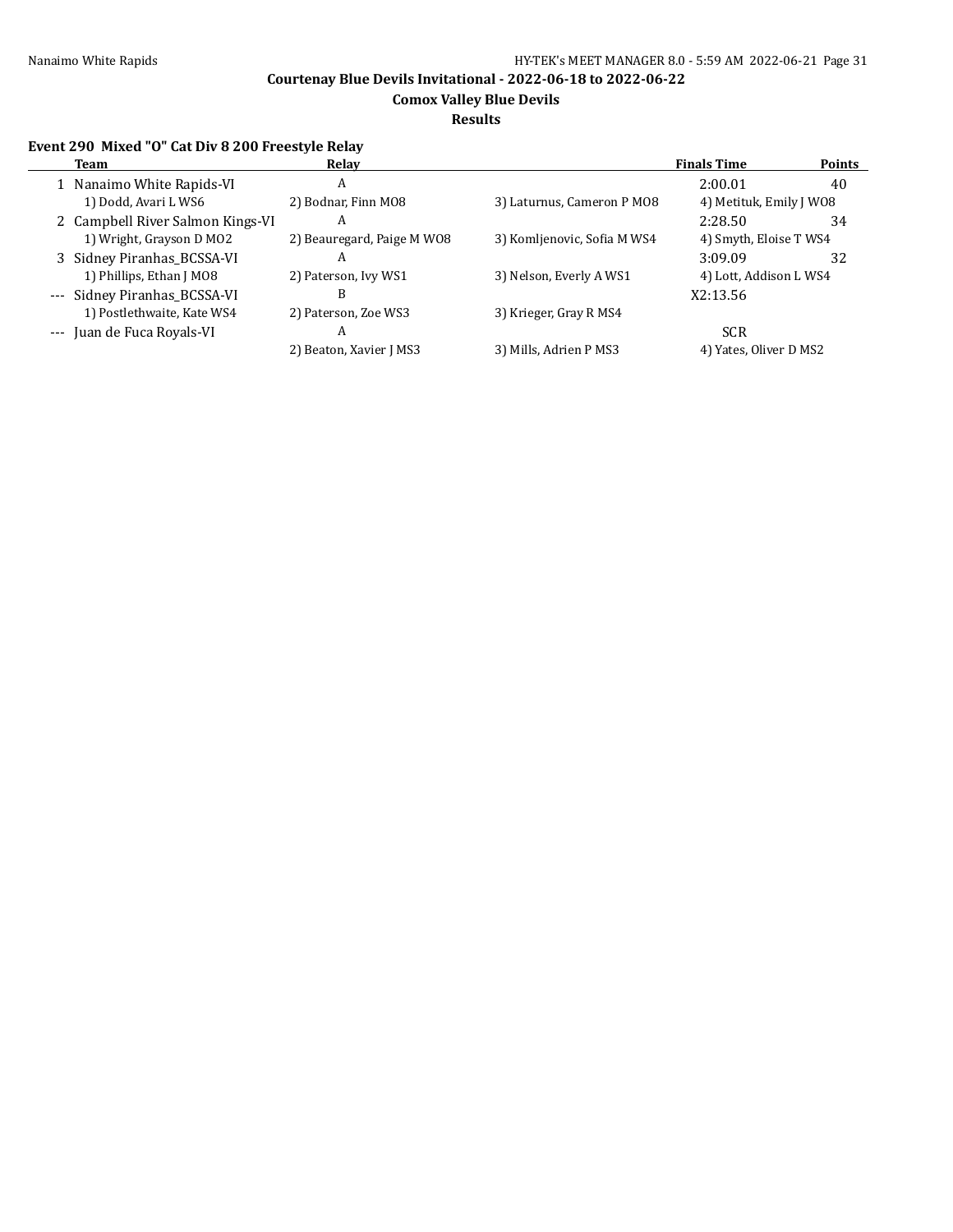## Courtenay Blue Devils Invitational - 2022-06-18 to 2022-06-22

### Comox Valley Blue Devils

### Results

**Event 290 Mixed "O" Cat Div 8 200 Freestyle Relay**

| | Team | Relay | | Finals Time | Points |
|---|---|---|---|---|---|
| 1 | Nanaimo White Rapids-VI | A | | 2:00.01 | 40 |
| | 1) Dodd, Avari L WS6 | 2) Bodnar, Finn MO8 | 3) Laturnus, Cameron P MO8 | 4) Metituk, Emily J WO8 | |
| 2 | Campbell River Salmon Kings-VI | A | | 2:28.50 | 34 |
| | 1) Wright, Grayson D MO2 | 2) Beauregard, Paige M WO8 | 3) Komljenovic, Sofia M WS4 | 4) Smyth, Eloise T WS4 | |
| 3 | Sidney Piranhas_BCSSA-VI | A | | 3:09.09 | 32 |
| | 1) Phillips, Ethan J MO8 | 2) Paterson, Ivy WS1 | 3) Nelson, Everly A WS1 | 4) Lott, Addison L WS4 | |
| --- | Sidney Piranhas_BCSSA-VI | B | | X2:13.56 | |
| | 1) Postlethwaite, Kate WS4 | 2) Paterson, Zoe WS3 | 3) Krieger, Gray R MS4 | | |
| --- | Juan de Fuca Royals-VI | A | | SCR | |
| | | 2) Beaton, Xavier J MS3 | 3) Mills, Adrien P MS3 | 4) Yates, Oliver D MS2 | |